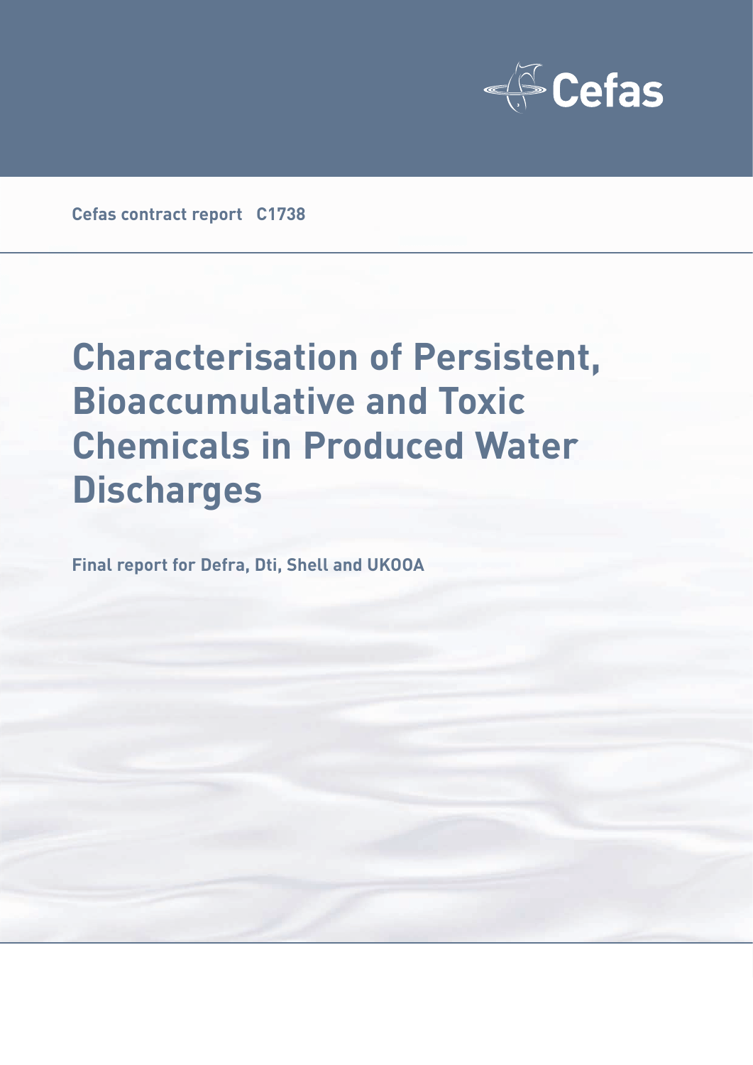Cefas

**Cefas contract report C1738**

# Characterisation of Persistent, Bioaccumulative and Toxic Chemicals in Produced Water Discharges

**Final report for Defra, Dti, Shell and UKOOA**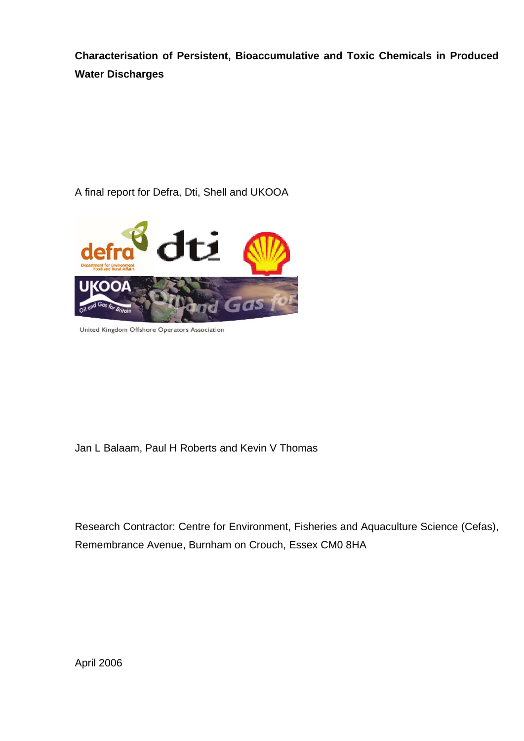**Characterisation of Persistent, Bioaccumulative and Toxic Chemicals in Produced Water Discharges**

A final report for Defra, Dti, Shell and UKOOA

Jan L Balaam, Paul H Roberts and Kevin V Thomas

Research Contractor: Centre for Environment, Fisheries and Aquaculture Science (Cefas), Remembrance Avenue, Burnham on Crouch, Essex CM0 8HA

April 2006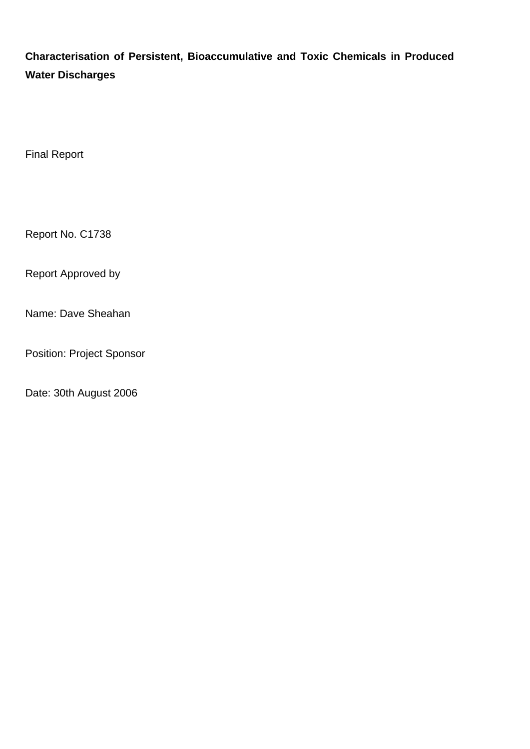**Characterisation of Persistent, Bioaccumulative and Toxic Chemicals in Produced Water Discharges**

Final Report

Report No. C1738

Report Approved by

Name: Dave Sheahan

Position: Project Sponsor

Date: 30th August 2006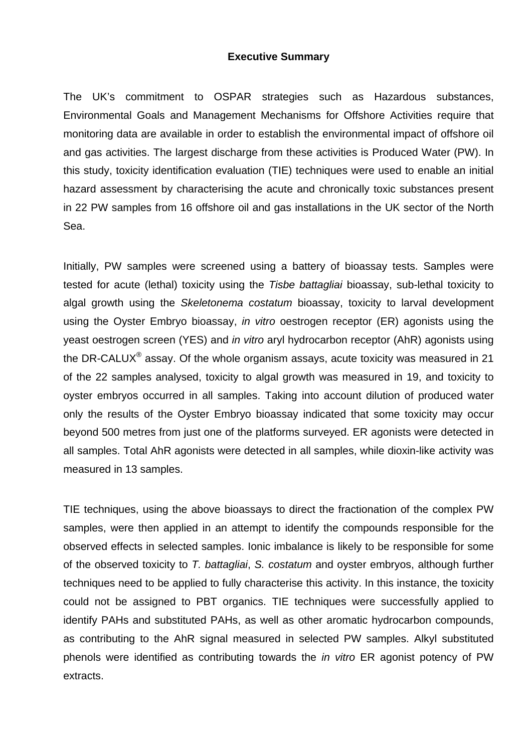# Executive Summary

The UK's commitment to OSPAR strategies such as Hazardous substances, Environmental Goals and Management Mechanisms for Offshore Activities require that monitoring data are available in order to establish the environmental impact of offshore oil and gas activities. The largest discharge from these activities is Produced Water (PW). In this study, toxicity identification evaluation (TIE) techniques were used to enable an initial hazard assessment by characterising the acute and chronically toxic substances present in 22 PW samples from 16 offshore oil and gas installations in the UK sector of the North Sea.

Initially, PW samples were screened using a battery of bioassay tests. Samples were tested for acute (lethal) toxicity using the *Tisbe battagliai* bioassay, sub-lethal toxicity to algal growth using the *Skeletonema costatum* bioassay, toxicity to larval development using the Oyster Embryo bioassay, *in vitro* oestrogen receptor (ER) agonists using the yeast oestrogen screen (YES) and *in vitro* aryl hydrocarbon receptor (AhR) agonists using the DR-CALUX® assay. Of the whole organism assays, acute toxicity was measured in 21 of the 22 samples analysed, toxicity to algal growth was measured in 19, and toxicity to oyster embryos occurred in all samples. Taking into account dilution of produced water only the results of the Oyster Embryo bioassay indicated that some toxicity may occur beyond 500 metres from just one of the platforms surveyed. ER agonists were detected in all samples. Total AhR agonists were detected in all samples, while dioxin-like activity was measured in 13 samples.

TIE techniques, using the above bioassays to direct the fractionation of the complex PW samples, were then applied in an attempt to identify the compounds responsible for the observed effects in selected samples. Ionic imbalance is likely to be responsible for some of the observed toxicity to *T. battagliai*, *S. costatum* and oyster embryos, although further techniques need to be applied to fully characterise this activity. In this instance, the toxicity could not be assigned to PBT organics. TIE techniques were successfully applied to identify PAHs and substituted PAHs, as well as other aromatic hydrocarbon compounds, as contributing to the AhR signal measured in selected PW samples. Alkyl substituted phenols were identified as contributing towards the *in vitro* ER agonist potency of PW extracts.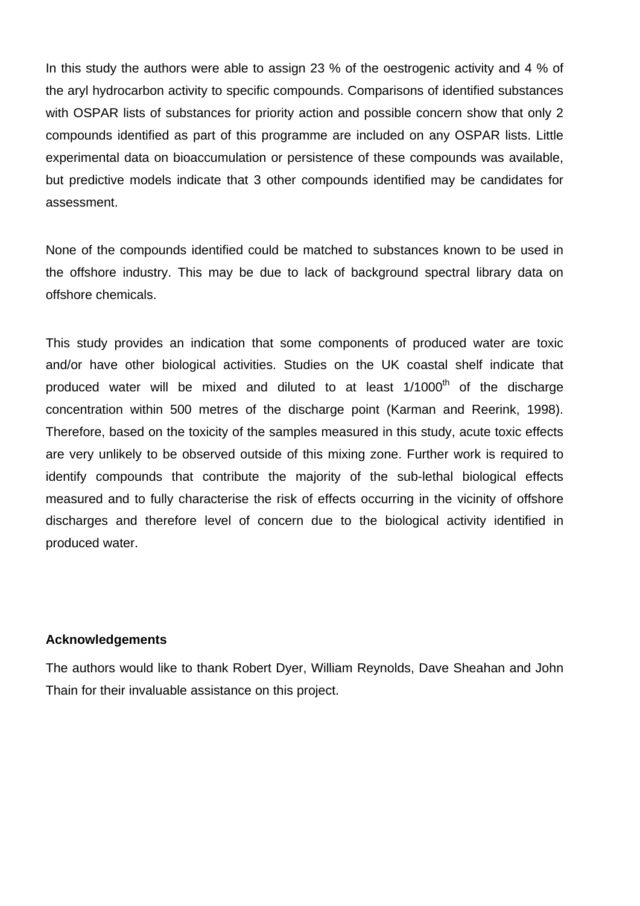In this study the authors were able to assign 23 % of the oestrogenic activity and 4 % of the aryl hydrocarbon activity to specific compounds. Comparisons of identified substances with OSPAR lists of substances for priority action and possible concern show that only 2 compounds identified as part of this programme are included on any OSPAR lists. Little experimental data on bioaccumulation or persistence of these compounds was available, but predictive models indicate that 3 other compounds identified may be candidates for assessment.

None of the compounds identified could be matched to substances known to be used in the offshore industry. This may be due to lack of background spectral library data on offshore chemicals.

This study provides an indication that some components of produced water are toxic and/or have other biological activities. Studies on the UK coastal shelf indicate that produced water will be mixed and diluted to at least $1/1000^{th}$ of the discharge concentration within 500 metres of the discharge point (Karman and Reerink, 1998). Therefore, based on the toxicity of the samples measured in this study, acute toxic effects are very unlikely to be observed outside of this mixing zone. Further work is required to identify compounds that contribute the majority of the sub-lethal biological effects measured and to fully characterise the risk of effects occurring in the vicinity of offshore discharges and therefore level of concern due to the biological activity identified in produced water.

**Acknowledgements**

The authors would like to thank Robert Dyer, William Reynolds, Dave Sheahan and John Thain for their invaluable assistance on this project.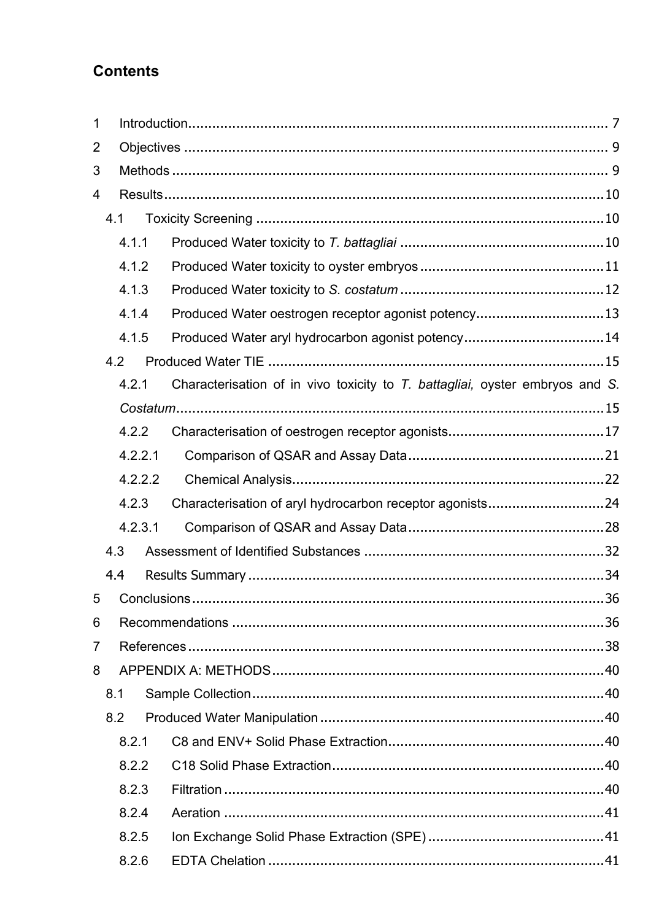## Contents

1 Introduction ........................................................................................................ 7
2 Objectives ........................................................................................................ 9
3 Methods ........................................................................................................... 9
4 Results ............................................................................................................ 10
  4.1 Toxicity Screening ...................................................................................... 10
    4.1.1 Produced Water toxicity to *T. battagliai* .................................................. 10
    4.1.2 Produced Water toxicity to oyster embryos ............................................. 11
    4.1.3 Produced Water toxicity to *S. costatum* .................................................. 12
    4.1.4 Produced Water oestrogen receptor agonist potency ................................ 13
    4.1.5 Produced Water aryl hydrocarbon agonist potency ................................... 14
  4.2 Produced Water TIE .................................................................................... 15
    4.2.1 Characterisation of in vivo toxicity to *T. battagliai,* oyster embryos and *S. Costatum* ........................................................................................................ 15
    4.2.2 Characterisation of oestrogen receptor agonists ....................................... 17
    4.2.2.1 Comparison of QSAR and Assay Data ................................................. 21
    4.2.2.2 Chemical Analysis ............................................................................. 22
    4.2.3 Characterisation of aryl hydrocarbon receptor agonists ............................. 24
    4.2.3.1 Comparison of QSAR and Assay Data ................................................. 28
  4.3 Assessment of Identified Substances ............................................................ 32
  4.4 Results Summary ........................................................................................ 34
5 Conclusions ...................................................................................................... 36
6 Recommendations ............................................................................................ 36
7 References ....................................................................................................... 38
8 APPENDIX A: METHODS .................................................................................. 40
  8.1 Sample Collection ....................................................................................... 40
  8.2 Produced Water Manipulation ...................................................................... 40
    8.2.1 C8 and ENV+ Solid Phase Extraction ...................................................... 40
    8.2.2 C18 Solid Phase Extraction .................................................................... 40
    8.2.3 Filtration ............................................................................................... 40
    8.2.4 Aeration ............................................................................................... 41
    8.2.5 Ion Exchange Solid Phase Extraction (SPE) ............................................ 41
    8.2.6 EDTA Chelation .................................................................................... 41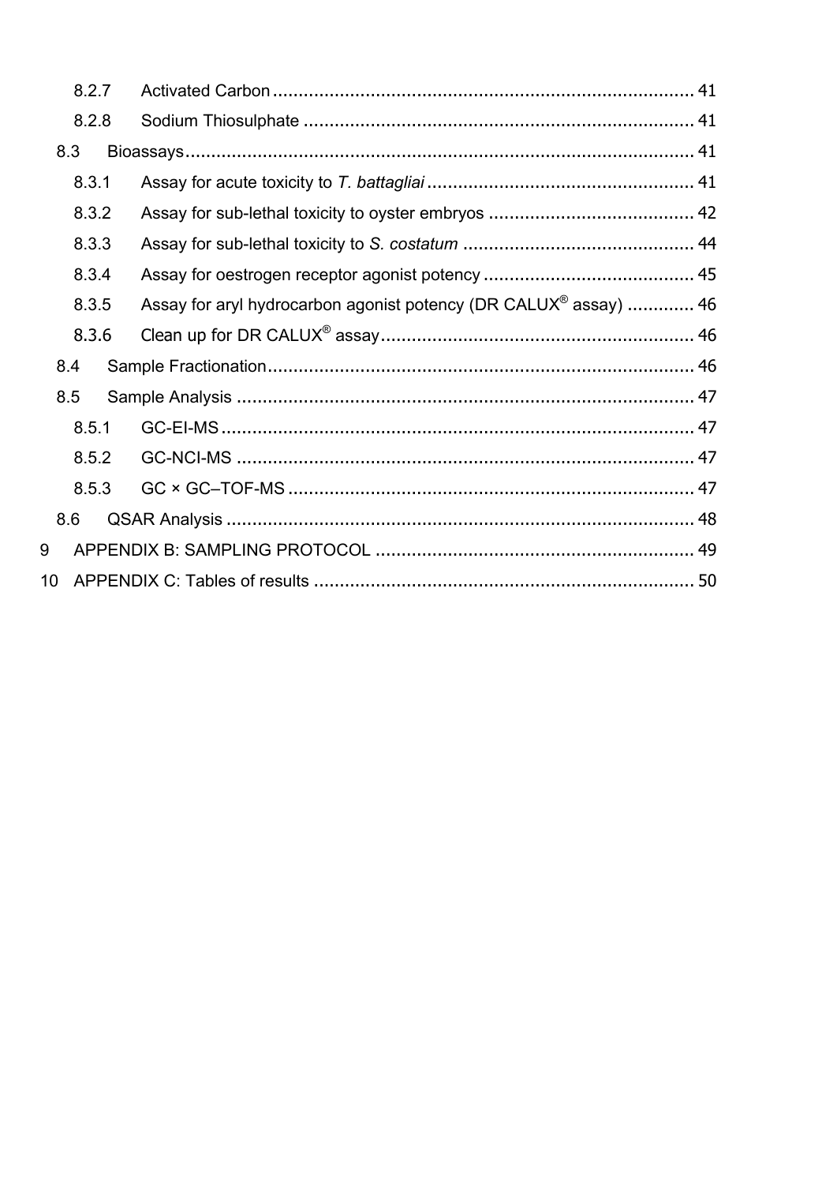8.2.7 Activated Carbon ........................................................................................ 41

8.2.8 Sodium Thiosulphate ................................................................................ 41

8.3 Bioassays ........................................................................................................ 41

8.3.1 Assay for acute toxicity to *T. battagliai* ...................................................... 41

8.3.2 Assay for sub-lethal toxicity to oyster embryos ........................................ 42

8.3.3 Assay for sub-lethal toxicity to *S. costatum* .............................................. 44

8.3.4 Assay for oestrogen receptor agonist potency ......................................... 45

8.3.5 Assay for aryl hydrocarbon agonist potency (DR CALUX® assay) ............. 46

8.3.6 Clean up for DR CALUX® assay ................................................................ 46

8.4 Sample Fractionation ..................................................................................... 46

8.5 Sample Analysis ............................................................................................. 47

8.5.1 GC-EI-MS ................................................................................................ 47

8.5.2 GC-NCI-MS ............................................................................................. 47

8.5.3 GC × GC–TOF-MS ................................................................................... 47

8.6 QSAR Analysis ............................................................................................... 48

9 APPENDIX B: SAMPLING PROTOCOL ............................................................... 49

10 APPENDIX C: Tables of results .......................................................................... 50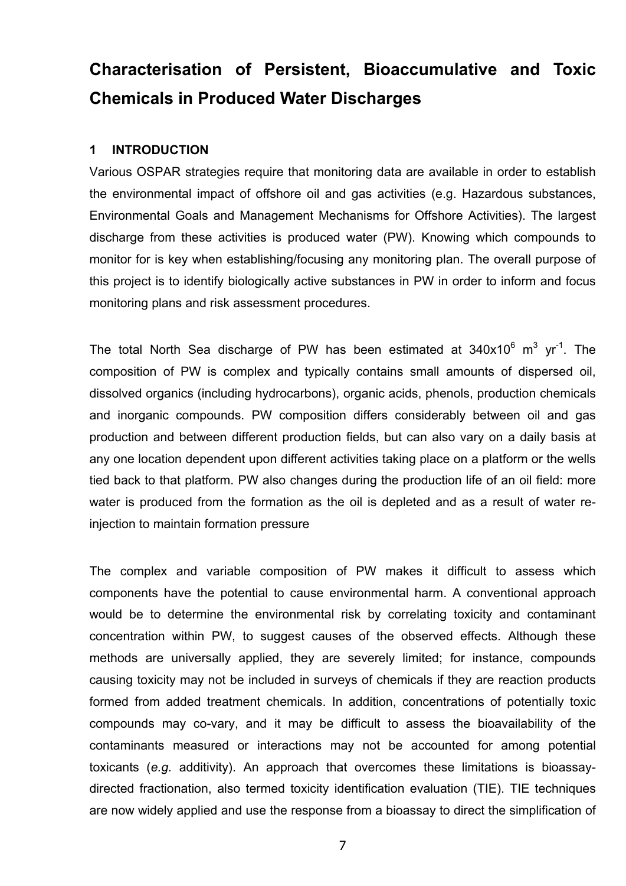# Characterisation of Persistent, Bioaccumulative and Toxic Chemicals in Produced Water Discharges

## 1 INTRODUCTION

Various OSPAR strategies require that monitoring data are available in order to establish the environmental impact of offshore oil and gas activities (e.g. Hazardous substances, Environmental Goals and Management Mechanisms for Offshore Activities). The largest discharge from these activities is produced water (PW). Knowing which compounds to monitor for is key when establishing/focusing any monitoring plan. The overall purpose of this project is to identify biologically active substances in PW in order to inform and focus monitoring plans and risk assessment procedures.

The total North Sea discharge of PW has been estimated at $340 \times 10^6$ $m^3$ $yr^{-1}$. The composition of PW is complex and typically contains small amounts of dispersed oil, dissolved organics (including hydrocarbons), organic acids, phenols, production chemicals and inorganic compounds. PW composition differs considerably between oil and gas production and between different production fields, but can also vary on a daily basis at any one location dependent upon different activities taking place on a platform or the wells tied back to that platform. PW also changes during the production life of an oil field: more water is produced from the formation as the oil is depleted and as a result of water re-injection to maintain formation pressure

The complex and variable composition of PW makes it difficult to assess which components have the potential to cause environmental harm. A conventional approach would be to determine the environmental risk by correlating toxicity and contaminant concentration within PW, to suggest causes of the observed effects. Although these methods are universally applied, they are severely limited; for instance, compounds causing toxicity may not be included in surveys of chemicals if they are reaction products formed from added treatment chemicals. In addition, concentrations of potentially toxic compounds may co-vary, and it may be difficult to assess the bioavailability of the contaminants measured or interactions may not be accounted for among potential toxicants (*e.g.* additivity). An approach that overcomes these limitations is bioassay-directed fractionation, also termed toxicity identification evaluation (TIE). TIE techniques are now widely applied and use the response from a bioassay to direct the simplification of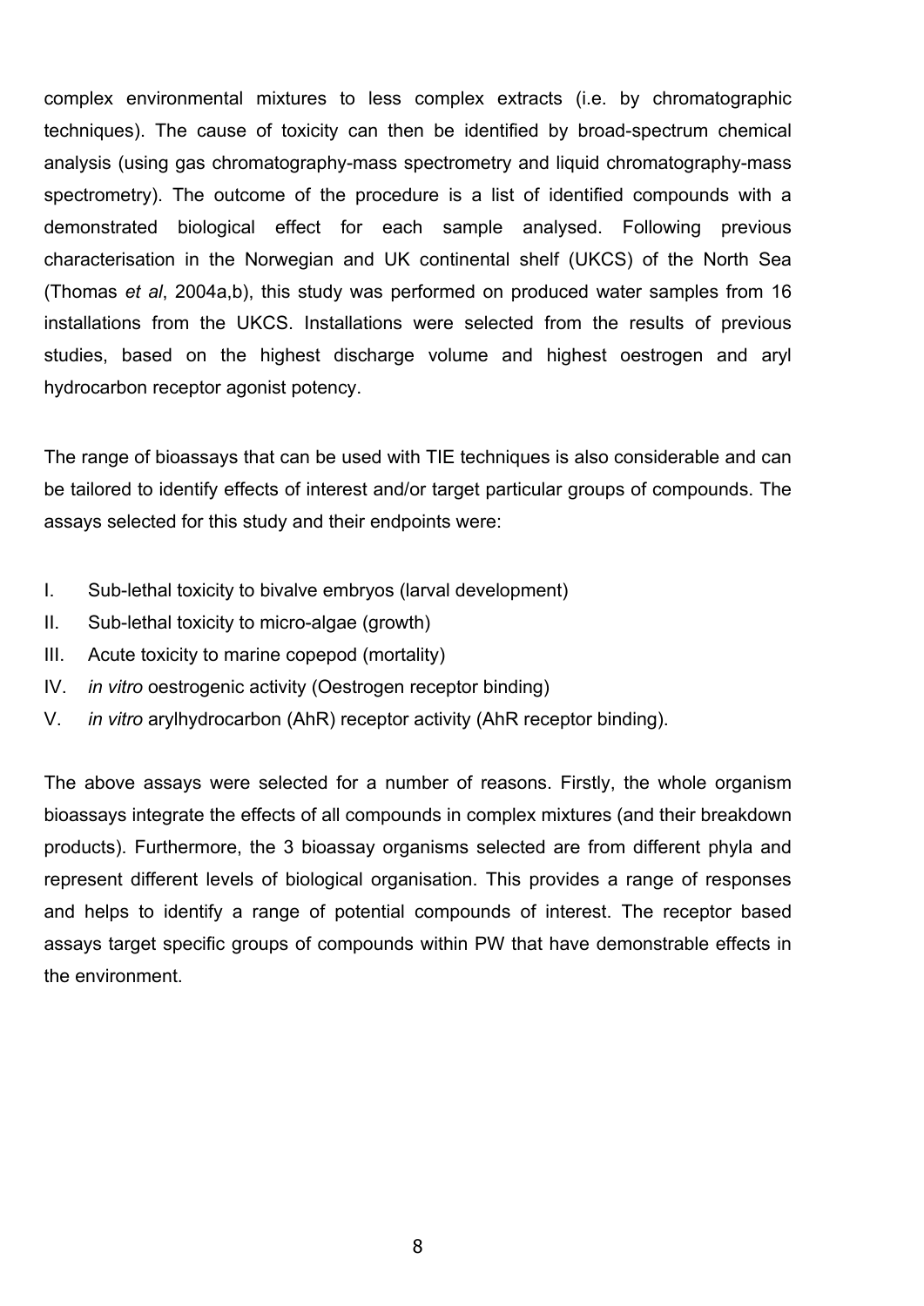complex environmental mixtures to less complex extracts (i.e. by chromatographic techniques). The cause of toxicity can then be identified by broad-spectrum chemical analysis (using gas chromatography-mass spectrometry and liquid chromatography-mass spectrometry). The outcome of the procedure is a list of identified compounds with a demonstrated biological effect for each sample analysed. Following previous characterisation in the Norwegian and UK continental shelf (UKCS) of the North Sea (Thomas *et al*, 2004a,b), this study was performed on produced water samples from 16 installations from the UKCS. Installations were selected from the results of previous studies, based on the highest discharge volume and highest oestrogen and aryl hydrocarbon receptor agonist potency.

The range of bioassays that can be used with TIE techniques is also considerable and can be tailored to identify effects of interest and/or target particular groups of compounds. The assays selected for this study and their endpoints were:

I. Sub-lethal toxicity to bivalve embryos (larval development)
II. Sub-lethal toxicity to micro-algae (growth)
III. Acute toxicity to marine copepod (mortality)
IV. *in vitro* oestrogenic activity (Oestrogen receptor binding)
V. *in vitro* arylhydrocarbon (AhR) receptor activity (AhR receptor binding).

The above assays were selected for a number of reasons. Firstly, the whole organism bioassays integrate the effects of all compounds in complex mixtures (and their breakdown products). Furthermore, the 3 bioassay organisms selected are from different phyla and represent different levels of biological organisation. This provides a range of responses and helps to identify a range of potential compounds of interest. The receptor based assays target specific groups of compounds within PW that have demonstrable effects in the environment.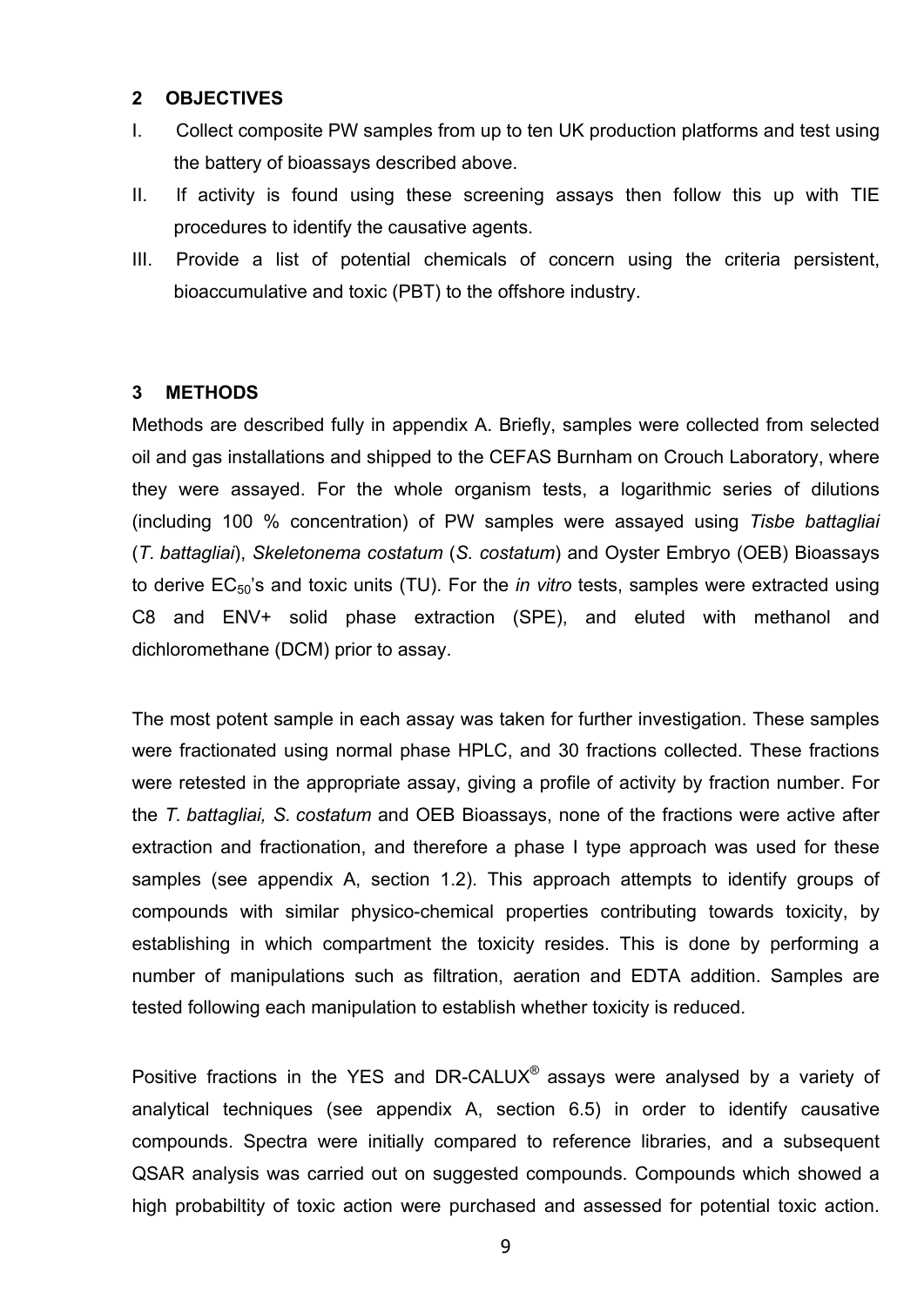## 2 OBJECTIVES

I. Collect composite PW samples from up to ten UK production platforms and test using the battery of bioassays described above.

II. If activity is found using these screening assays then follow this up with TIE procedures to identify the causative agents.

III. Provide a list of potential chemicals of concern using the criteria persistent, bioaccumulative and toxic (PBT) to the offshore industry.

## 3 METHODS

Methods are described fully in appendix A. Briefly, samples were collected from selected oil and gas installations and shipped to the CEFAS Burnham on Crouch Laboratory, where they were assayed. For the whole organism tests, a logarithmic series of dilutions (including 100 % concentration) of PW samples were assayed using *Tisbe battagliai* (*T. battagliai*), *Skeletonema costatum* (*S. costatum*) and Oyster Embryo (OEB) Bioassays to derive $EC_{50}$'s and toxic units (TU). For the *in vitro* tests, samples were extracted using C8 and ENV+ solid phase extraction (SPE), and eluted with methanol and dichloromethane (DCM) prior to assay.

The most potent sample in each assay was taken for further investigation. These samples were fractionated using normal phase HPLC, and 30 fractions collected. These fractions were retested in the appropriate assay, giving a profile of activity by fraction number. For the *T. battagliai, S. costatum* and OEB Bioassays, none of the fractions were active after extraction and fractionation, and therefore a phase I type approach was used for these samples (see appendix A, section 1.2). This approach attempts to identify groups of compounds with similar physico-chemical properties contributing towards toxicity, by establishing in which compartment the toxicity resides. This is done by performing a number of manipulations such as filtration, aeration and EDTA addition. Samples are tested following each manipulation to establish whether toxicity is reduced.

Positive fractions in the YES and DR-CALUX® assays were analysed by a variety of analytical techniques (see appendix A, section 6.5) in order to identify causative compounds. Spectra were initially compared to reference libraries, and a subsequent QSAR analysis was carried out on suggested compounds. Compounds which showed a high probabiltity of toxic action were purchased and assessed for potential toxic action.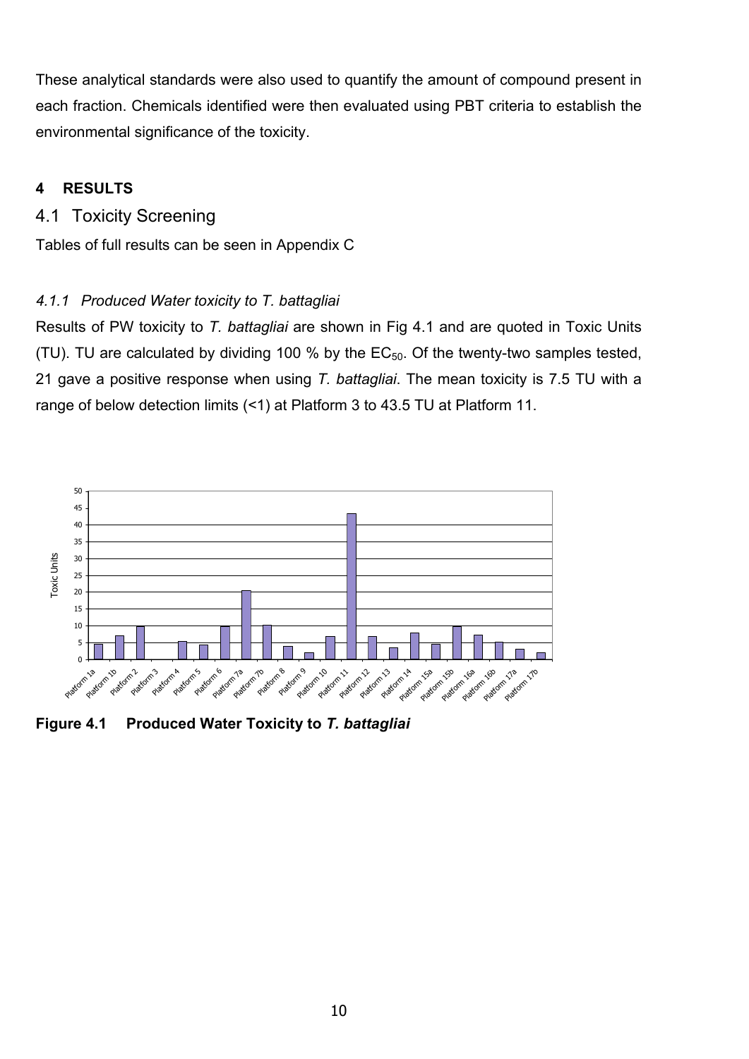These analytical standards were also used to quantify the amount of compound present in each fraction. Chemicals identified were then evaluated using PBT criteria to establish the environmental significance of the toxicity.

## 4 RESULTS

### 4.1 Toxicity Screening

Tables of full results can be seen in Appendix C

#### *4.1.1 Produced Water toxicity to T. battagliai*

Results of PW toxicity to *T. battagliai* are shown in Fig 4.1 and are quoted in Toxic Units (TU). TU are calculated by dividing 100 % by the $EC_{50}$. Of the twenty-two samples tested, 21 gave a positive response when using *T. battagliai*. The mean toxicity is 7.5 TU with a range of below detection limits (<1) at Platform 3 to 43.5 TU at Platform 11.

**Figure 4.1 Produced Water Toxicity to *T. battagliai***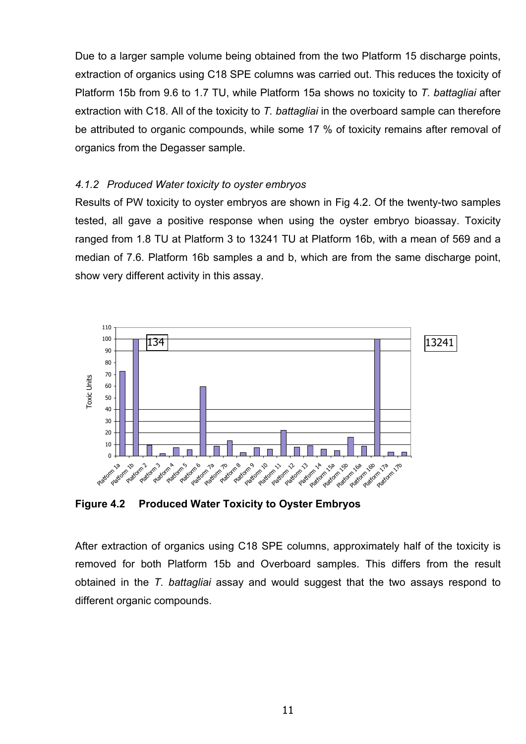Due to a larger sample volume being obtained from the two Platform 15 discharge points, extraction of organics using C18 SPE columns was carried out. This reduces the toxicity of Platform 15b from 9.6 to 1.7 TU, while Platform 15a shows no toxicity to *T. battagliai* after extraction with C18. All of the toxicity to *T. battagliai* in the overboard sample can therefore be attributed to organic compounds, while some 17 % of toxicity remains after removal of organics from the Degasser sample.

### *4.1.2 Produced Water toxicity to oyster embryos*

Results of PW toxicity to oyster embryos are shown in Fig 4.2. Of the twenty-two samples tested, all gave a positive response when using the oyster embryo bioassay. Toxicity ranged from 1.8 TU at Platform 3 to 13241 TU at Platform 16b, with a mean of 569 and a median of 7.6. Platform 16b samples a and b, which are from the same discharge point, show very different activity in this assay.

**Figure 4.2 Produced Water Toxicity to Oyster Embryos**

After extraction of organics using C18 SPE columns, approximately half of the toxicity is removed for both Platform 15b and Overboard samples. This differs from the result obtained in the *T. battagliai* assay and would suggest that the two assays respond to different organic compounds.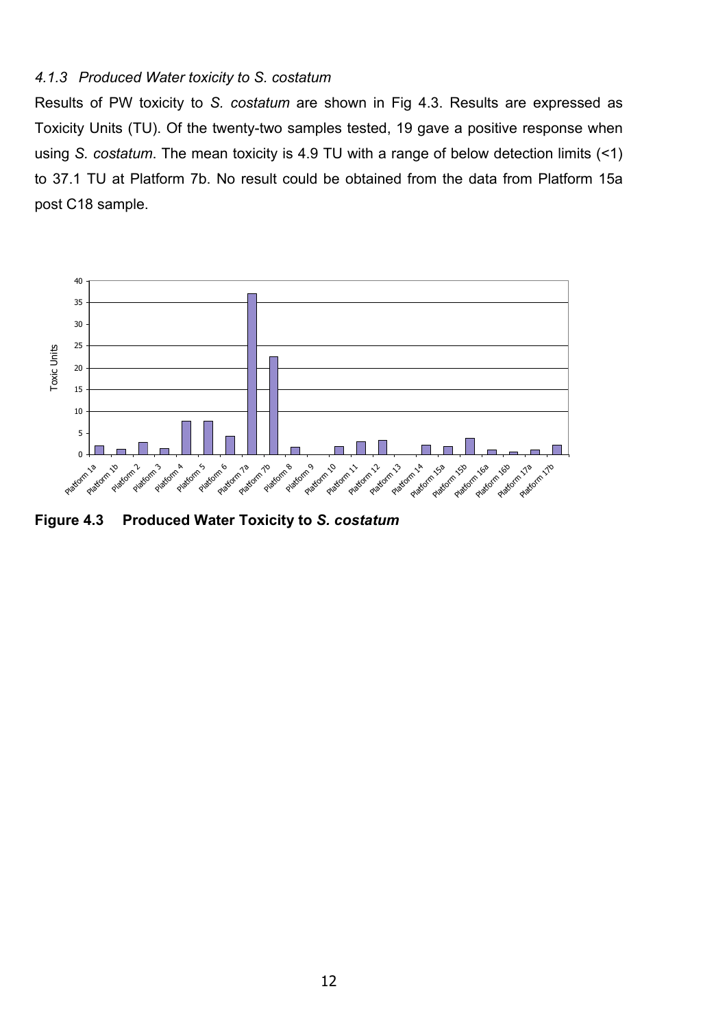### *4.1.3 Produced Water toxicity to S. costatum*

Results of PW toxicity to *S. costatum* are shown in Fig 4.3. Results are expressed as Toxicity Units (TU). Of the twenty-two samples tested, 19 gave a positive response when using *S. costatum*. The mean toxicity is 4.9 TU with a range of below detection limits (<1) to 37.1 TU at Platform 7b. No result could be obtained from the data from Platform 15a post C18 sample.

**Figure 4.3 Produced Water Toxicity to *S. costatum***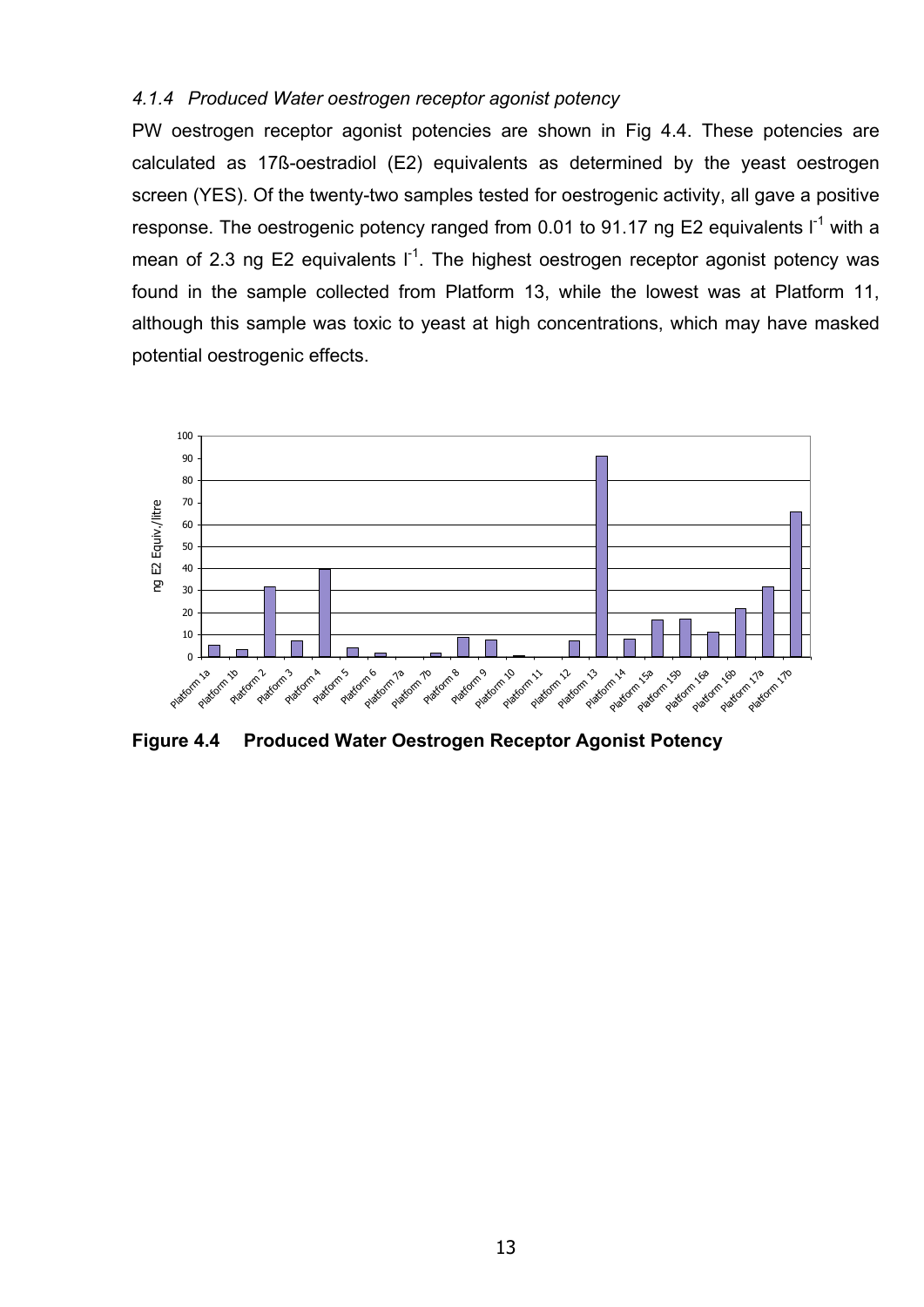#### *4.1.4 Produced Water oestrogen receptor agonist potency*

PW oestrogen receptor agonist potencies are shown in Fig 4.4. These potencies are calculated as 17ß-oestradiol (E2) equivalents as determined by the yeast oestrogen screen (YES). Of the twenty-two samples tested for oestrogenic activity, all gave a positive response. The oestrogenic potency ranged from 0.01 to 91.17 ng E2 equivalents $l^{-1}$ with a mean of 2.3 ng E2 equivalents $l^{-1}$. The highest oestrogen receptor agonist potency was found in the sample collected from Platform 13, while the lowest was at Platform 11, although this sample was toxic to yeast at high concentrations, which may have masked potential oestrogenic effects.

**Figure 4.4 Produced Water Oestrogen Receptor Agonist Potency**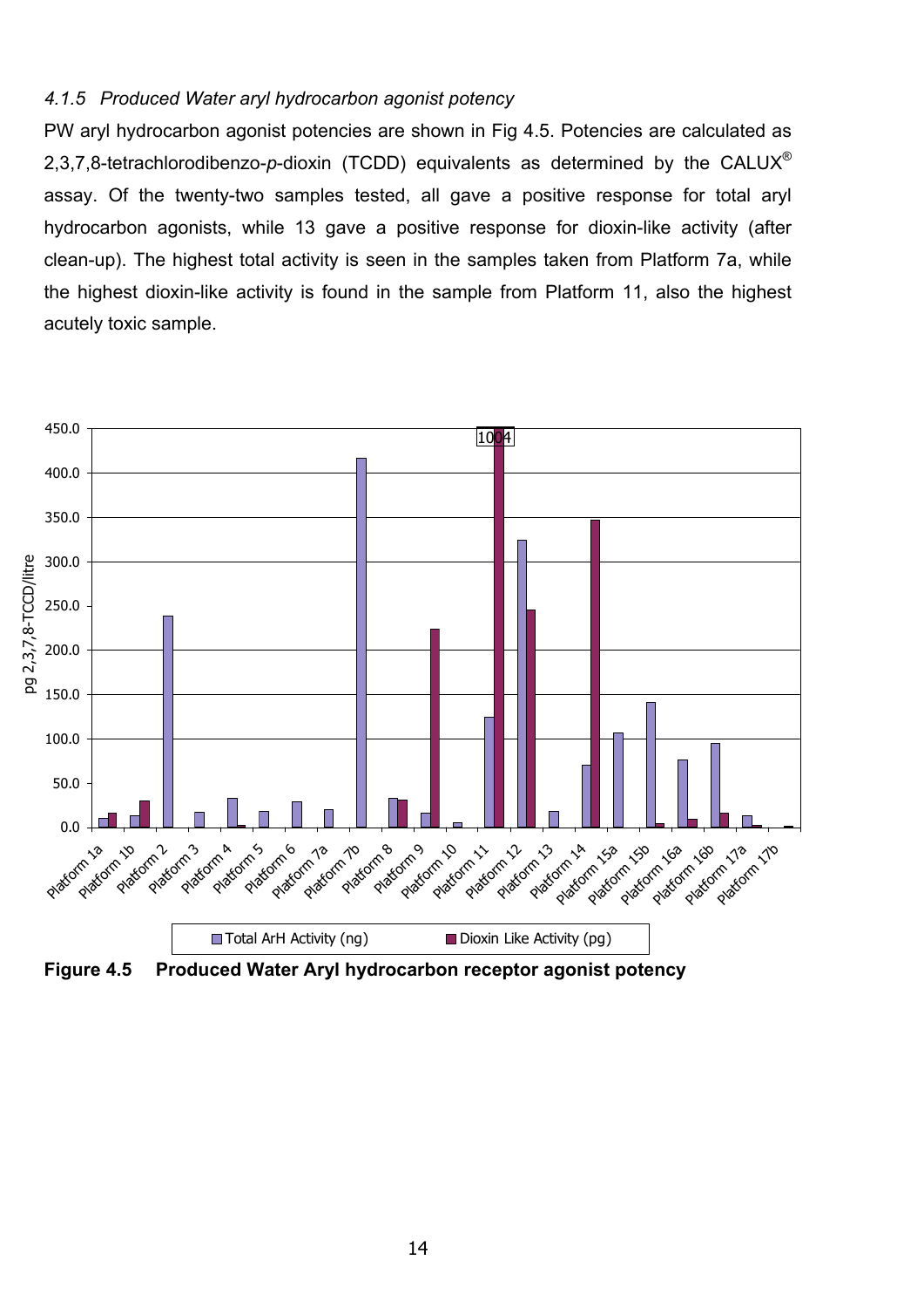#### *4.1.5 Produced Water aryl hydrocarbon agonist potency*

PW aryl hydrocarbon agonist potencies are shown in Fig 4.5. Potencies are calculated as 2,3,7,8-tetrachlorodibenzo-*p*-dioxin (TCDD) equivalents as determined by the CALUX® assay. Of the twenty-two samples tested, all gave a positive response for total aryl hydrocarbon agonists, while 13 gave a positive response for dioxin-like activity (after clean-up). The highest total activity is seen in the samples taken from Platform 7a, while the highest dioxin-like activity is found in the sample from Platform 11, also the highest acutely toxic sample.

**Figure 4.5 Produced Water Aryl hydrocarbon receptor agonist potency**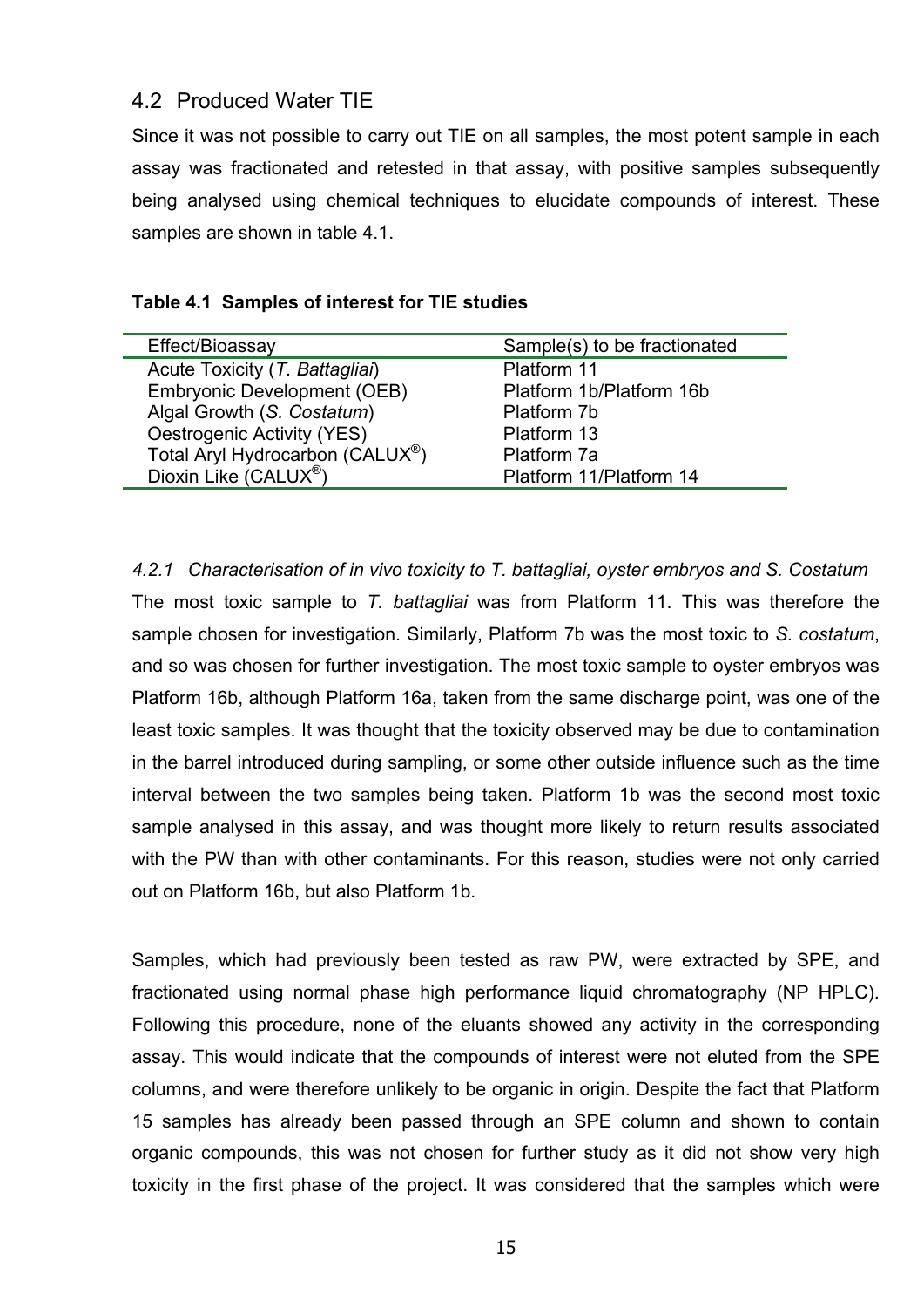## 4.2 Produced Water TIE

Since it was not possible to carry out TIE on all samples, the most potent sample in each assay was fractionated and retested in that assay, with positive samples subsequently being analysed using chemical techniques to elucidate compounds of interest. These samples are shown in table 4.1.

**Table 4.1 Samples of interest for TIE studies**

| Effect/Bioassay | Sample(s) to be fractionated |
|---|---|
| Acute Toxicity (*T. Battagliai*) | Platform 11 |
| Embryonic Development (OEB) | Platform 1b/Platform 16b |
| Algal Growth (*S. Costatum*) | Platform 7b |
| Oestrogenic Activity (YES) | Platform 13 |
| Total Aryl Hydrocarbon (CALUX®) | Platform 7a |
| Dioxin Like (CALUX®) | Platform 11/Platform 14 |

### *4.2.1 Characterisation of in vivo toxicity to T. battagliai, oyster embryos and S. Costatum*

The most toxic sample to *T. battagliai* was from Platform 11. This was therefore the sample chosen for investigation. Similarly, Platform 7b was the most toxic to *S. costatum*, and so was chosen for further investigation. The most toxic sample to oyster embryos was Platform 16b, although Platform 16a, taken from the same discharge point, was one of the least toxic samples. It was thought that the toxicity observed may be due to contamination in the barrel introduced during sampling, or some other outside influence such as the time interval between the two samples being taken. Platform 1b was the second most toxic sample analysed in this assay, and was thought more likely to return results associated with the PW than with other contaminants. For this reason, studies were not only carried out on Platform 16b, but also Platform 1b.

Samples, which had previously been tested as raw PW, were extracted by SPE, and fractionated using normal phase high performance liquid chromatography (NP HPLC). Following this procedure, none of the eluants showed any activity in the corresponding assay. This would indicate that the compounds of interest were not eluted from the SPE columns, and were therefore unlikely to be organic in origin. Despite the fact that Platform 15 samples has already been passed through an SPE column and shown to contain organic compounds, this was not chosen for further study as it did not show very high toxicity in the first phase of the project. It was considered that the samples which were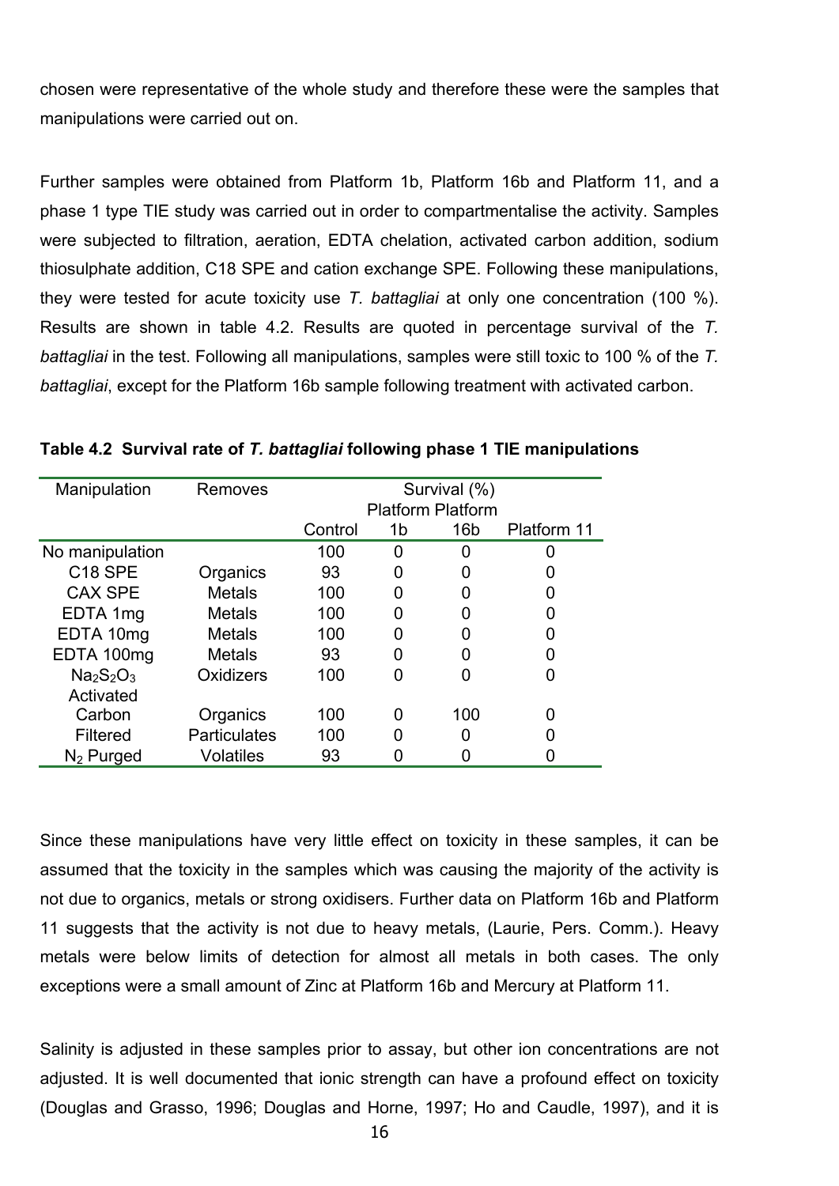chosen were representative of the whole study and therefore these were the samples that manipulations were carried out on.

Further samples were obtained from Platform 1b, Platform 16b and Platform 11, and a phase 1 type TIE study was carried out in order to compartmentalise the activity. Samples were subjected to filtration, aeration, EDTA chelation, activated carbon addition, sodium thiosulphate addition, C18 SPE and cation exchange SPE. Following these manipulations, they were tested for acute toxicity use *T. battagliai* at only one concentration (100 %). Results are shown in table 4.2. Results are quoted in percentage survival of the *T. battagliai* in the test. Following all manipulations, samples were still toxic to 100 % of the *T. battagliai*, except for the Platform 16b sample following treatment with activated carbon.

**Table 4.2 Survival rate of *T. battagliai* following phase 1 TIE manipulations**

| Manipulation | Removes | Survival (%) | | | |
|---|---|---|---|---|---|
| | | Control | Platform 1b | Platform 16b | Platform 11 |
| No manipulation | | 100 | 0 | 0 | 0 |
| C18 SPE | Organics | 93 | 0 | 0 | 0 |
| CAX SPE | Metals | 100 | 0 | 0 | 0 |
| EDTA 1mg | Metals | 100 | 0 | 0 | 0 |
| EDTA 10mg | Metals | 100 | 0 | 0 | 0 |
| EDTA 100mg | Metals | 93 | 0 | 0 | 0 |
| $Na_2S_2O_3$ | Oxidizers | 100 | 0 | 0 | 0 |
| Activated Carbon | Organics | 100 | 0 | 100 | 0 |
| Filtered | Particulates | 100 | 0 | 0 | 0 |
| $N_2$ Purged | Volatiles | 93 | 0 | 0 | 0 |

Since these manipulations have very little effect on toxicity in these samples, it can be assumed that the toxicity in the samples which was causing the majority of the activity is not due to organics, metals or strong oxidisers. Further data on Platform 16b and Platform 11 suggests that the activity is not due to heavy metals, (Laurie, Pers. Comm.). Heavy metals were below limits of detection for almost all metals in both cases. The only exceptions were a small amount of Zinc at Platform 16b and Mercury at Platform 11.

Salinity is adjusted in these samples prior to assay, but other ion concentrations are not adjusted. It is well documented that ionic strength can have a profound effect on toxicity (Douglas and Grasso, 1996; Douglas and Horne, 1997; Ho and Caudle, 1997), and it is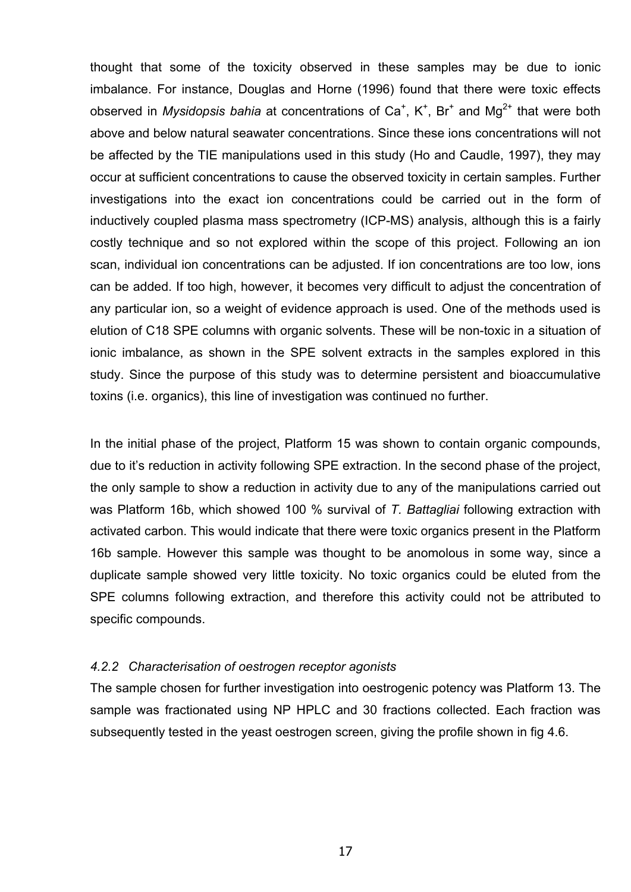thought that some of the toxicity observed in these samples may be due to ionic imbalance. For instance, Douglas and Horne (1996) found that there were toxic effects observed in *Mysidopsis bahia* at concentrations of $Ca^{+}$, $K^{+}$, $Br^{+}$ and $Mg^{2+}$ that were both above and below natural seawater concentrations. Since these ions concentrations will not be affected by the TIE manipulations used in this study (Ho and Caudle, 1997), they may occur at sufficient concentrations to cause the observed toxicity in certain samples. Further investigations into the exact ion concentrations could be carried out in the form of inductively coupled plasma mass spectrometry (ICP-MS) analysis, although this is a fairly costly technique and so not explored within the scope of this project. Following an ion scan, individual ion concentrations can be adjusted. If ion concentrations are too low, ions can be added. If too high, however, it becomes very difficult to adjust the concentration of any particular ion, so a weight of evidence approach is used. One of the methods used is elution of C18 SPE columns with organic solvents. These will be non-toxic in a situation of ionic imbalance, as shown in the SPE solvent extracts in the samples explored in this study. Since the purpose of this study was to determine persistent and bioaccumulative toxins (i.e. organics), this line of investigation was continued no further.

In the initial phase of the project, Platform 15 was shown to contain organic compounds, due to it's reduction in activity following SPE extraction. In the second phase of the project, the only sample to show a reduction in activity due to any of the manipulations carried out was Platform 16b, which showed 100 % survival of *T. Battagliai* following extraction with activated carbon. This would indicate that there were toxic organics present in the Platform 16b sample. However this sample was thought to be anomolous in some way, since a duplicate sample showed very little toxicity. No toxic organics could be eluted from the SPE columns following extraction, and therefore this activity could not be attributed to specific compounds.

### *4.2.2 Characterisation of oestrogen receptor agonists*

The sample chosen for further investigation into oestrogenic potency was Platform 13. The sample was fractionated using NP HPLC and 30 fractions collected. Each fraction was subsequently tested in the yeast oestrogen screen, giving the profile shown in fig 4.6.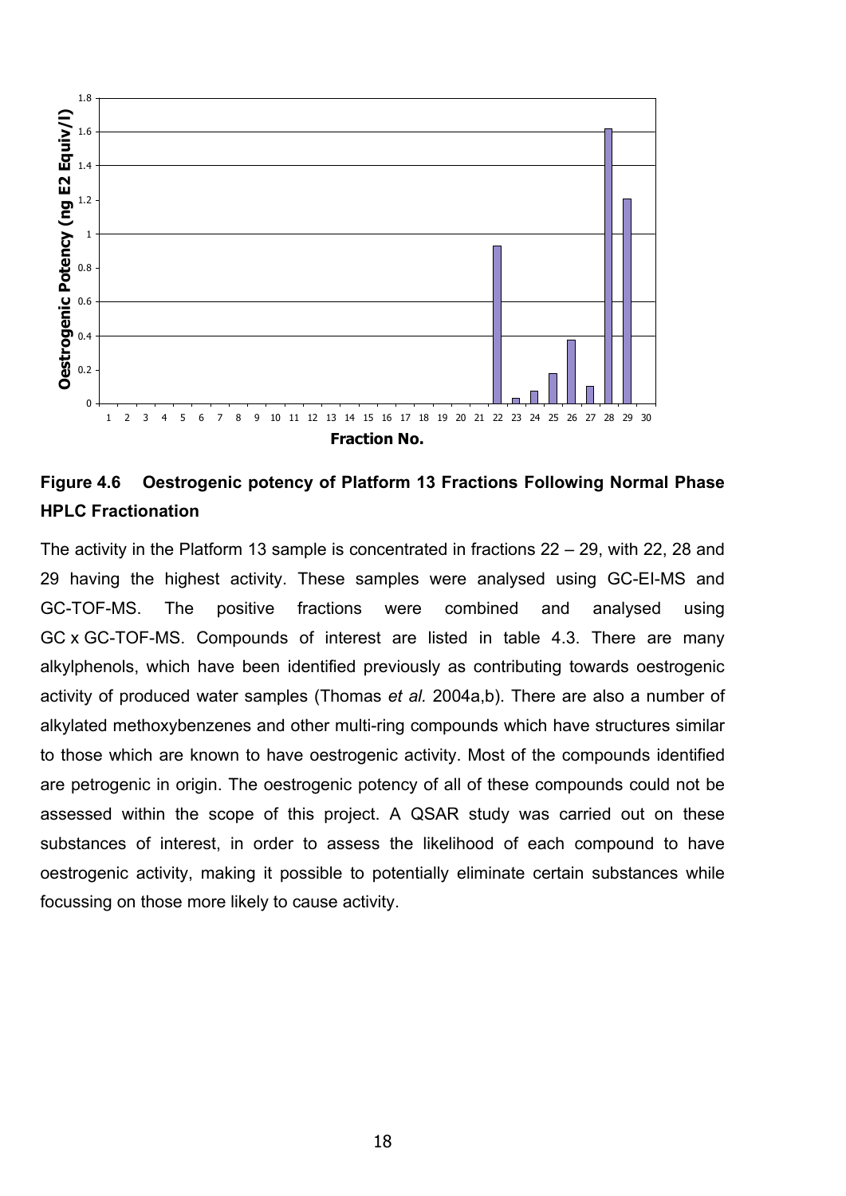**Figure 4.6 Oestrogenic potency of Platform 13 Fractions Following Normal Phase HPLC Fractionation**

The activity in the Platform 13 sample is concentrated in fractions 22 – 29, with 22, 28 and 29 having the highest activity. These samples were analysed using GC-EI-MS and GC-TOF-MS. The positive fractions were combined and analysed using GC x GC-TOF-MS. Compounds of interest are listed in table 4.3. There are many alkylphenols, which have been identified previously as contributing towards oestrogenic activity of produced water samples (Thomas *et al.* 2004a,b). There are also a number of alkylated methoxybenzenes and other multi-ring compounds which have structures similar to those which are known to have oestrogenic activity. Most of the compounds identified are petrogenic in origin. The oestrogenic potency of all of these compounds could not be assessed within the scope of this project. A QSAR study was carried out on these substances of interest, in order to assess the likelihood of each compound to have oestrogenic activity, making it possible to potentially eliminate certain substances while focussing on those more likely to cause activity.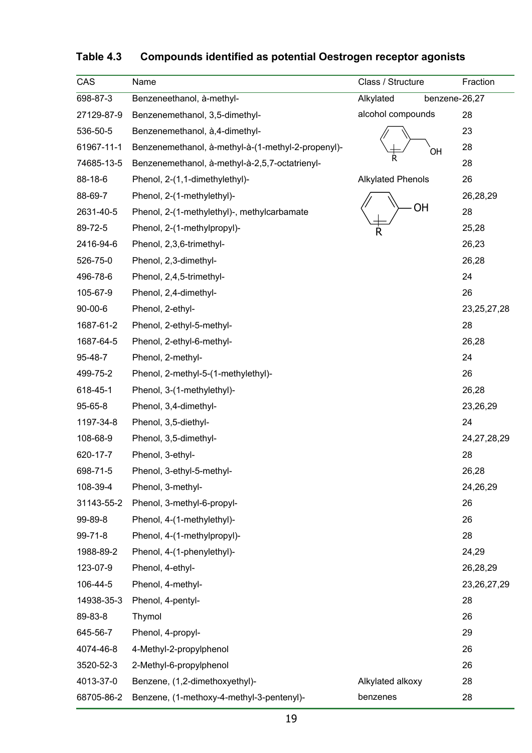**Table 4.3 Compounds identified as potential Oestrogen receptor agonists**

| CAS | Name | Class / Structure | Fraction |
|---|---|---|---|
| 698-87-3 | Benzeneethanol, à-methyl- | Alkylated benzene-alcohol compounds | 26,27 |
| 27129-87-9 | Benzenemethanol, 3,5-dimethyl- | | 28 |
| 536-50-5 | Benzenemethanol, à,4-dimethyl- | | 23 |
| 61967-11-1 | Benzenemethanol, à-methyl-à-(1-methyl-2-propenyl)- | | 28 |
| 74685-13-5 | Benzenemethanol, à-methyl-à-2,5,7-octatrienyl- | | 28 |
| 88-18-6 | Phenol, 2-(1,1-dimethylethyl)- | Alkylated Phenols | 26 |
| 88-69-7 | Phenol, 2-(1-methylethyl)- | | 26,28,29 |
| 2631-40-5 | Phenol, 2-(1-methylethyl)-, methylcarbamate | | 28 |
| 89-72-5 | Phenol, 2-(1-methylpropyl)- | | 25,28 |
| 2416-94-6 | Phenol, 2,3,6-trimethyl- | | 26,23 |
| 526-75-0 | Phenol, 2,3-dimethyl- | | 26,28 |
| 496-78-6 | Phenol, 2,4,5-trimethyl- | | 24 |
| 105-67-9 | Phenol, 2,4-dimethyl- | | 26 |
| 90-00-6 | Phenol, 2-ethyl- | | 23,25,27,28 |
| 1687-61-2 | Phenol, 2-ethyl-5-methyl- | | 28 |
| 1687-64-5 | Phenol, 2-ethyl-6-methyl- | | 26,28 |
| 95-48-7 | Phenol, 2-methyl- | | 24 |
| 499-75-2 | Phenol, 2-methyl-5-(1-methylethyl)- | | 26 |
| 618-45-1 | Phenol, 3-(1-methylethyl)- | | 26,28 |
| 95-65-8 | Phenol, 3,4-dimethyl- | | 23,26,29 |
| 1197-34-8 | Phenol, 3,5-diethyl- | | 24 |
| 108-68-9 | Phenol, 3,5-dimethyl- | | 24,27,28,29 |
| 620-17-7 | Phenol, 3-ethyl- | | 28 |
| 698-71-5 | Phenol, 3-ethyl-5-methyl- | | 26,28 |
| 108-39-4 | Phenol, 3-methyl- | | 24,26,29 |
| 31143-55-2 | Phenol, 3-methyl-6-propyl- | | 26 |
| 99-89-8 | Phenol, 4-(1-methylethyl)- | | 26 |
| 99-71-8 | Phenol, 4-(1-methylpropyl)- | | 28 |
| 1988-89-2 | Phenol, 4-(1-phenylethyl)- | | 24,29 |
| 123-07-9 | Phenol, 4-ethyl- | | 26,28,29 |
| 106-44-5 | Phenol, 4-methyl- | | 23,26,27,29 |
| 14938-35-3 | Phenol, 4-pentyl- | | 28 |
| 89-83-8 | Thymol | | 26 |
| 645-56-7 | Phenol, 4-propyl- | | 29 |
| 4074-46-8 | 4-Methyl-2-propylphenol | | 26 |
| 3520-52-3 | 2-Methyl-6-propylphenol | | 26 |
| 4013-37-0 | Benzene, (1,2-dimethoxyethyl)- | Alkylated alkoxy benzenes | 28 |
| 68705-86-2 | Benzene, (1-methoxy-4-methyl-3-pentenyl)- | | 28 |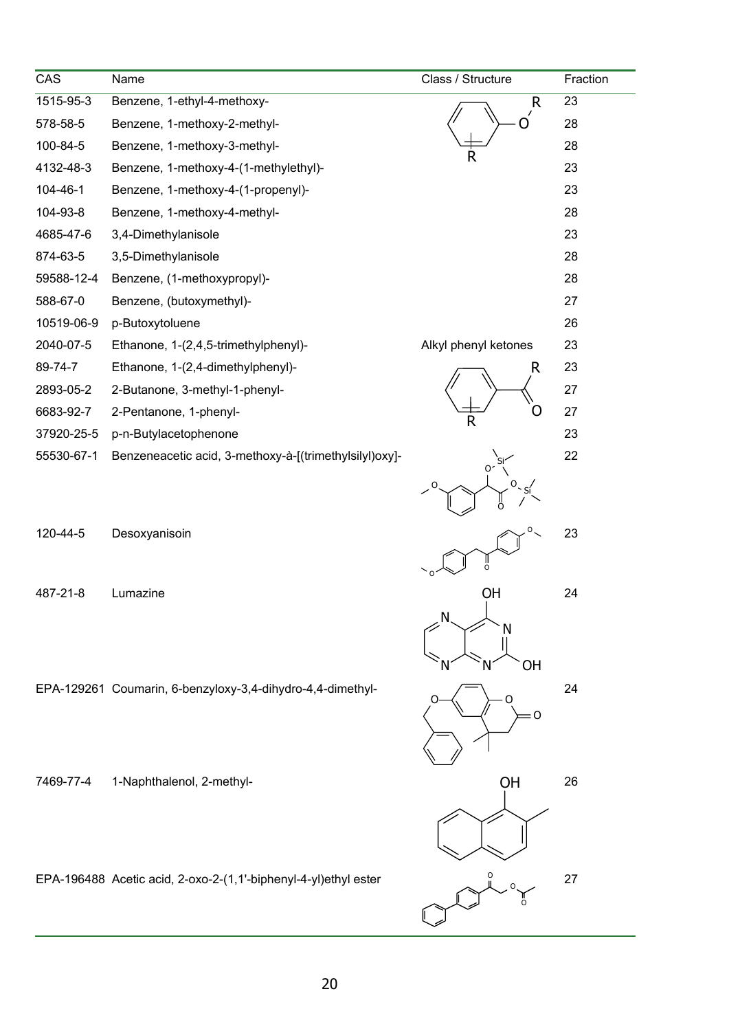| CAS | Name | Class / Structure | Fraction |
|---|---|---|---|
| 1515-95-3 | Benzene, 1-ethyl-4-methoxy- | | 23 |
| 578-58-5 | Benzene, 1-methoxy-2-methyl- | | 28 |
| 100-84-5 | Benzene, 1-methoxy-3-methyl- | | 28 |
| 4132-48-3 | Benzene, 1-methoxy-4-(1-methylethyl)- | | 23 |
| 104-46-1 | Benzene, 1-methoxy-4-(1-propenyl)- | | 23 |
| 104-93-8 | Benzene, 1-methoxy-4-methyl- | | 28 |
| 4685-47-6 | 3,4-Dimethylanisole | | 23 |
| 874-63-5 | 3,5-Dimethylanisole | | 28 |
| 59588-12-4 | Benzene, (1-methoxypropyl)- | | 28 |
| 588-67-0 | Benzene, (butoxymethyl)- | | 27 |
| 10519-06-9 | p-Butoxytoluene | | 26 |
| 2040-07-5 | Ethanone, 1-(2,4,5-trimethylphenyl)- | Alkyl phenyl ketones | 23 |
| 89-74-7 | Ethanone, 1-(2,4-dimethylphenyl)- | | 23 |
| 2893-05-2 | 2-Butanone, 3-methyl-1-phenyl- | | 27 |
| 6683-92-7 | 2-Pentanone, 1-phenyl- | | 27 |
| 37920-25-5 | p-n-Butylacetophenone | | 23 |
| 55530-67-1 | Benzeneacetic acid, 3-methoxy-à-[(trimethylsilyl)oxy]- | | 22 |
| 120-44-5 | Desoxyanisoin | | 23 |
| 487-21-8 | Lumazine | | 24 |
| EPA-129261 | Coumarin, 6-benzyloxy-3,4-dihydro-4,4-dimethyl- | | 24 |
| 7469-77-4 | 1-Naphthalenol, 2-methyl- | | 26 |
| EPA-196488 | Acetic acid, 2-oxo-2-(1,1'-biphenyl-4-yl)ethyl ester | | 27 |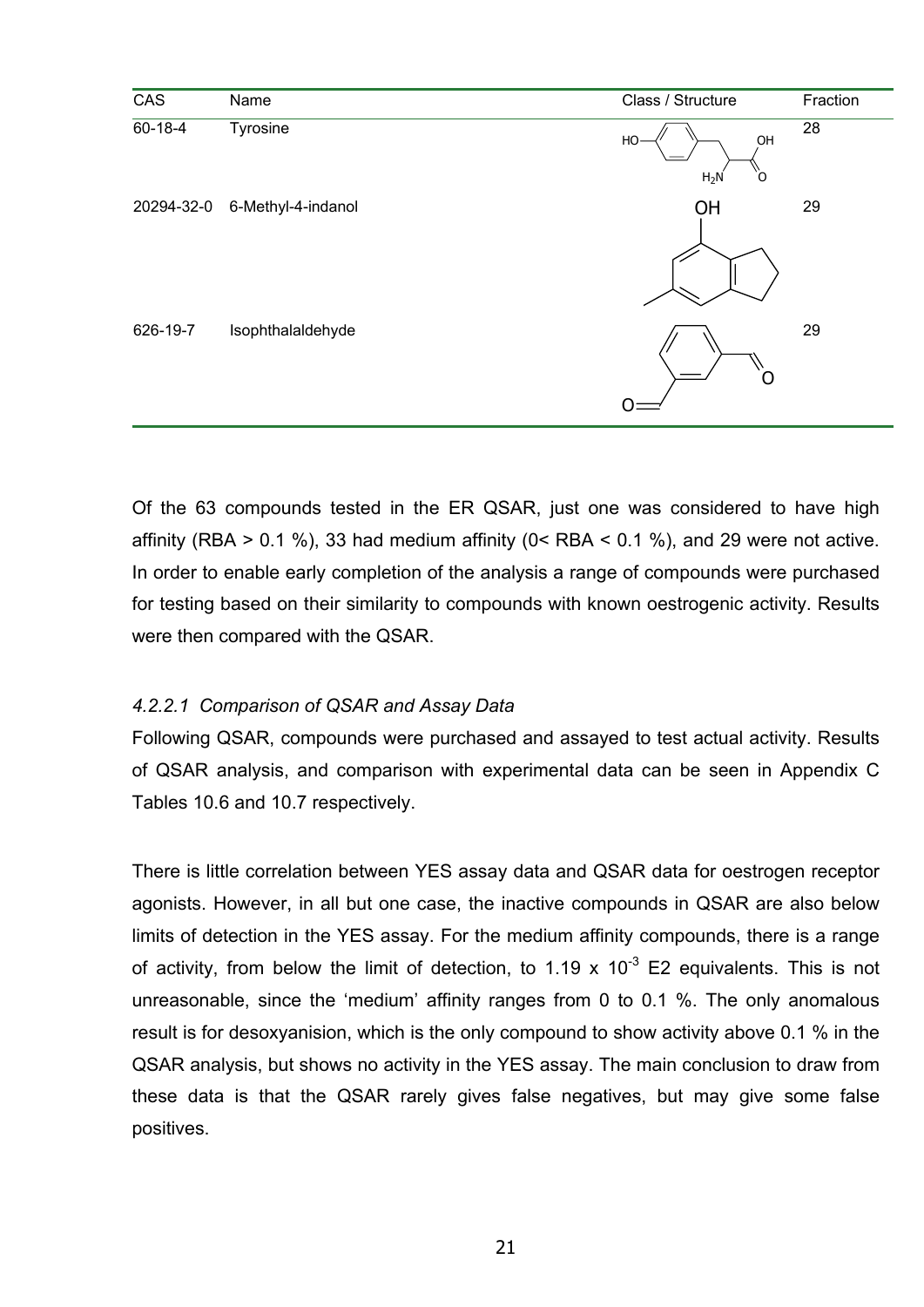| CAS | Name | Class / Structure | Fraction |
|---|---|---|---|
| 60-18-4 | Tyrosine | | 28 |
| 20294-32-0 | 6-Methyl-4-indanol | | 29 |
| 626-19-7 | Isophthalaldehyde | | 29 |

Of the 63 compounds tested in the ER QSAR, just one was considered to have high affinity (RBA > 0.1 %), 33 had medium affinity (0< RBA < 0.1 %), and 29 were not active. In order to enable early completion of the analysis a range of compounds were purchased for testing based on their similarity to compounds with known oestrogenic activity. Results were then compared with the QSAR.

#### *4.2.2.1 Comparison of QSAR and Assay Data*

Following QSAR, compounds were purchased and assayed to test actual activity. Results of QSAR analysis, and comparison with experimental data can be seen in Appendix C Tables 10.6 and 10.7 respectively.

There is little correlation between YES assay data and QSAR data for oestrogen receptor agonists. However, in all but one case, the inactive compounds in QSAR are also below limits of detection in the YES assay. For the medium affinity compounds, there is a range of activity, from below the limit of detection, to $1.19 \times 10^{-3}$ E2 equivalents. This is not unreasonable, since the 'medium' affinity ranges from 0 to 0.1 %. The only anomalous result is for desoxyanision, which is the only compound to show activity above 0.1 % in the QSAR analysis, but shows no activity in the YES assay. The main conclusion to draw from these data is that the QSAR rarely gives false negatives, but may give some false positives.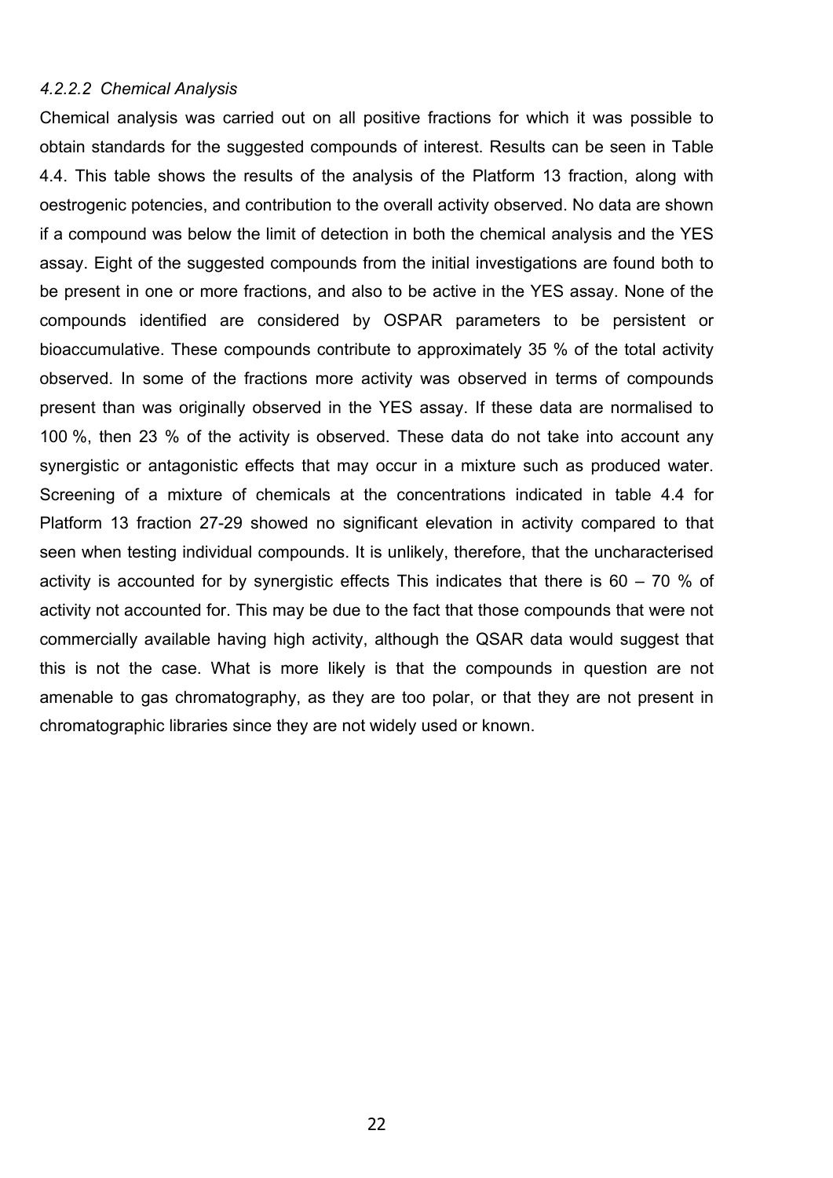#### *4.2.2.2 Chemical Analysis*

Chemical analysis was carried out on all positive fractions for which it was possible to obtain standards for the suggested compounds of interest. Results can be seen in Table 4.4. This table shows the results of the analysis of the Platform 13 fraction, along with oestrogenic potencies, and contribution to the overall activity observed. No data are shown if a compound was below the limit of detection in both the chemical analysis and the YES assay. Eight of the suggested compounds from the initial investigations are found both to be present in one or more fractions, and also to be active in the YES assay. None of the compounds identified are considered by OSPAR parameters to be persistent or bioaccumulative. These compounds contribute to approximately 35 % of the total activity observed. In some of the fractions more activity was observed in terms of compounds present than was originally observed in the YES assay. If these data are normalised to 100 %, then 23 % of the activity is observed. These data do not take into account any synergistic or antagonistic effects that may occur in a mixture such as produced water. Screening of a mixture of chemicals at the concentrations indicated in table 4.4 for Platform 13 fraction 27-29 showed no significant elevation in activity compared to that seen when testing individual compounds. It is unlikely, therefore, that the uncharacterised activity is accounted for by synergistic effects This indicates that there is 60 – 70 % of activity not accounted for. This may be due to the fact that those compounds that were not commercially available having high activity, although the QSAR data would suggest that this is not the case. What is more likely is that the compounds in question are not amenable to gas chromatography, as they are too polar, or that they are not present in chromatographic libraries since they are not widely used or known.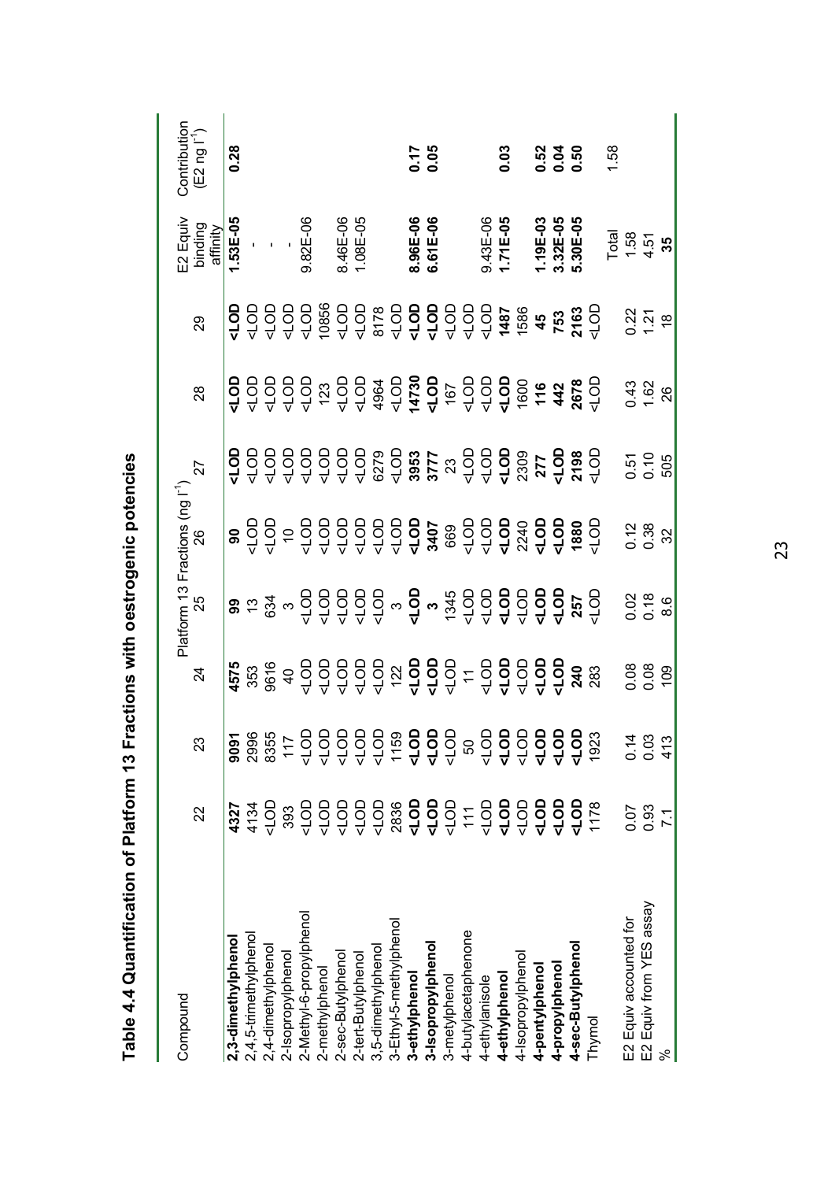## Table 4.4 Quantification of Platform 13 Fractions with oestrogenic potencies

| Compound | Platform 13 Fractions (ng l$^{-1}$) | | | | | | | | E2 Equiv binding affinity | Contribution (E2 ng l$^{-1}$) |
|---|---|---|---|---|---|---|---|---|---|---|
| | 22 | 23 | 24 | 25 | 26 | 27 | 28 | 29 | | |
| **2,3-dimethylphenol** | **4327** | **9091** | **4575** | **99** | **90** | **<LOD** | **<LOD** | **<LOD** | **1.53E-05** | **0.28** |
| 2,4,5-trimethylphenol | 4134 | 2996 | 353 | 13 | <LOD | <LOD | <LOD | <LOD | - | |
| 2,4-dimethylphenol | <LOD | 8355 | 9616 | 634 | <LOD | <LOD | <LOD | <LOD | - | |
| 2-Isopropylphenol | 393 | 117 | 40 | 3 | 10 | <LOD | <LOD | <LOD | - | |
| 2-Methyl-6-propylphenol | <LOD | <LOD | <LOD | <LOD | <LOD | <LOD | <LOD | <LOD | 9.82E-06 | |
| 2-methylphenol | <LOD | <LOD | <LOD | <LOD | <LOD | <LOD | 123 | 10856 | | |
| 2-sec-Butylphenol | <LOD | <LOD | <LOD | <LOD | <LOD | <LOD | <LOD | <LOD | 8.46E-06 | |
| 2-tert-Butylphenol | <LOD | <LOD | <LOD | <LOD | <LOD | <LOD | <LOD | <LOD | 1.08E-05 | |
| 3,5-dimethylphenol | <LOD | <LOD | <LOD | <LOD | <LOD | 6279 | 4964 | 8178 | | |
| 3-Ethyl-5-methylphenol | 2836 | 1159 | 122 | 3 | <LOD | <LOD | <LOD | <LOD | | |
| **3-ethylphenol** | **<LOD** | **<LOD** | **<LOD** | **<LOD** | **<LOD** | **3953** | **14730** | **<LOD** | **8.96E-06** | **0.17** |
| **3-Isopropylphenol** | **<LOD** | **<LOD** | **<LOD** | **3** | **3407** | **3777** | **<LOD** | **<LOD** | **6.61E-06** | **0.05** |
| 3-metylphenol | <LOD | <LOD | <LOD | 1345 | 669 | 23 | 167 | <LOD | | |
| 4-butylacetaphenone | 111 | 50 | 11 | <LOD | <LOD | <LOD | <LOD | <LOD | | |
| 4-ethylanisole | <LOD | <LOD | <LOD | <LOD | <LOD | <LOD | <LOD | <LOD | 9.43E-06 | |
| **4-ethylphenol** | **<LOD** | **<LOD** | **<LOD** | **<LOD** | **<LOD** | **<LOD** | **<LOD** | **1487** | **1.71E-05** | **0.03** |
| 4-Isopropylphenol | <LOD | <LOD | <LOD | <LOD | 2240 | 2309 | 1600 | 1586 | | |
| **4-pentylphenol** | **<LOD** | **<LOD** | **<LOD** | **<LOD** | **<LOD** | **277** | **116** | **45** | **1.19E-03** | **0.52** |
| **4-propylphenol** | **<LOD** | **<LOD** | **<LOD** | **<LOD** | **<LOD** | **<LOD** | **442** | **753** | **3.32E-05** | **0.04** |
| **4-sec-Butylphenol** | **<LOD** | **<LOD** | **240** | **257** | **1880** | **2198** | **2678** | **2163** | **5.30E-05** | **0.50** |
| Thymol | 1178 | 1923 | 283 | <LOD | <LOD | <LOD | <LOD | <LOD | | |
| | | | | | | | | | Total | 1.58 |
| E2 Equiv accounted for | 0.07 | 0.14 | 0.08 | 0.02 | 0.12 | 0.51 | 0.43 | 0.22 | 1.58 | |
| E2 Equiv from YES assay | 0.93 | 0.03 | 0.08 | 0.18 | 0.38 | 0.10 | 1.62 | 1.21 | 4.51 | |
| % | 7.1 | 413 | 109 | 8.6 | 32 | 505 | 26 | 18 | 35 | |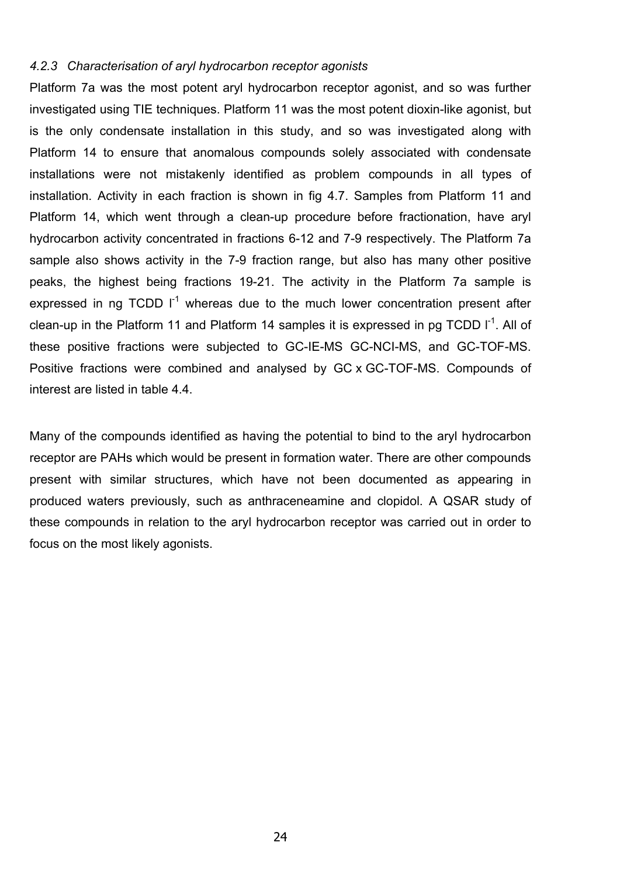#### *4.2.3 Characterisation of aryl hydrocarbon receptor agonists*

Platform 7a was the most potent aryl hydrocarbon receptor agonist, and so was further investigated using TIE techniques. Platform 11 was the most potent dioxin-like agonist, but is the only condensate installation in this study, and so was investigated along with Platform 14 to ensure that anomalous compounds solely associated with condensate installations were not mistakenly identified as problem compounds in all types of installation. Activity in each fraction is shown in fig 4.7. Samples from Platform 11 and Platform 14, which went through a clean-up procedure before fractionation, have aryl hydrocarbon activity concentrated in fractions 6-12 and 7-9 respectively. The Platform 7a sample also shows activity in the 7-9 fraction range, but also has many other positive peaks, the highest being fractions 19-21. The activity in the Platform 7a sample is expressed in ng TCDD $l^{-1}$ whereas due to the much lower concentration present after clean-up in the Platform 11 and Platform 14 samples it is expressed in pg TCDD $l^{-1}$. All of these positive fractions were subjected to GC-IE-MS GC-NCI-MS, and GC-TOF-MS. Positive fractions were combined and analysed by GC x GC-TOF-MS. Compounds of interest are listed in table 4.4.

Many of the compounds identified as having the potential to bind to the aryl hydrocarbon receptor are PAHs which would be present in formation water. There are other compounds present with similar structures, which have not been documented as appearing in produced waters previously, such as anthraceneamine and clopidol. A QSAR study of these compounds in relation to the aryl hydrocarbon receptor was carried out in order to focus on the most likely agonists.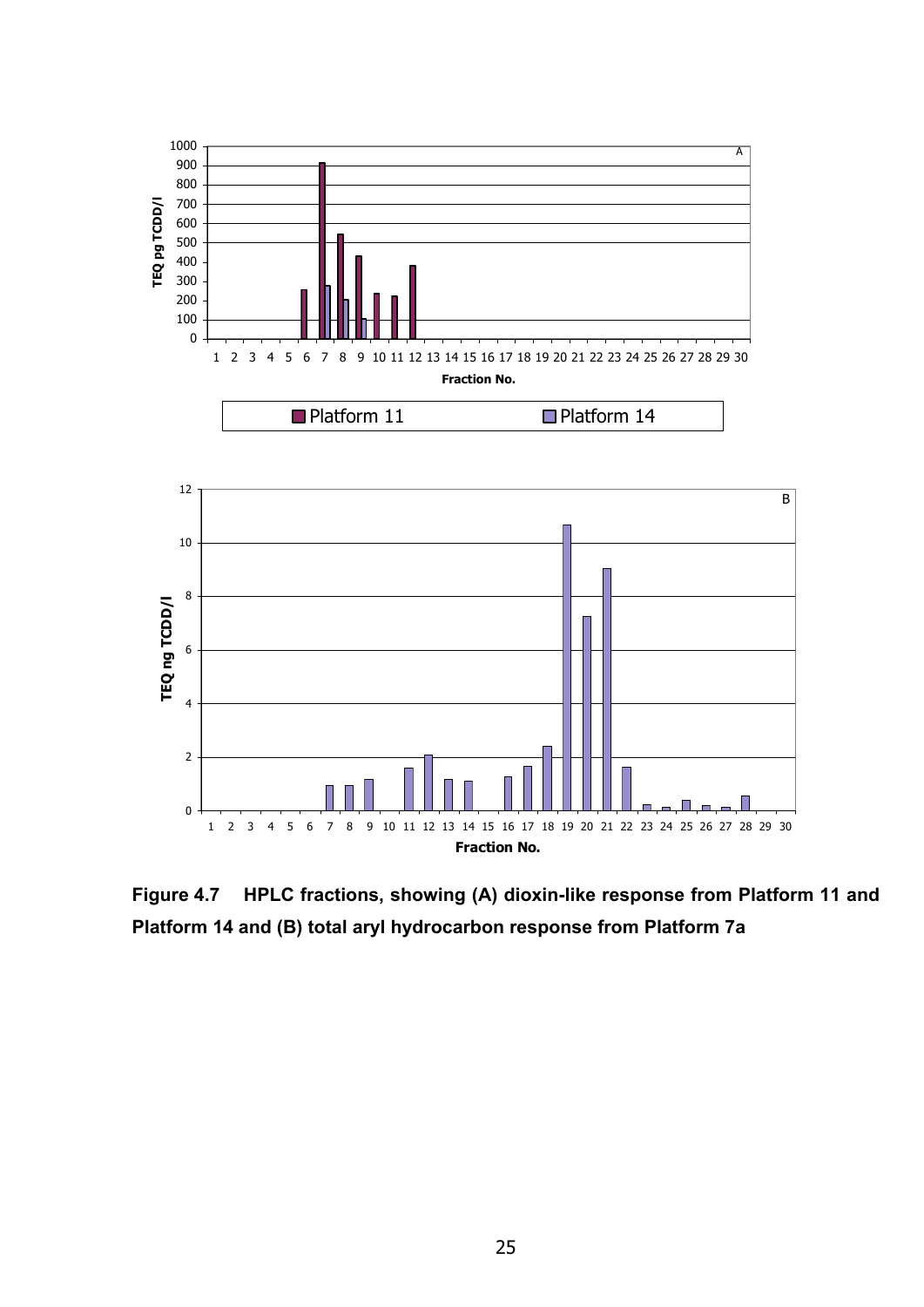**Figure 4.7 HPLC fractions, showing (A) dioxin-like response from Platform 11 and Platform 14 and (B) total aryl hydrocarbon response from Platform 7a**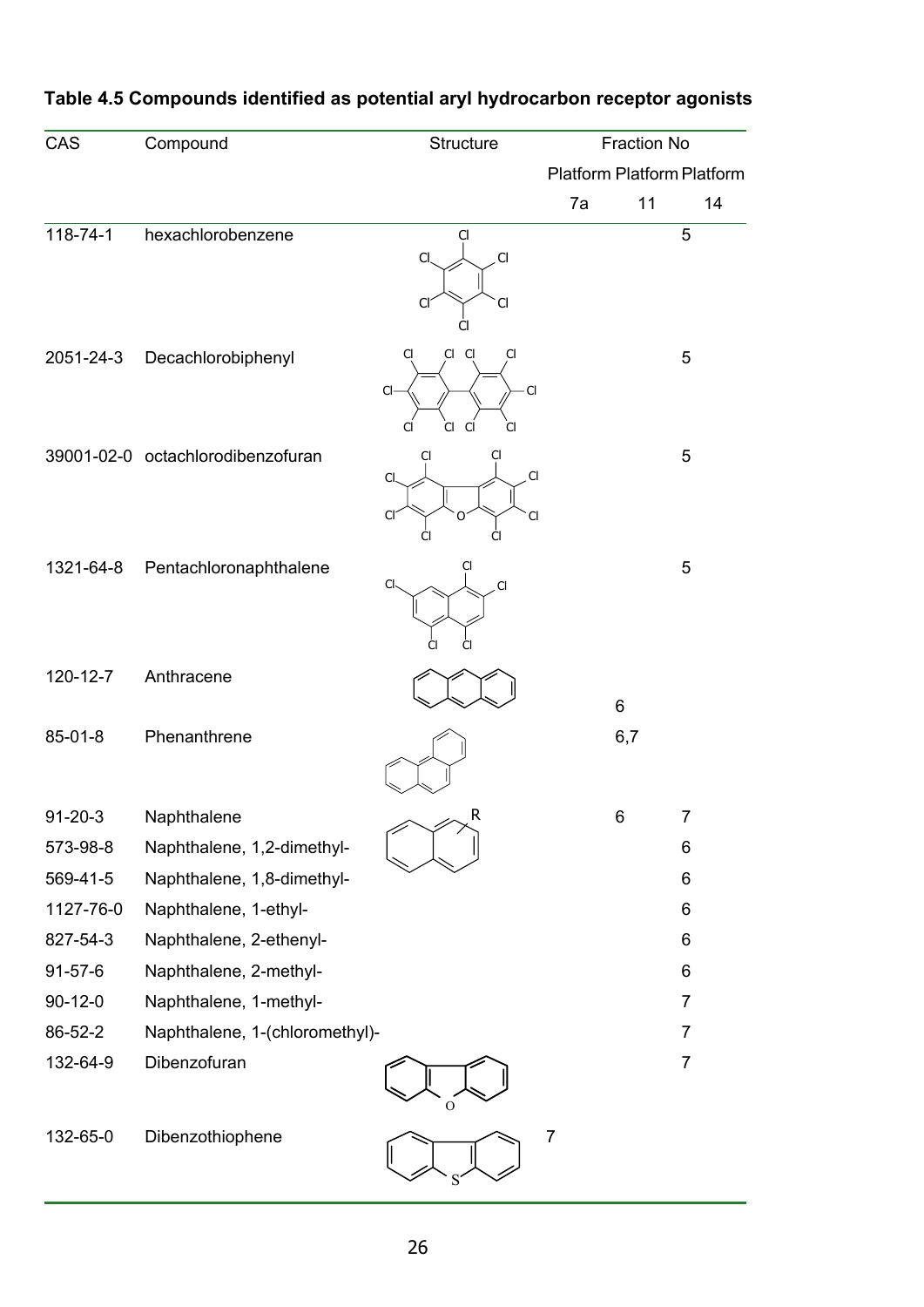**Table 4.5 Compounds identified as potential aryl hydrocarbon receptor agonists**

| CAS | Compound | Structure | Fraction No | | |
|---|---|---|---|---|---|
| | | | Platform 7a | Platform 11 | Platform 14 |
| 118-74-1 | hexachlorobenzene | | | | 5 |
| 2051-24-3 | Decachlorobiphenyl | | | | 5 |
| 39001-02-0 | octachlorodibenzofuran | | | | 5 |
| 1321-64-8 | Pentachloronaphthalene | | | | 5 |
| 120-12-7 | Anthracene | | | 6 | |
| 85-01-8 | Phenanthrene | | | 6,7 | |
| 91-20-3 | Naphthalene | | | 6 | 7 |
| 573-98-8 | Naphthalene, 1,2-dimethyl- | | | | 6 |
| 569-41-5 | Naphthalene, 1,8-dimethyl- | | | | 6 |
| 1127-76-0 | Naphthalene, 1-ethyl- | | | | 6 |
| 827-54-3 | Naphthalene, 2-ethenyl- | | | | 6 |
| 91-57-6 | Naphthalene, 2-methyl- | | | | 6 |
| 90-12-0 | Naphthalene, 1-methyl- | | | | 7 |
| 86-52-2 | Naphthalene, 1-(chloromethyl)- | | | | 7 |
| 132-64-9 | Dibenzofuran | | | | 7 |
| 132-65-0 | Dibenzothiophene | | 7 | | |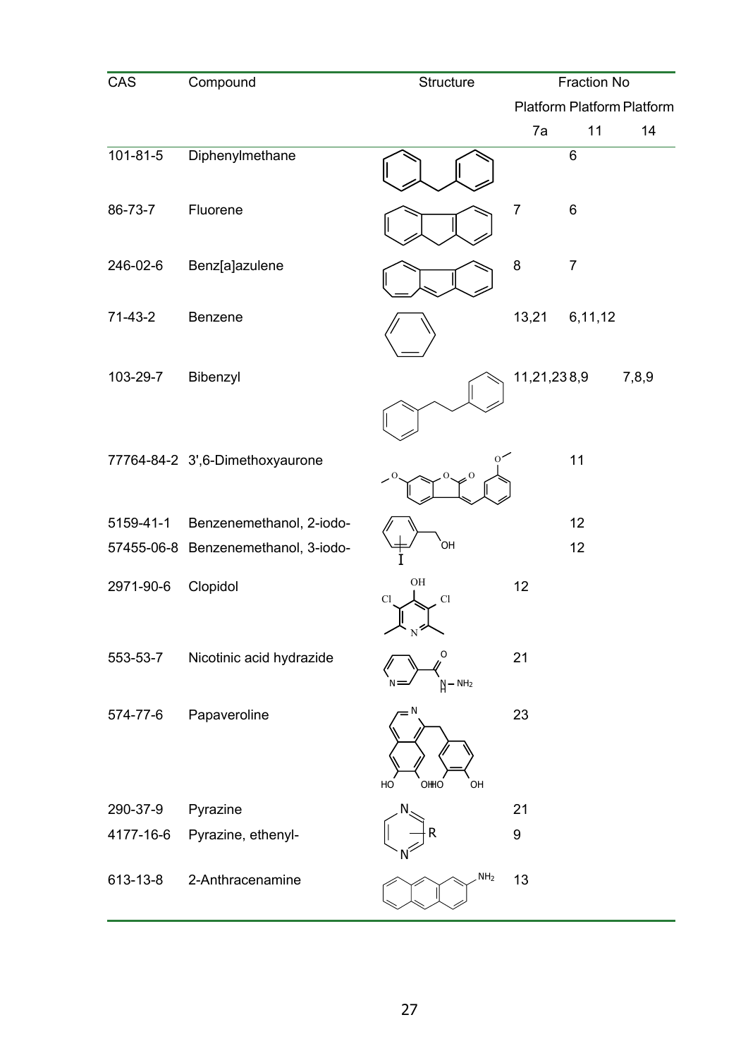| CAS | Compound | Structure | Fraction No | | |
|---|---|---|---|---|---|
| | | | Platform | Platform | Platform |
| | | | 7a | 11 | 14 |
| 101-81-5 | Diphenylmethane | | | 6 | |
| 86-73-7 | Fluorene | | 7 | 6 | |
| 246-02-6 | Benz[a]azulene | | 8 | 7 | |
| 71-43-2 | Benzene | | 13,21 | 6,11,12 | |
| 103-29-7 | Bibenzyl | | 11,21,23 | 8,9 | 7,8,9 |
| 77764-84-2 | 3',6-Dimethoxyaurone | | | 11 | |
| 5159-41-1 | Benzenemethanol, 2-iodo- | | | 12 | |
| 57455-06-8 | Benzenemethanol, 3-iodo- | | | 12 | |
| 2971-90-6 | Clopidol | | 12 | | |
| 553-53-7 | Nicotinic acid hydrazide | | 21 | | |
| 574-77-6 | Papaveroline | | 23 | | |
| 290-37-9 | Pyrazine | | 21 | | |
| 4177-16-6 | Pyrazine, ethenyl- | | 9 | | |
| 613-13-8 | 2-Anthracenamine | | 13 | | |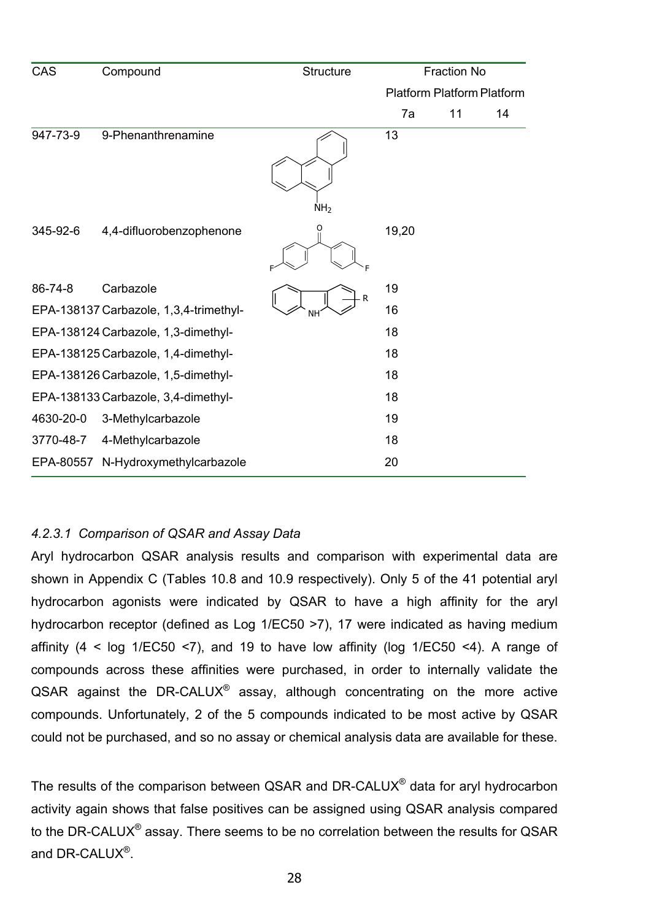| CAS | Compound | Structure | Fraction No | | |
|---|---|---|---|---|---|
| | | | Platform | Platform | Platform |
| | | | 7a | 11 | 14 |
| 947-73-9 | 9-Phenanthrenamine | | 13 | | |
| 345-92-6 | 4,4-difluorobenzophenone | | 19,20 | | |
| 86-74-8 | Carbazole | | 19 | | |
| EPA-138137 | Carbazole, 1,3,4-trimethyl- | | 16 | | |
| EPA-138124 | Carbazole, 1,3-dimethyl- | | 18 | | |
| EPA-138125 | Carbazole, 1,4-dimethyl- | | 18 | | |
| EPA-138126 | Carbazole, 1,5-dimethyl- | | 18 | | |
| EPA-138133 | Carbazole, 3,4-dimethyl- | | 18 | | |
| 4630-20-0 | 3-Methylcarbazole | | 19 | | |
| 3770-48-7 | 4-Methylcarbazole | | 18 | | |
| EPA-80557 | N-Hydroxymethylcarbazole | | 20 | | |

#### *4.2.3.1 Comparison of QSAR and Assay Data*

Aryl hydrocarbon QSAR analysis results and comparison with experimental data are shown in Appendix C (Tables 10.8 and 10.9 respectively). Only 5 of the 41 potential aryl hydrocarbon agonists were indicated by QSAR to have a high affinity for the aryl hydrocarbon receptor (defined as Log 1/EC50 >7), 17 were indicated as having medium affinity (4 < log 1/EC50 <7), and 19 to have low affinity (log 1/EC50 <4). A range of compounds across these affinities were purchased, in order to internally validate the QSAR against the DR-CALUX® assay, although concentrating on the more active compounds. Unfortunately, 2 of the 5 compounds indicated to be most active by QSAR could not be purchased, and so no assay or chemical analysis data are available for these.

The results of the comparison between QSAR and DR-CALUX® data for aryl hydrocarbon activity again shows that false positives can be assigned using QSAR analysis compared to the DR-CALUX® assay. There seems to be no correlation between the results for QSAR and DR-CALUX®.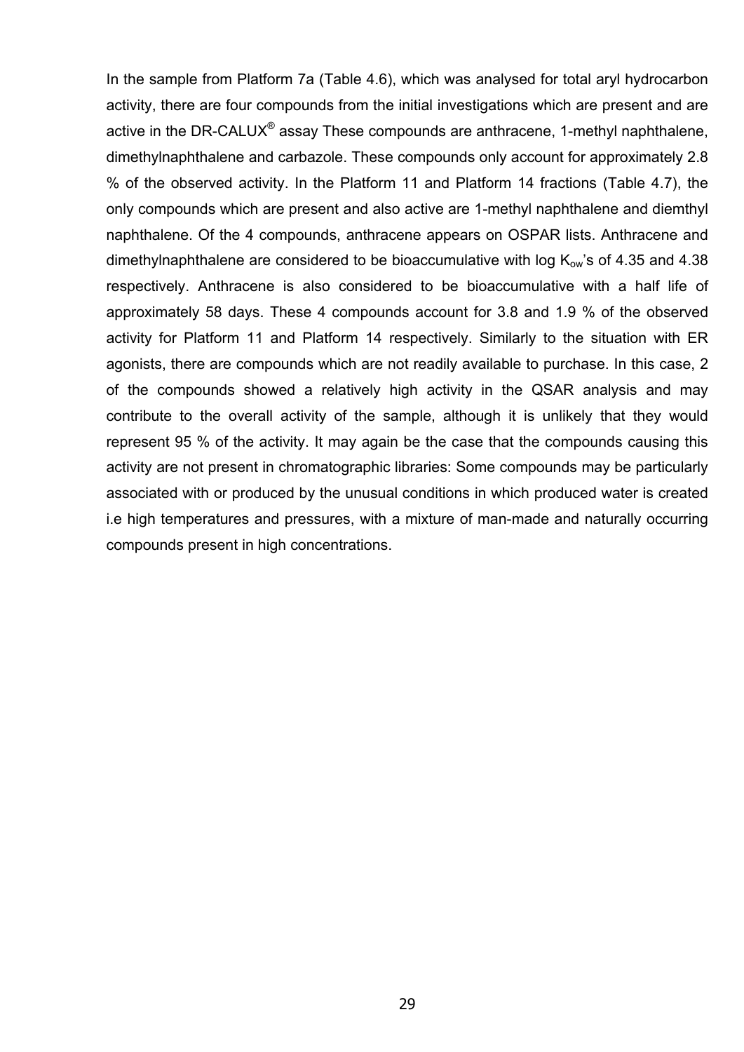In the sample from Platform 7a (Table 4.6), which was analysed for total aryl hydrocarbon activity, there are four compounds from the initial investigations which are present and are active in the DR-CALUX® assay These compounds are anthracene, 1-methyl naphthalene, dimethylnaphthalene and carbazole. These compounds only account for approximately 2.8 % of the observed activity. In the Platform 11 and Platform 14 fractions (Table 4.7), the only compounds which are present and also active are 1-methyl naphthalene and diemthyl naphthalene. Of the 4 compounds, anthracene appears on OSPAR lists. Anthracene and dimethylnaphthalene are considered to be bioaccumulative with log $K_{ow}$'s of 4.35 and 4.38 respectively. Anthracene is also considered to be bioaccumulative with a half life of approximately 58 days. These 4 compounds account for 3.8 and 1.9 % of the observed activity for Platform 11 and Platform 14 respectively. Similarly to the situation with ER agonists, there are compounds which are not readily available to purchase. In this case, 2 of the compounds showed a relatively high activity in the QSAR analysis and may contribute to the overall activity of the sample, although it is unlikely that they would represent 95 % of the activity. It may again be the case that the compounds causing this activity are not present in chromatographic libraries: Some compounds may be particularly associated with or produced by the unusual conditions in which produced water is created i.e high temperatures and pressures, with a mixture of man-made and naturally occurring compounds present in high concentrations.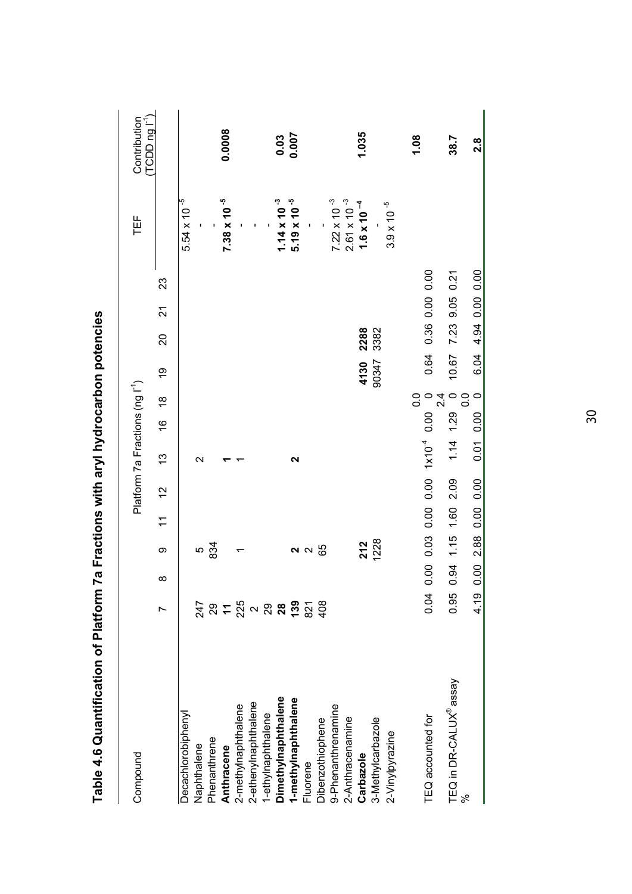# Table 4.6 Quantification of Platform 7a Fractions with aryl hydrocarbon potencies

| Compound | Platform 7a Fractions (ng l$^{-1}$) | | | | | | | | | | | | TEF | Contribution (TCDD ng l$^{-1}$) |
|---|---|---|---|---|---|---|---|---|---|---|---|---|---|---|
| | 7 | 8 | 9 | 11 | 12 | 13 | 16 | 18 | 19 | 20 | 21 | 23 | | |
| Decachlorobiphenyl | | | | | | | | | | | | | $5.54 \times 10^{-5}$ | |
| Naphthalene | 247 | | 5 | | | 2 | | | | | | | - | |
| Phenanthrene | 29 | | 834 | | | | | | | | | | - | |
| **Anthracene** | **11** | | | | | **1** | | | | | | | **$7.38 \times 10^{-5}$** | **0.0008** |
| 2-methylnaphthalene | 225 | | 1 | | | 1 | | | | | | | - | |
| 2-ethenylnaphthalene | 2 | | | | | | | | | | | | - | |
| 1-ethylnaphthalene | 29 | | | | | | | | | | | | - | |
| **Dimethylnaphthalene** | **28** | | | | | | | | | | | | **$1.14 \times 10^{-3}$** | **0.03** |
| **1-methylnaphthalene** | **139** | | **2** | | | **2** | | | | | | | **$5.19 \times 10^{-5}$** | **0.007** |
| Fluorene | 821 | | 2 | | | | | | | | | | - | |
| Dibenzothiophene | 408 | | 65 | | | | | | | | | | - | |
| 9-Phenanthrenamine | | | | | | | | | | | | | $7.22 \times 10^{-3}$ | |
| 2-Anthracenamine | | | | | | | | | | | | | $2.61 \times 10^{-3}$ | |
| **Carbazole** | | | **212** | | | | | | **4130** | **2288** | | | **$1.6 \times 10^{-4}$** | **1.035** |
| 3-Methylcarbazole | | | 1228 | | | | | | 90347 | 3382 | | | - | |
| 2-Vinylpyrazine | | | | | | | | | | | | | $3.9 \times 10^{-5}$ | |
| TEQ accounted for | 0.04 | 0.00 | 0.03 | 0.00 | 0.00 | $1 \times 10^{-4}$ | 0.00 | 0.00 | 0.64 | 0.36 | 0.00 | 0.00 | | **1.08** |
| TEQ in DR-CALUX® assay | 0.95 | 0.94 | 1.15 | 1.60 | 2.09 | 1.14 | 1.29 | 2.40 | 10.67 | 7.23 | 9.05 | 0.21 | | **38.7** |
| % | 4.19 | 0.00 | 2.88 | 0.00 | 0.00 | 0.01 | 0.00 | 0.00 | 6.04 | 4.94 | 0.00 | 0.00 | | **2.8** |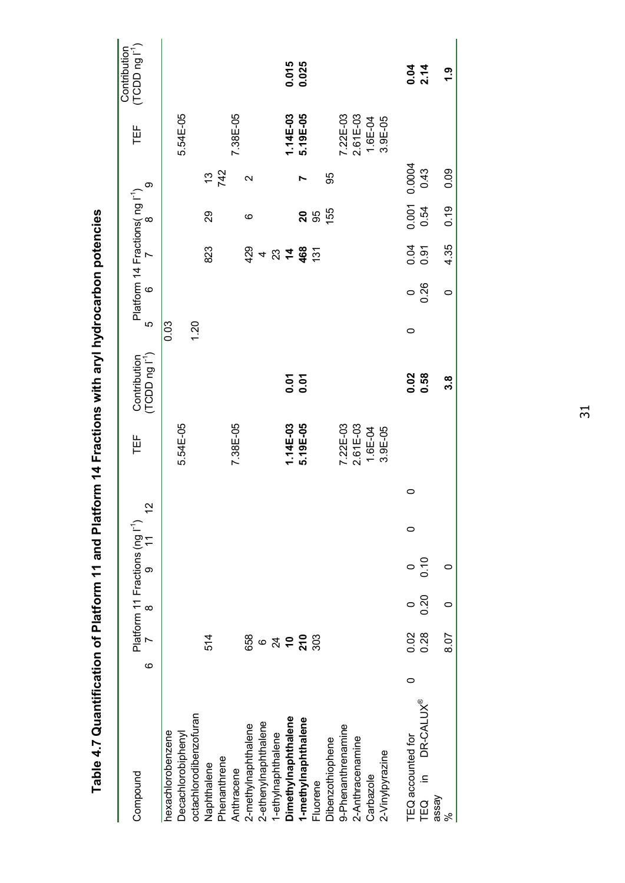# Table 4.7 Quantification of Platform 11 and Platform 14 Fractions with aryl hydrocarbon potencies

| Compound | Platform 11 Fractions (ng $l^{-1}$) | | | | | | TEF | Contribution (TCDD ng $l^{-1}$) | Platform 14 Fractions( ng $l^{-1}$) | | | | | TEF | Contribution (TCDD ng $l^{-1}$) |
|---|---|---|---|---|---|---|---|---|---|---|---|---|---|---|---|
| | 6 | 7 | 8 | 9 | 11 | 12 | | | 5 | 6 | 7 | 8 | 9 | | |
| hexachlorobenzene | | | | | | | | | 0.03 | | | | | | |
| Decachlorobiphenyl | | | | | | | 5.54E-05 | | | | | | | 5.54E-05 | |
| octachlorodibenzofuran | | | | | | | | | 1.20 | | | | | | |
| Naphthalene | | 514 | | | | | | | | | 823 | 29 | 13 | | |
| Phenanthrene | | | | | | | | | | | | | 742 | | |
| Anthracene | | | | | | | 7.38E-05 | | | | | | | 7.38E-05 | |
| 2-methylnaphthalene | | 658 | | | | | | | | | 429 | 6 | 2 | | |
| 2-ethenylnaphthalene | | 6 | | | | | | | | | 4 | | | | |
| 1-ethylnaphthalene | | 24 | | | | | | | | | 23 | | | | |
| **Dimethylnaphthalene** | | **10** | | | | | **1.14E-03** | **0.01** | | | **14** | | | **1.14E-03** | **0.015** |
| **1-methylnaphthalene** | | **210** | | | | | **5.19E-05** | **0.01** | | | **468** | **20** | **7** | **5.19E-05** | **0.025** |
| Fluorene | | 303 | | | | | | | | | 131 | 95 | | | |
| Dibenzothiophene | | | | | | | | | | | | 155 | 95 | | |
| 9-Phenanthrenamine | | | | | | | 7.22E-03 | | | | | | | 7.22E-03 | |
| 2-Anthracenamine | | | | | | | 2.61E-03 | | | | | | | 2.61E-03 | |
| Carbazole | | | | | | | 1.6E-04 | | | | | | | 1.6E-04 | |
| 2-Vinylpyrazine | | | | | | | 3.9E-05 | | | | | | | 3.9E-05 | |
| TEQ accounted for | 0 | 0.02 | 0 | 0 | 0 | 0 | | **0.02** | 0 | 0 | 0.04 | 0.001 | 0.0004 | | **0.04** |
| TEQ in DR-CALUX® assay | | 0.28 | 0.20 | 0.10 | | | | **0.58** | | 0.26 | 0.91 | 0.54 | 0.43 | | **2.14** |
| % | | 8.07 | 0 | 0 | | | | **3.8** | | 0 | 4.35 | 0.19 | 0.09 | | **1.9** |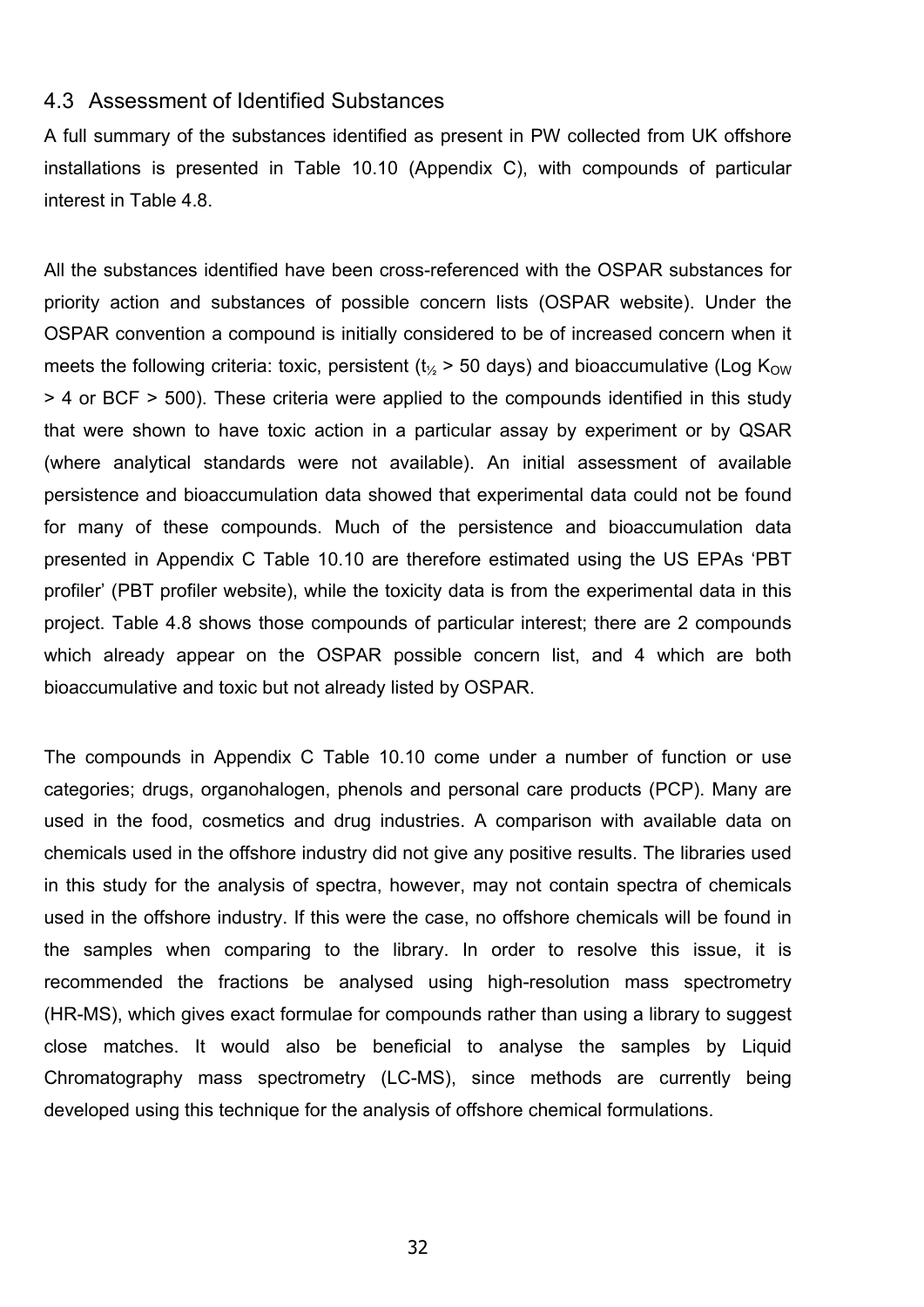## 4.3 Assessment of Identified Substances

A full summary of the substances identified as present in PW collected from UK offshore installations is presented in Table 10.10 (Appendix C), with compounds of particular interest in Table 4.8.

All the substances identified have been cross-referenced with the OSPAR substances for priority action and substances of possible concern lists (OSPAR website). Under the OSPAR convention a compound is initially considered to be of increased concern when it meets the following criteria: toxic, persistent ($t_{½}$ > 50 days) and bioaccumulative (Log $K_{OW}$ > 4 or BCF > 500). These criteria were applied to the compounds identified in this study that were shown to have toxic action in a particular assay by experiment or by QSAR (where analytical standards were not available). An initial assessment of available persistence and bioaccumulation data showed that experimental data could not be found for many of these compounds. Much of the persistence and bioaccumulation data presented in Appendix C Table 10.10 are therefore estimated using the US EPAs 'PBT profiler' (PBT profiler website), while the toxicity data is from the experimental data in this project. Table 4.8 shows those compounds of particular interest; there are 2 compounds which already appear on the OSPAR possible concern list, and 4 which are both bioaccumulative and toxic but not already listed by OSPAR.

The compounds in Appendix C Table 10.10 come under a number of function or use categories; drugs, organohalogen, phenols and personal care products (PCP). Many are used in the food, cosmetics and drug industries. A comparison with available data on chemicals used in the offshore industry did not give any positive results. The libraries used in this study for the analysis of spectra, however, may not contain spectra of chemicals used in the offshore industry. If this were the case, no offshore chemicals will be found in the samples when comparing to the library. In order to resolve this issue, it is recommended the fractions be analysed using high-resolution mass spectrometry (HR-MS), which gives exact formulae for compounds rather than using a library to suggest close matches. It would also be beneficial to analyse the samples by Liquid Chromatography mass spectrometry (LC-MS), since methods are currently being developed using this technique for the analysis of offshore chemical formulations.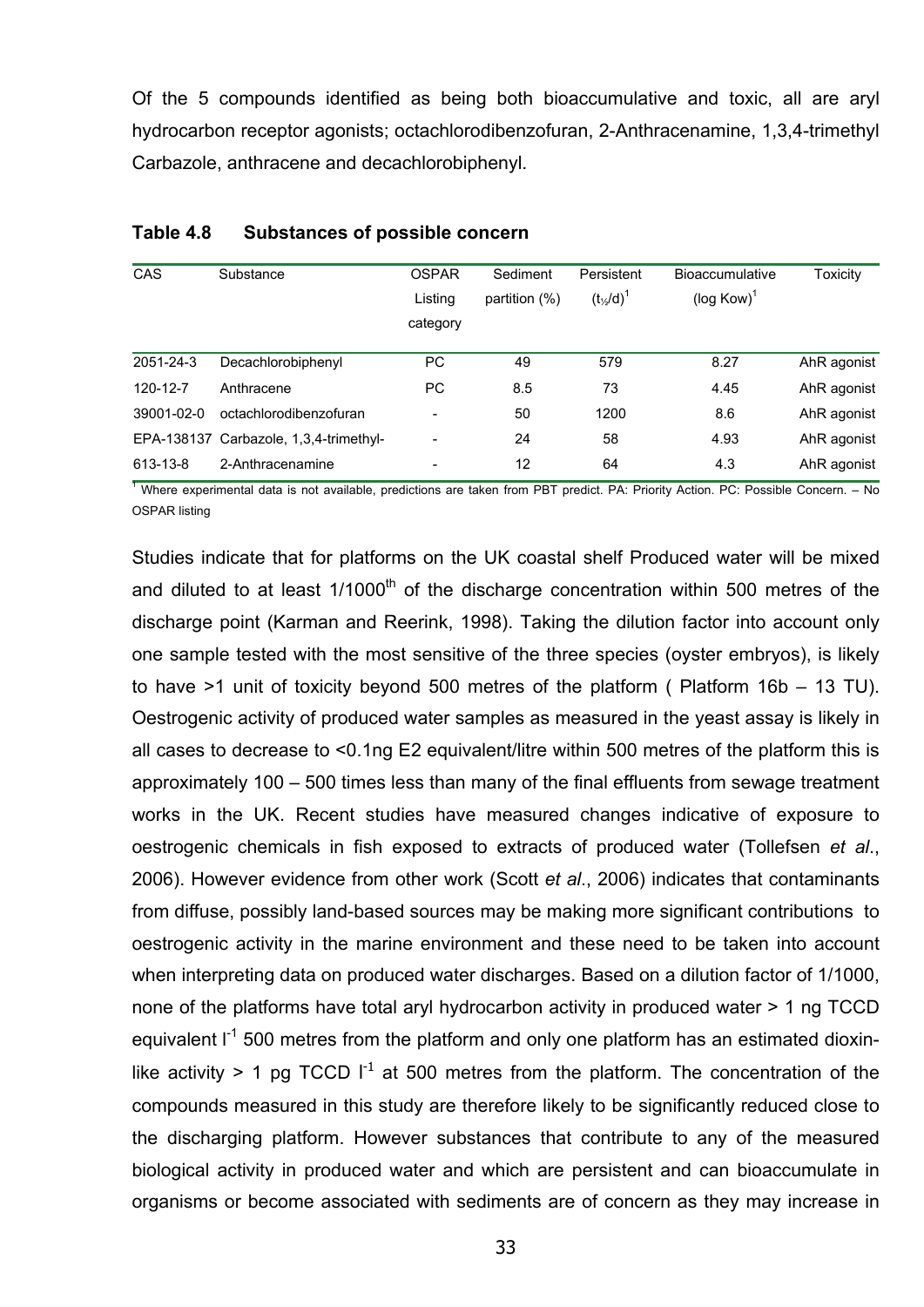Of the 5 compounds identified as being both bioaccumulative and toxic, all are aryl hydrocarbon receptor agonists; octachlorodibenzofuran, 2-Anthracenamine, 1,3,4-trimethyl Carbazole, anthracene and decachlorobiphenyl.

**Table 4.8 Substances of possible concern**

| CAS | Substance | OSPAR Listing category | Sediment partition (%) | Persistent ($t_{½}$/d)[1] | Bioaccumulative (log Kow)[1] | Toxicity |
|---|---|---|---|---|---|---|
| 2051-24-3 | Decachlorobiphenyl | PC | 49 | 579 | 8.27 | AhR agonist |
| 120-12-7 | Anthracene | PC | 8.5 | 73 | 4.45 | AhR agonist |
| 39001-02-0 | octachlorodibenzofuran | - | 50 | 1200 | 8.6 | AhR agonist |
| EPA-138137 | Carbazole, 1,3,4-trimethyl- | - | 24 | 58 | 4.93 | AhR agonist |
| 613-13-8 | 2-Anthracenamine | - | 12 | 64 | 4.3 | AhR agonist |

[1] Where experimental data is not available, predictions are taken from PBT predict. PA: Priority Action. PC: Possible Concern. – No OSPAR listing

Studies indicate that for platforms on the UK coastal shelf Produced water will be mixed and diluted to at least 1/1000th of the discharge concentration within 500 metres of the discharge point (Karman and Reerink, 1998). Taking the dilution factor into account only one sample tested with the most sensitive of the three species (oyster embryos), is likely to have >1 unit of toxicity beyond 500 metres of the platform ( Platform 16b – 13 TU). Oestrogenic activity of produced water samples as measured in the yeast assay is likely in all cases to decrease to <0.1ng E2 equivalent/litre within 500 metres of the platform this is approximately 100 – 500 times less than many of the final effluents from sewage treatment works in the UK. Recent studies have measured changes indicative of exposure to oestrogenic chemicals in fish exposed to extracts of produced water (Tollefsen *et al*., 2006). However evidence from other work (Scott *et al*., 2006) indicates that contaminants from diffuse, possibly land-based sources may be making more significant contributions to oestrogenic activity in the marine environment and these need to be taken into account when interpreting data on produced water discharges. Based on a dilution factor of 1/1000, none of the platforms have total aryl hydrocarbon activity in produced water > 1 ng TCCD equivalent $l^{-1}$ 500 metres from the platform and only one platform has an estimated dioxin-like activity > 1 pg TCCD $l^{-1}$ at 500 metres from the platform. The concentration of the compounds measured in this study are therefore likely to be significantly reduced close to the discharging platform. However substances that contribute to any of the measured biological activity in produced water and which are persistent and can bioaccumulate in organisms or become associated with sediments are of concern as they may increase in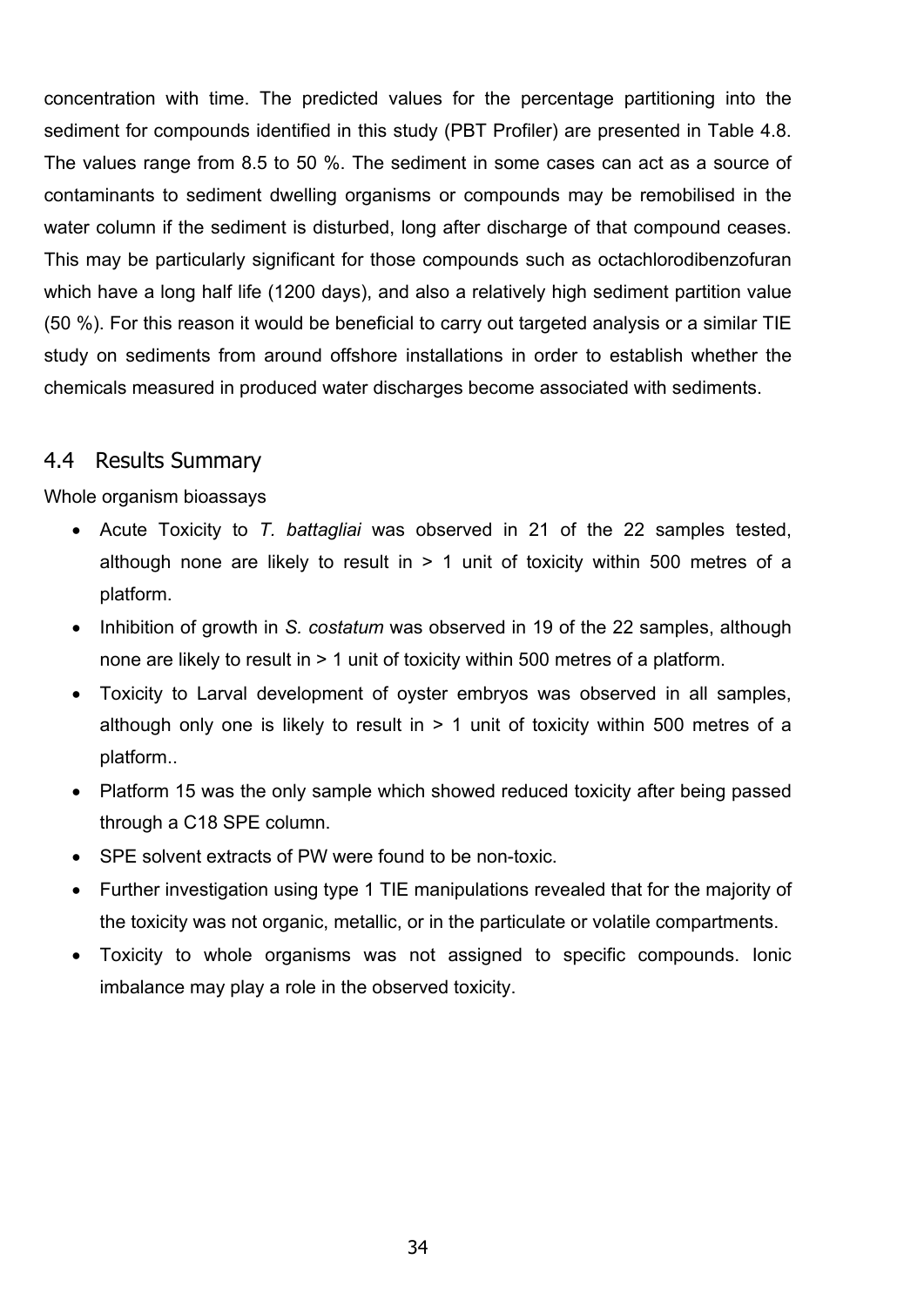concentration with time. The predicted values for the percentage partitioning into the sediment for compounds identified in this study (PBT Profiler) are presented in Table 4.8. The values range from 8.5 to 50 %. The sediment in some cases can act as a source of contaminants to sediment dwelling organisms or compounds may be remobilised in the water column if the sediment is disturbed, long after discharge of that compound ceases. This may be particularly significant for those compounds such as octachlorodibenzofuran which have a long half life (1200 days), and also a relatively high sediment partition value (50 %). For this reason it would be beneficial to carry out targeted analysis or a similar TIE study on sediments from around offshore installations in order to establish whether the chemicals measured in produced water discharges become associated with sediments.

## 4.4 Results Summary

Whole organism bioassays

- Acute Toxicity to *T. battagliai* was observed in 21 of the 22 samples tested, although none are likely to result in > 1 unit of toxicity within 500 metres of a platform.
- Inhibition of growth in *S. costatum* was observed in 19 of the 22 samples, although none are likely to result in > 1 unit of toxicity within 500 metres of a platform.
- Toxicity to Larval development of oyster embryos was observed in all samples, although only one is likely to result in > 1 unit of toxicity within 500 metres of a platform..
- Platform 15 was the only sample which showed reduced toxicity after being passed through a C18 SPE column.
- SPE solvent extracts of PW were found to be non-toxic.
- Further investigation using type 1 TIE manipulations revealed that for the majority of the toxicity was not organic, metallic, or in the particulate or volatile compartments.
- Toxicity to whole organisms was not assigned to specific compounds. Ionic imbalance may play a role in the observed toxicity.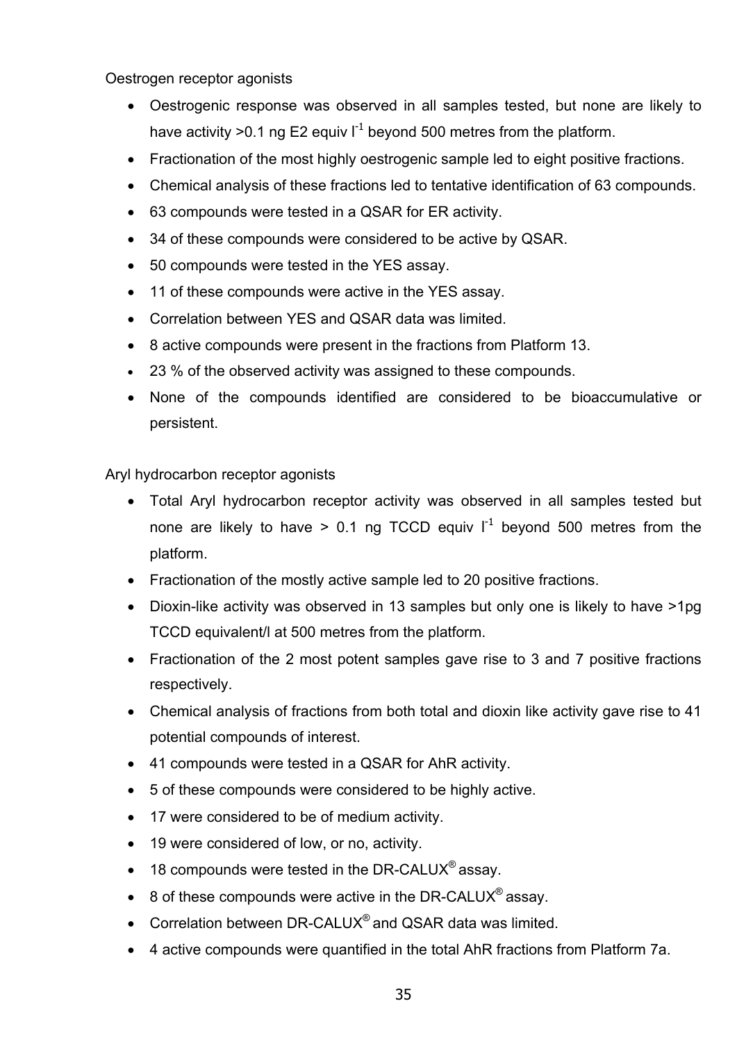Oestrogen receptor agonists

- Oestrogenic response was observed in all samples tested, but none are likely to have activity >0.1 ng E2 equiv $l^{-1}$ beyond 500 metres from the platform.
- Fractionation of the most highly oestrogenic sample led to eight positive fractions.
- Chemical analysis of these fractions led to tentative identification of 63 compounds.
- 63 compounds were tested in a QSAR for ER activity.
- 34 of these compounds were considered to be active by QSAR.
- 50 compounds were tested in the YES assay.
- 11 of these compounds were active in the YES assay.
- Correlation between YES and QSAR data was limited.
- 8 active compounds were present in the fractions from Platform 13.
- 23 % of the observed activity was assigned to these compounds.
- None of the compounds identified are considered to be bioaccumulative or persistent.

Aryl hydrocarbon receptor agonists

- Total Aryl hydrocarbon receptor activity was observed in all samples tested but none are likely to have > 0.1 ng TCCD equiv $l^{-1}$ beyond 500 metres from the platform.
- Fractionation of the mostly active sample led to 20 positive fractions.
- Dioxin-like activity was observed in 13 samples but only one is likely to have >1pg TCCD equivalent/l at 500 metres from the platform.
- Fractionation of the 2 most potent samples gave rise to 3 and 7 positive fractions respectively.
- Chemical analysis of fractions from both total and dioxin like activity gave rise to 41 potential compounds of interest.
- 41 compounds were tested in a QSAR for AhR activity.
- 5 of these compounds were considered to be highly active.
- 17 were considered to be of medium activity.
- 19 were considered of low, or no, activity.
- 18 compounds were tested in the DR-CALUX® assay.
- 8 of these compounds were active in the DR-CALUX® assay.
- Correlation between DR-CALUX® and QSAR data was limited.
- 4 active compounds were quantified in the total AhR fractions from Platform 7a.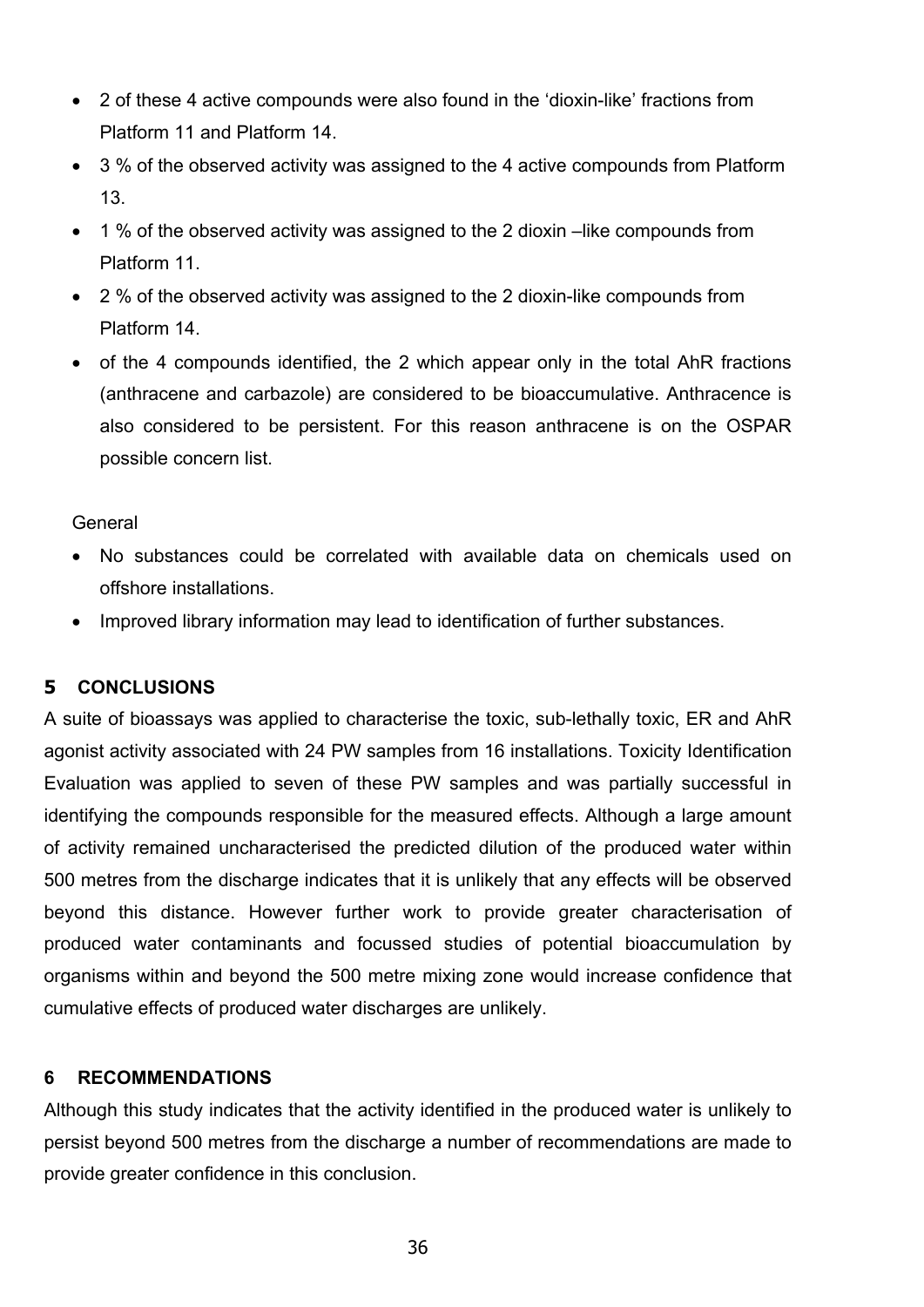- 2 of these 4 active compounds were also found in the 'dioxin-like' fractions from Platform 11 and Platform 14.
- 3 % of the observed activity was assigned to the 4 active compounds from Platform 13.
- 1 % of the observed activity was assigned to the 2 dioxin –like compounds from Platform 11.
- 2 % of the observed activity was assigned to the 2 dioxin-like compounds from Platform 14.
- of the 4 compounds identified, the 2 which appear only in the total AhR fractions (anthracene and carbazole) are considered to be bioaccumulative. Anthracence is also considered to be persistent. For this reason anthracene is on the OSPAR possible concern list.

General

- No substances could be correlated with available data on chemicals used on offshore installations.
- Improved library information may lead to identification of further substances.

## 5 CONCLUSIONS

A suite of bioassays was applied to characterise the toxic, sub-lethally toxic, ER and AhR agonist activity associated with 24 PW samples from 16 installations. Toxicity Identification Evaluation was applied to seven of these PW samples and was partially successful in identifying the compounds responsible for the measured effects. Although a large amount of activity remained uncharacterised the predicted dilution of the produced water within 500 metres from the discharge indicates that it is unlikely that any effects will be observed beyond this distance. However further work to provide greater characterisation of produced water contaminants and focussed studies of potential bioaccumulation by organisms within and beyond the 500 metre mixing zone would increase confidence that cumulative effects of produced water discharges are unlikely.

## 6 RECOMMENDATIONS

Although this study indicates that the activity identified in the produced water is unlikely to persist beyond 500 metres from the discharge a number of recommendations are made to provide greater confidence in this conclusion.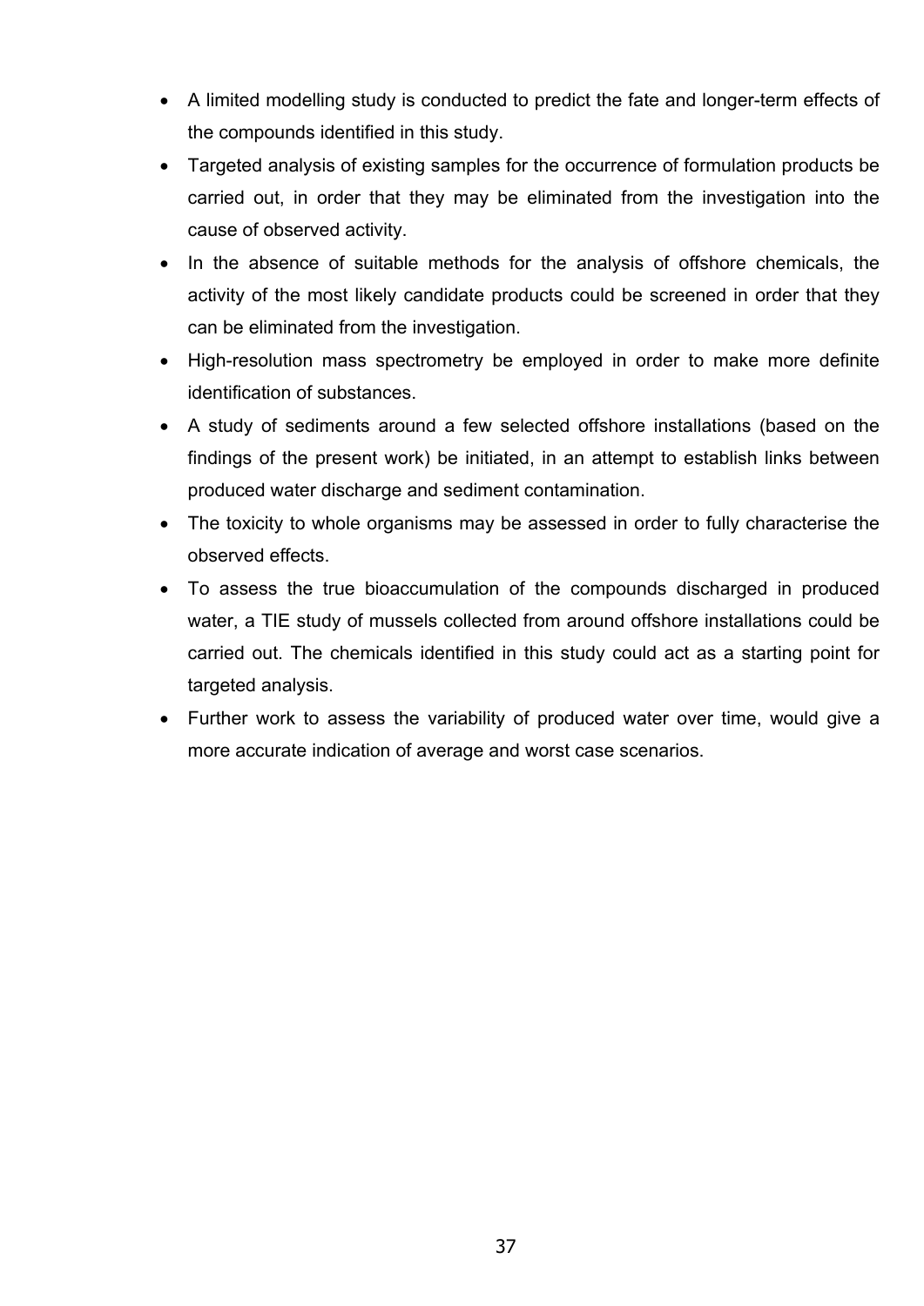- A limited modelling study is conducted to predict the fate and longer-term effects of the compounds identified in this study.
- Targeted analysis of existing samples for the occurrence of formulation products be carried out, in order that they may be eliminated from the investigation into the cause of observed activity.
- In the absence of suitable methods for the analysis of offshore chemicals, the activity of the most likely candidate products could be screened in order that they can be eliminated from the investigation.
- High-resolution mass spectrometry be employed in order to make more definite identification of substances.
- A study of sediments around a few selected offshore installations (based on the findings of the present work) be initiated, in an attempt to establish links between produced water discharge and sediment contamination.
- The toxicity to whole organisms may be assessed in order to fully characterise the observed effects.
- To assess the true bioaccumulation of the compounds discharged in produced water, a TIE study of mussels collected from around offshore installations could be carried out. The chemicals identified in this study could act as a starting point for targeted analysis.
- Further work to assess the variability of produced water over time, would give a more accurate indication of average and worst case scenarios.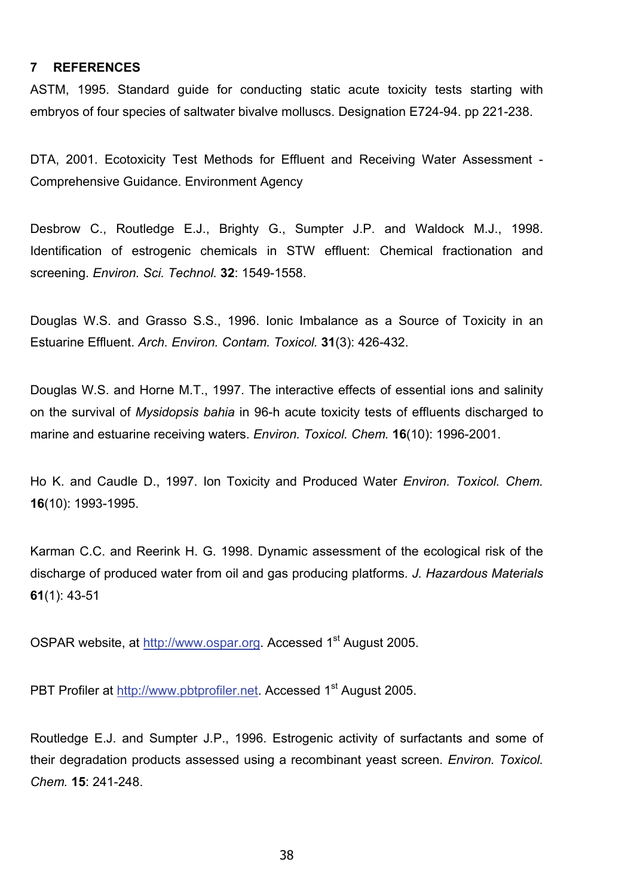## 7 REFERENCES

ASTM, 1995. Standard guide for conducting static acute toxicity tests starting with embryos of four species of saltwater bivalve molluscs. Designation E724-94. pp 221-238.

DTA, 2001. Ecotoxicity Test Methods for Effluent and Receiving Water Assessment - Comprehensive Guidance. Environment Agency

Desbrow C., Routledge E.J., Brighty G., Sumpter J.P. and Waldock M.J., 1998. Identification of estrogenic chemicals in STW effluent: Chemical fractionation and screening. *Environ. Sci. Technol.* **32**: 1549-1558.

Douglas W.S. and Grasso S.S., 1996. Ionic Imbalance as a Source of Toxicity in an Estuarine Effluent. *Arch. Environ. Contam. Toxicol.* **31**(3): 426-432.

Douglas W.S. and Horne M.T., 1997. The interactive effects of essential ions and salinity on the survival of *Mysidopsis bahia* in 96-h acute toxicity tests of effluents discharged to marine and estuarine receiving waters. *Environ. Toxicol. Chem.* **16**(10): 1996-2001.

Ho K. and Caudle D., 1997. Ion Toxicity and Produced Water *Environ. Toxicol. Chem.* **16**(10): 1993-1995.

Karman C.C. and Reerink H. G. 1998. Dynamic assessment of the ecological risk of the discharge of produced water from oil and gas producing platforms. *J. Hazardous Materials* **61**(1): 43-51

OSPAR website, at http://www.ospar.org. Accessed 1st August 2005.

PBT Profiler at http://www.pbtprofiler.net. Accessed 1st August 2005.

Routledge E.J. and Sumpter J.P., 1996. Estrogenic activity of surfactants and some of their degradation products assessed using a recombinant yeast screen. *Environ. Toxicol. Chem.* **15**: 241-248.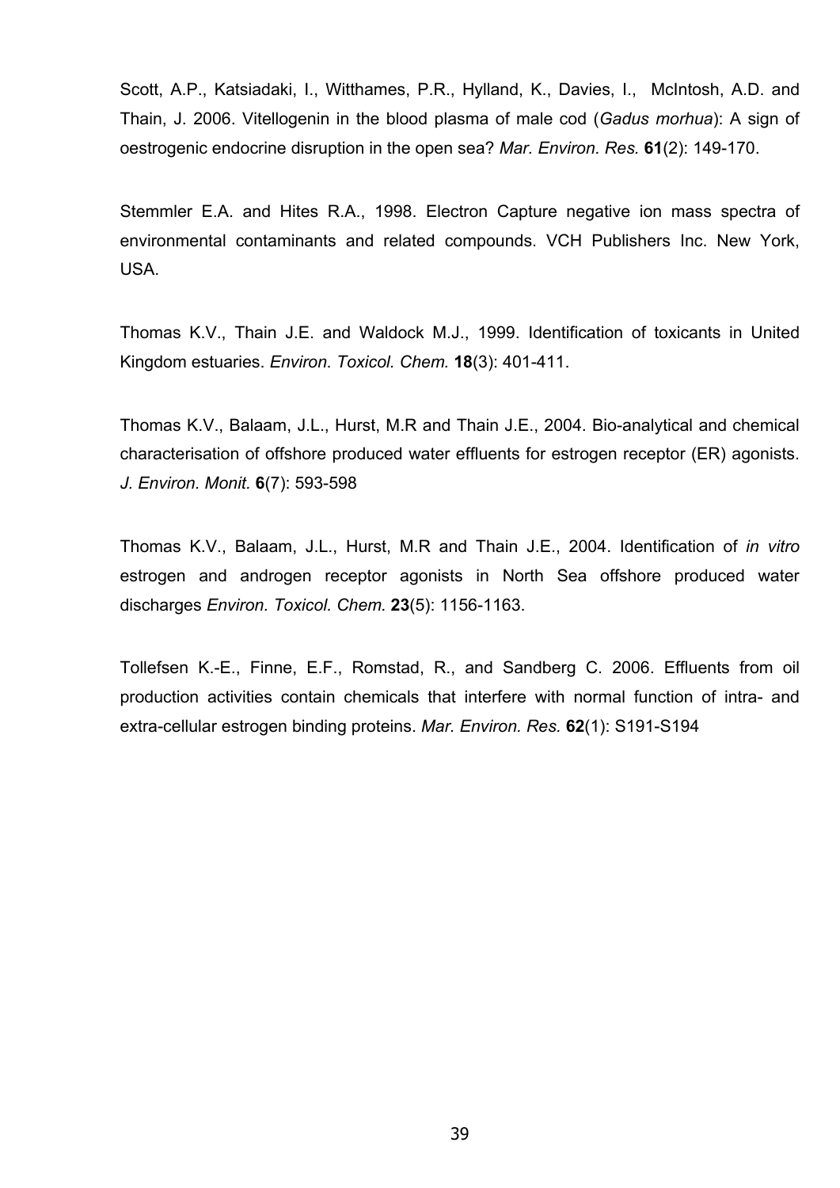Scott, A.P., Katsiadaki, I., Witthames, P.R., Hylland, K., Davies, I., McIntosh, A.D. and Thain, J. 2006. Vitellogenin in the blood plasma of male cod (*Gadus morhua*): A sign of oestrogenic endocrine disruption in the open sea? *Mar. Environ. Res.* **61**(2): 149-170.

Stemmler E.A. and Hites R.A., 1998. Electron Capture negative ion mass spectra of environmental contaminants and related compounds. VCH Publishers Inc. New York, USA.

Thomas K.V., Thain J.E. and Waldock M.J., 1999. Identification of toxicants in United Kingdom estuaries. *Environ. Toxicol. Chem.* **18**(3): 401-411.

Thomas K.V., Balaam, J.L., Hurst, M.R and Thain J.E., 2004. Bio-analytical and chemical characterisation of offshore produced water effluents for estrogen receptor (ER) agonists. *J. Environ. Monit.* **6**(7): 593-598

Thomas K.V., Balaam, J.L., Hurst, M.R and Thain J.E., 2004. Identification of *in vitro* estrogen and androgen receptor agonists in North Sea offshore produced water discharges *Environ. Toxicol. Chem.* **23**(5): 1156-1163.

Tollefsen K.-E., Finne, E.F., Romstad, R., and Sandberg C. 2006. Effluents from oil production activities contain chemicals that interfere with normal function of intra- and extra-cellular estrogen binding proteins. *Mar. Environ. Res.* **62**(1): S191-S194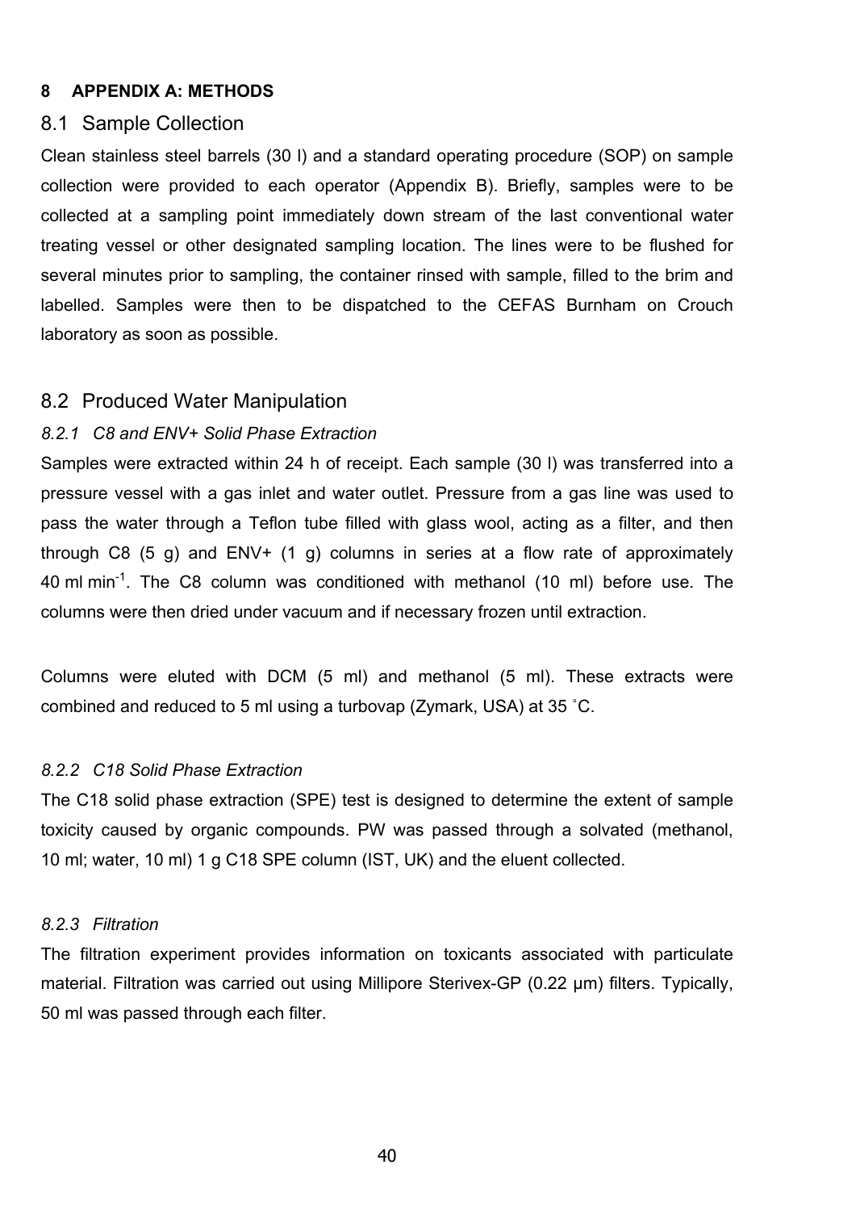# 8 APPENDIX A: METHODS

## 8.1 Sample Collection

Clean stainless steel barrels (30 l) and a standard operating procedure (SOP) on sample collection were provided to each operator (Appendix B). Briefly, samples were to be collected at a sampling point immediately down stream of the last conventional water treating vessel or other designated sampling location. The lines were to be flushed for several minutes prior to sampling, the container rinsed with sample, filled to the brim and labelled. Samples were then to be dispatched to the CEFAS Burnham on Crouch laboratory as soon as possible.

## 8.2 Produced Water Manipulation

### *8.2.1 C8 and ENV+ Solid Phase Extraction*

Samples were extracted within 24 h of receipt. Each sample (30 l) was transferred into a pressure vessel with a gas inlet and water outlet. Pressure from a gas line was used to pass the water through a Teflon tube filled with glass wool, acting as a filter, and then through C8 (5 g) and ENV+ (1 g) columns in series at a flow rate of approximately 40 ml $min^{-1}$. The C8 column was conditioned with methanol (10 ml) before use. The columns were then dried under vacuum and if necessary frozen until extraction.

Columns were eluted with DCM (5 ml) and methanol (5 ml). These extracts were combined and reduced to 5 ml using a turbovap (Zymark, USA) at 35 ˚C.

### *8.2.2 C18 Solid Phase Extraction*

The C18 solid phase extraction (SPE) test is designed to determine the extent of sample toxicity caused by organic compounds. PW was passed through a solvated (methanol, 10 ml; water, 10 ml) 1 g C18 SPE column (IST, UK) and the eluent collected.

### *8.2.3 Filtration*

The filtration experiment provides information on toxicants associated with particulate material. Filtration was carried out using Millipore Sterivex-GP (0.22 µm) filters. Typically, 50 ml was passed through each filter.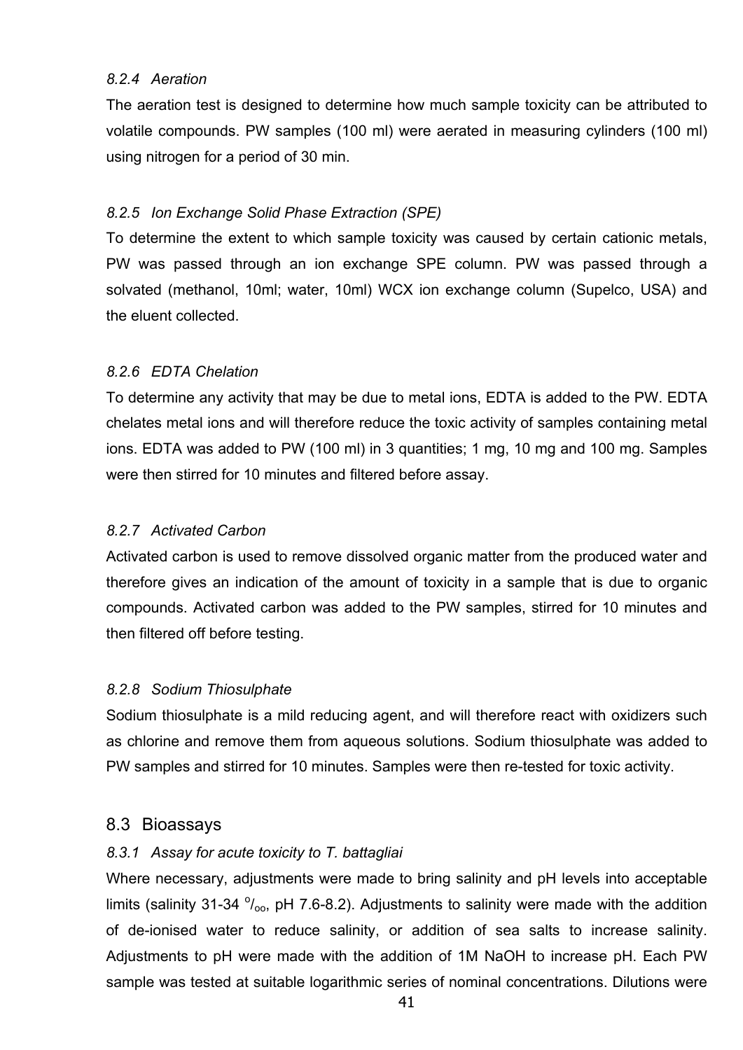#### 8.2.4 Aeration

The aeration test is designed to determine how much sample toxicity can be attributed to volatile compounds. PW samples (100 ml) were aerated in measuring cylinders (100 ml) using nitrogen for a period of 30 min.

#### 8.2.5 Ion Exchange Solid Phase Extraction (SPE)

To determine the extent to which sample toxicity was caused by certain cationic metals, PW was passed through an ion exchange SPE column. PW was passed through a solvated (methanol, 10ml; water, 10ml) WCX ion exchange column (Supelco, USA) and the eluent collected.

#### 8.2.6 EDTA Chelation

To determine any activity that may be due to metal ions, EDTA is added to the PW. EDTA chelates metal ions and will therefore reduce the toxic activity of samples containing metal ions. EDTA was added to PW (100 ml) in 3 quantities; 1 mg, 10 mg and 100 mg. Samples were then stirred for 10 minutes and filtered before assay.

#### 8.2.7 Activated Carbon

Activated carbon is used to remove dissolved organic matter from the produced water and therefore gives an indication of the amount of toxicity in a sample that is due to organic compounds. Activated carbon was added to the PW samples, stirred for 10 minutes and then filtered off before testing.

#### 8.2.8 Sodium Thiosulphate

Sodium thiosulphate is a mild reducing agent, and will therefore react with oxidizers such as chlorine and remove them from aqueous solutions. Sodium thiosulphate was added to PW samples and stirred for 10 minutes. Samples were then re-tested for toxic activity.

### 8.3 Bioassays

#### 8.3.1 Assay for acute toxicity to *T. battagliai*

Where necessary, adjustments were made to bring salinity and pH levels into acceptable limits (salinity 31-34 $^{o}/_{oo}$, pH 7.6-8.2). Adjustments to salinity were made with the addition of de-ionised water to reduce salinity, or addition of sea salts to increase salinity. Adjustments to pH were made with the addition of 1M NaOH to increase pH. Each PW sample was tested at suitable logarithmic series of nominal concentrations. Dilutions were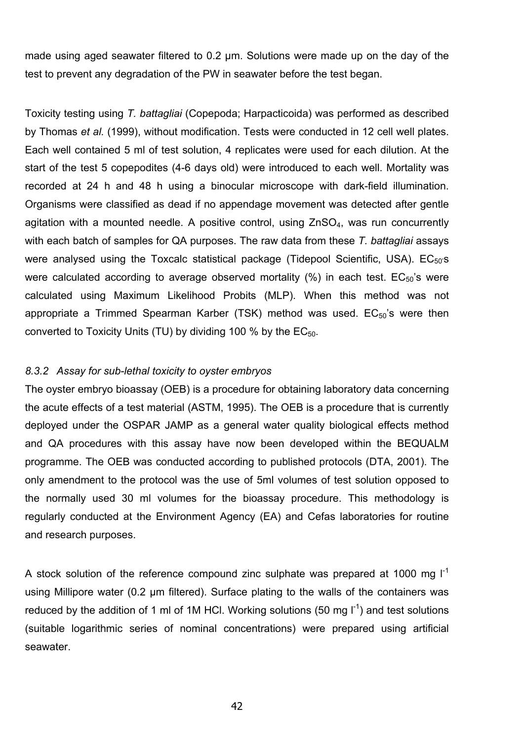made using aged seawater filtered to 0.2 µm. Solutions were made up on the day of the test to prevent any degradation of the PW in seawater before the test began.

Toxicity testing using *T. battagliai* (Copepoda; Harpacticoida) was performed as described by Thomas *et al.* (1999), without modification. Tests were conducted in 12 cell well plates. Each well contained 5 ml of test solution, 4 replicates were used for each dilution. At the start of the test 5 copepodites (4-6 days old) were introduced to each well. Mortality was recorded at 24 h and 48 h using a binocular microscope with dark-field illumination. Organisms were classified as dead if no appendage movement was detected after gentle agitation with a mounted needle. A positive control, using $ZnSO_4$, was run concurrently with each batch of samples for QA purposes. The raw data from these *T. battagliai* assays were analysed using the Toxcalc statistical package (Tidepool Scientific, USA). $EC_{50}$'s were calculated according to average observed mortality (%) in each test. $EC_{50}$'s were calculated using Maximum Likelihood Probits (MLP). When this method was not appropriate a Trimmed Spearman Karber (TSK) method was used. $EC_{50}$'s were then converted to Toxicity Units (TU) by dividing 100 % by the $EC_{50}$.

### *8.3.2 Assay for sub-lethal toxicity to oyster embryos*

The oyster embryo bioassay (OEB) is a procedure for obtaining laboratory data concerning the acute effects of a test material (ASTM, 1995). The OEB is a procedure that is currently deployed under the OSPAR JAMP as a general water quality biological effects method and QA procedures with this assay have now been developed within the BEQUALM programme. The OEB was conducted according to published protocols (DTA, 2001). The only amendment to the protocol was the use of 5ml volumes of test solution opposed to the normally used 30 ml volumes for the bioassay procedure. This methodology is regularly conducted at the Environment Agency (EA) and Cefas laboratories for routine and research purposes.

A stock solution of the reference compound zinc sulphate was prepared at 1000 mg $l^{-1}$ using Millipore water (0.2 µm filtered). Surface plating to the walls of the containers was reduced by the addition of 1 ml of 1M HCl. Working solutions (50 mg $l^{-1}$) and test solutions (suitable logarithmic series of nominal concentrations) were prepared using artificial seawater.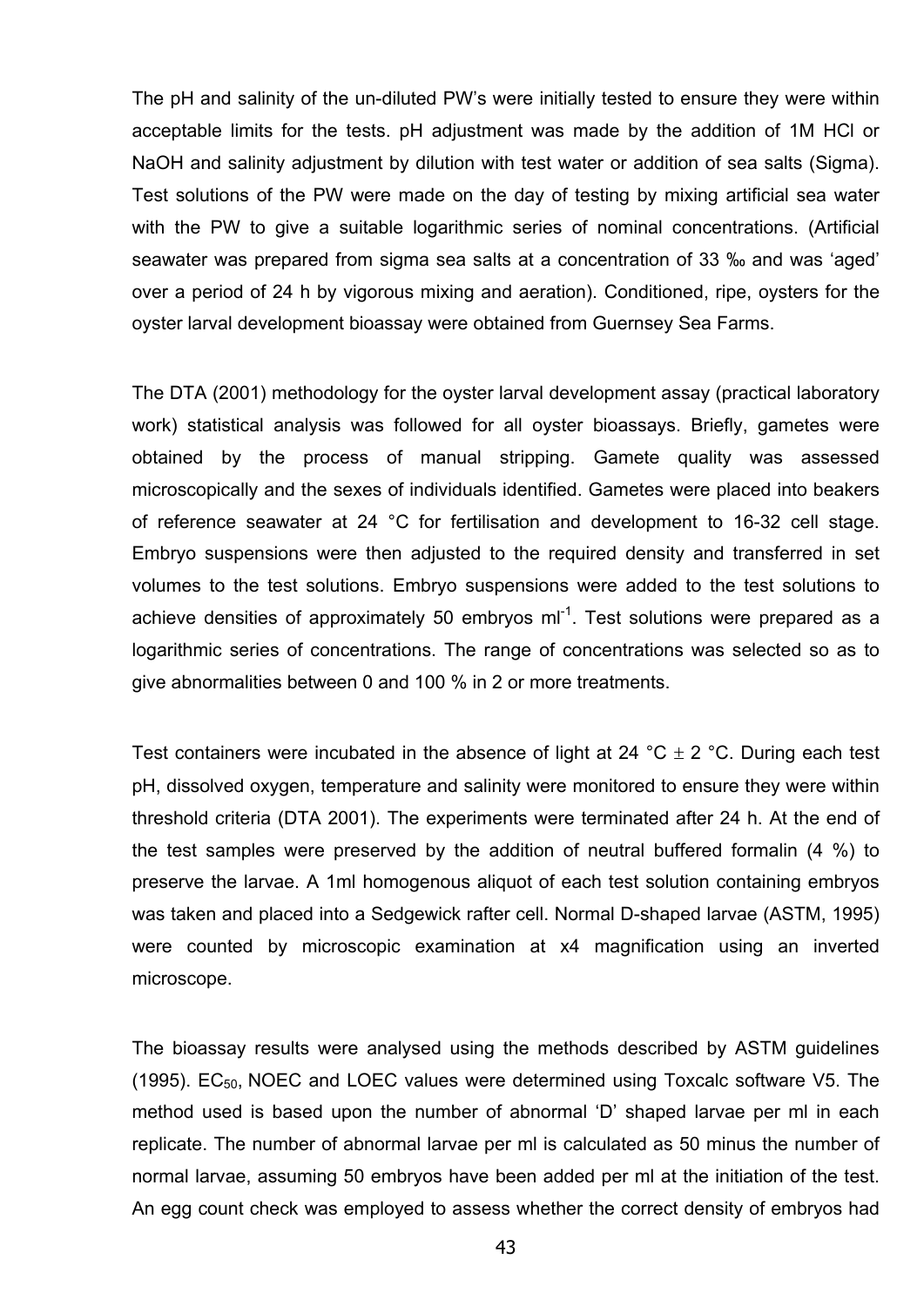The pH and salinity of the un-diluted PW's were initially tested to ensure they were within acceptable limits for the tests. pH adjustment was made by the addition of 1M HCl or NaOH and salinity adjustment by dilution with test water or addition of sea salts (Sigma). Test solutions of the PW were made on the day of testing by mixing artificial sea water with the PW to give a suitable logarithmic series of nominal concentrations. (Artificial seawater was prepared from sigma sea salts at a concentration of 33 ‰ and was 'aged' over a period of 24 h by vigorous mixing and aeration). Conditioned, ripe, oysters for the oyster larval development bioassay were obtained from Guernsey Sea Farms.

The DTA (2001) methodology for the oyster larval development assay (practical laboratory work) statistical analysis was followed for all oyster bioassays. Briefly, gametes were obtained by the process of manual stripping. Gamete quality was assessed microscopically and the sexes of individuals identified. Gametes were placed into beakers of reference seawater at 24 °C for fertilisation and development to 16-32 cell stage. Embryo suspensions were then adjusted to the required density and transferred in set volumes to the test solutions. Embryo suspensions were added to the test solutions to achieve densities of approximately 50 embryos $ml^{-1}$. Test solutions were prepared as a logarithmic series of concentrations. The range of concentrations was selected so as to give abnormalities between 0 and 100 % in 2 or more treatments.

Test containers were incubated in the absence of light at 24 °C $\pm$ 2 °C. During each test pH, dissolved oxygen, temperature and salinity were monitored to ensure they were within threshold criteria (DTA 2001). The experiments were terminated after 24 h. At the end of the test samples were preserved by the addition of neutral buffered formalin (4 %) to preserve the larvae. A 1ml homogenous aliquot of each test solution containing embryos was taken and placed into a Sedgewick rafter cell. Normal D-shaped larvae (ASTM, 1995) were counted by microscopic examination at x4 magnification using an inverted microscope.

The bioassay results were analysed using the methods described by ASTM guidelines (1995). $EC_{50}$, NOEC and LOEC values were determined using Toxcalc software V5. The method used is based upon the number of abnormal 'D' shaped larvae per ml in each replicate. The number of abnormal larvae per ml is calculated as 50 minus the number of normal larvae, assuming 50 embryos have been added per ml at the initiation of the test. An egg count check was employed to assess whether the correct density of embryos had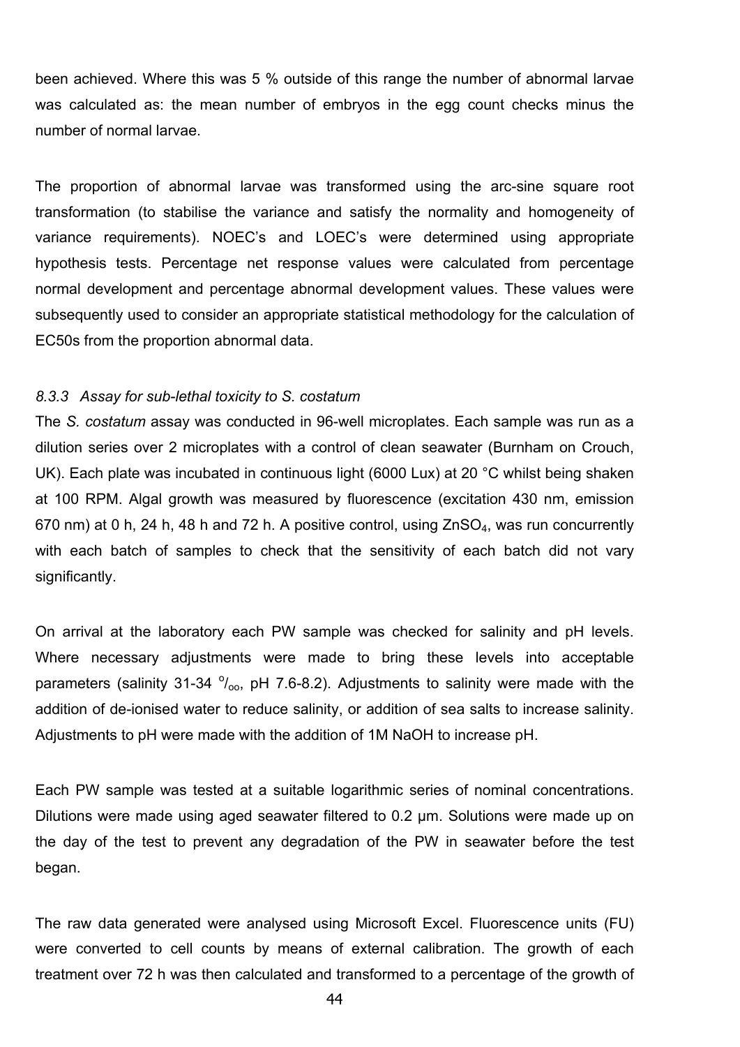been achieved. Where this was 5 % outside of this range the number of abnormal larvae was calculated as: the mean number of embryos in the egg count checks minus the number of normal larvae.

The proportion of abnormal larvae was transformed using the arc-sine square root transformation (to stabilise the variance and satisfy the normality and homogeneity of variance requirements). NOEC's and LOEC's were determined using appropriate hypothesis tests. Percentage net response values were calculated from percentage normal development and percentage abnormal development values. These values were subsequently used to consider an appropriate statistical methodology for the calculation of EC50s from the proportion abnormal data.

### *8.3.3 Assay for sub-lethal toxicity to S. costatum*

The *S. costatum* assay was conducted in 96-well microplates. Each sample was run as a dilution series over 2 microplates with a control of clean seawater (Burnham on Crouch, UK). Each plate was incubated in continuous light (6000 Lux) at 20 °C whilst being shaken at 100 RPM. Algal growth was measured by fluorescence (excitation 430 nm, emission 670 nm) at 0 h, 24 h, 48 h and 72 h. A positive control, using $ZnSO_4$, was run concurrently with each batch of samples to check that the sensitivity of each batch did not vary significantly.

On arrival at the laboratory each PW sample was checked for salinity and pH levels. Where necessary adjustments were made to bring these levels into acceptable parameters (salinity 31-34 $^{o}/_{oo}$, pH 7.6-8.2). Adjustments to salinity were made with the addition of de-ionised water to reduce salinity, or addition of sea salts to increase salinity. Adjustments to pH were made with the addition of 1M NaOH to increase pH.

Each PW sample was tested at a suitable logarithmic series of nominal concentrations. Dilutions were made using aged seawater filtered to 0.2 µm. Solutions were made up on the day of the test to prevent any degradation of the PW in seawater before the test began.

The raw data generated were analysed using Microsoft Excel. Fluorescence units (FU) were converted to cell counts by means of external calibration. The growth of each treatment over 72 h was then calculated and transformed to a percentage of the growth of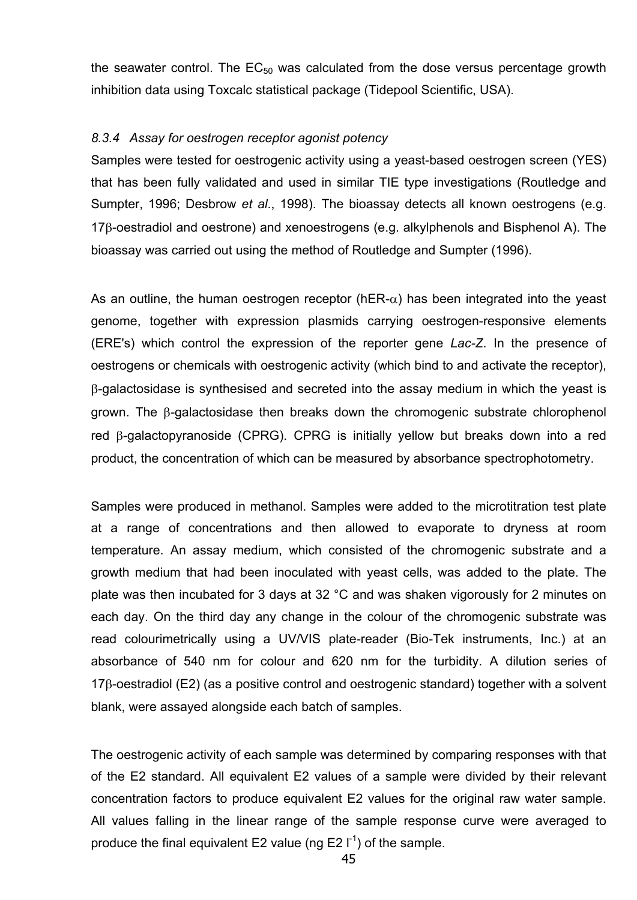the seawater control. The $EC_{50}$ was calculated from the dose versus percentage growth inhibition data using Toxcalc statistical package (Tidepool Scientific, USA).

### *8.3.4 Assay for oestrogen receptor agonist potency*

Samples were tested for oestrogenic activity using a yeast-based oestrogen screen (YES) that has been fully validated and used in similar TIE type investigations (Routledge and Sumpter, 1996; Desbrow *et al*., 1998). The bioassay detects all known oestrogens (e.g. 17β-oestradiol and oestrone) and xenoestrogens (e.g. alkylphenols and Bisphenol A). The bioassay was carried out using the method of Routledge and Sumpter (1996).

As an outline, the human oestrogen receptor (hER-α) has been integrated into the yeast genome, together with expression plasmids carrying oestrogen-responsive elements (ERE's) which control the expression of the reporter gene *Lac-Z*. In the presence of oestrogens or chemicals with oestrogenic activity (which bind to and activate the receptor), β-galactosidase is synthesised and secreted into the assay medium in which the yeast is grown. The β-galactosidase then breaks down the chromogenic substrate chlorophenol red β-galactopyranoside (CPRG). CPRG is initially yellow but breaks down into a red product, the concentration of which can be measured by absorbance spectrophotometry.

Samples were produced in methanol. Samples were added to the microtitration test plate at a range of concentrations and then allowed to evaporate to dryness at room temperature. An assay medium, which consisted of the chromogenic substrate and a growth medium that had been inoculated with yeast cells, was added to the plate. The plate was then incubated for 3 days at 32 °C and was shaken vigorously for 2 minutes on each day. On the third day any change in the colour of the chromogenic substrate was read colourimetrically using a UV/VIS plate-reader (Bio-Tek instruments, Inc.) at an absorbance of 540 nm for colour and 620 nm for the turbidity. A dilution series of 17β-oestradiol (E2) (as a positive control and oestrogenic standard) together with a solvent blank, were assayed alongside each batch of samples.

The oestrogenic activity of each sample was determined by comparing responses with that of the E2 standard. All equivalent E2 values of a sample were divided by their relevant concentration factors to produce equivalent E2 values for the original raw water sample. All values falling in the linear range of the sample response curve were averaged to produce the final equivalent E2 value (ng E2 $l^{-1}$) of the sample.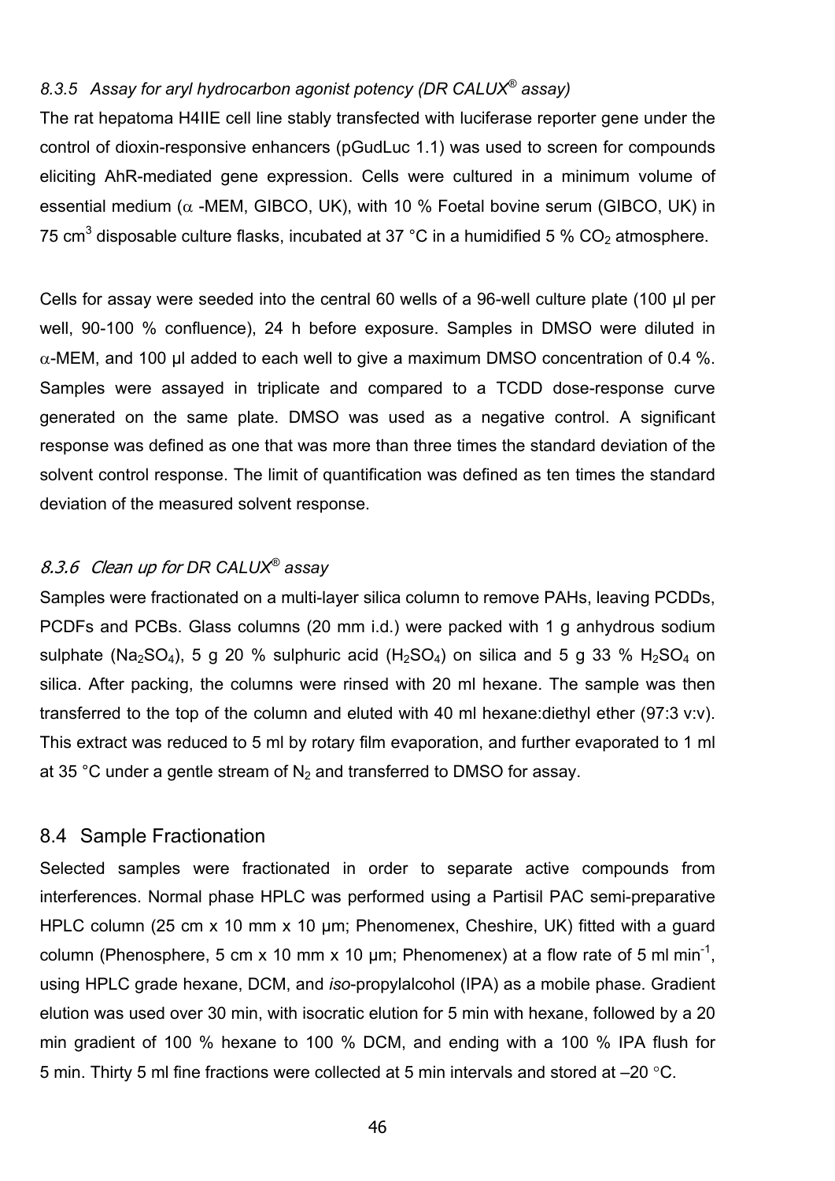### *8.3.5 Assay for aryl hydrocarbon agonist potency (DR CALUX® assay)*

The rat hepatoma H4IIE cell line stably transfected with luciferase reporter gene under the control of dioxin-responsive enhancers (pGudLuc 1.1) was used to screen for compounds eliciting AhR-mediated gene expression. Cells were cultured in a minimum volume of essential medium ($\alpha$ -MEM, GIBCO, UK), with 10 % Foetal bovine serum (GIBCO, UK) in 75 $cm^3$ disposable culture flasks, incubated at 37 °C in a humidified 5 % $CO_2$ atmosphere.

Cells for assay were seeded into the central 60 wells of a 96-well culture plate (100 µl per well, 90-100 % confluence), 24 h before exposure. Samples in DMSO were diluted in $\alpha$-MEM, and 100 µl added to each well to give a maximum DMSO concentration of 0.4 %. Samples were assayed in triplicate and compared to a TCDD dose-response curve generated on the same plate. DMSO was used as a negative control. A significant response was defined as one that was more than three times the standard deviation of the solvent control response. The limit of quantification was defined as ten times the standard deviation of the measured solvent response.

### *8.3.6 Clean up for DR CALUX® assay*

Samples were fractionated on a multi-layer silica column to remove PAHs, leaving PCDDs, PCDFs and PCBs. Glass columns (20 mm i.d.) were packed with 1 g anhydrous sodium sulphate ($Na_2SO_4$), 5 g 20 % sulphuric acid ($H_2SO_4$) on silica and 5 g 33 % $H_2SO_4$ on silica. After packing, the columns were rinsed with 20 ml hexane. The sample was then transferred to the top of the column and eluted with 40 ml hexane:diethyl ether (97:3 v:v). This extract was reduced to 5 ml by rotary film evaporation, and further evaporated to 1 ml at 35 °C under a gentle stream of $N_2$ and transferred to DMSO for assay.

## 8.4 Sample Fractionation

Selected samples were fractionated in order to separate active compounds from interferences. Normal phase HPLC was performed using a Partisil PAC semi-preparative HPLC column (25 cm x 10 mm x 10 µm; Phenomenex, Cheshire, UK) fitted with a guard column (Phenosphere, 5 cm x 10 mm x 10 µm; Phenomenex) at a flow rate of 5 ml $min^{-1}$, using HPLC grade hexane, DCM, and *iso*-propylalcohol (IPA) as a mobile phase. Gradient elution was used over 30 min, with isocratic elution for 5 min with hexane, followed by a 20 min gradient of 100 % hexane to 100 % DCM, and ending with a 100 % IPA flush for 5 min. Thirty 5 ml fine fractions were collected at 5 min intervals and stored at –20 °C.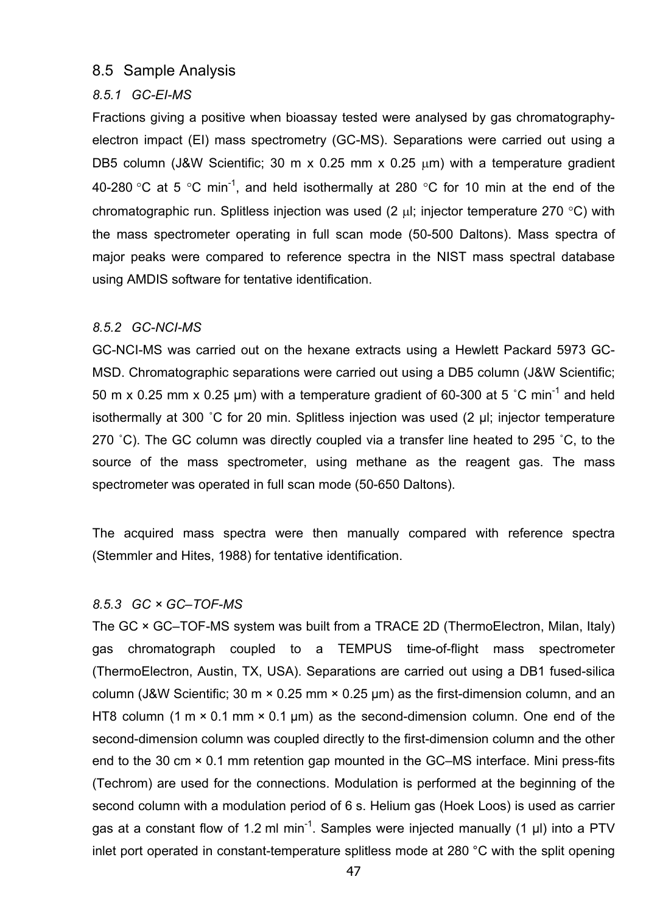## 8.5 Sample Analysis

### *8.5.1 GC-EI-MS*

Fractions giving a positive when bioassay tested were analysed by gas chromatography-electron impact (EI) mass spectrometry (GC-MS). Separations were carried out using a DB5 column (J&W Scientific; 30 m x 0.25 mm x 0.25 μm) with a temperature gradient 40-280 °C at 5 °C min$^{-1}$, and held isothermally at 280 °C for 10 min at the end of the chromatographic run. Splitless injection was used (2 μl; injector temperature 270 °C) with the mass spectrometer operating in full scan mode (50-500 Daltons). Mass spectra of major peaks were compared to reference spectra in the NIST mass spectral database using AMDIS software for tentative identification.

### *8.5.2 GC-NCI-MS*

GC-NCI-MS was carried out on the hexane extracts using a Hewlett Packard 5973 GC-MSD. Chromatographic separations were carried out using a DB5 column (J&W Scientific; 50 m x 0.25 mm x 0.25 µm) with a temperature gradient of 60-300 at 5 ˚C min$^{-1}$ and held isothermally at 300 ˚C for 20 min. Splitless injection was used (2 µl; injector temperature 270 ˚C). The GC column was directly coupled via a transfer line heated to 295 ˚C, to the source of the mass spectrometer, using methane as the reagent gas. The mass spectrometer was operated in full scan mode (50-650 Daltons).

The acquired mass spectra were then manually compared with reference spectra (Stemmler and Hites, 1988) for tentative identification.

### *8.5.3 GC × GC–TOF-MS*

The GC × GC–TOF-MS system was built from a TRACE 2D (ThermoElectron, Milan, Italy) gas chromatograph coupled to a TEMPUS time-of-flight mass spectrometer (ThermoElectron, Austin, TX, USA). Separations are carried out using a DB1 fused-silica column (J&W Scientific; 30 m × 0.25 mm × 0.25 µm) as the first-dimension column, and an HT8 column (1 m × 0.1 mm × 0.1 µm) as the second-dimension column. One end of the second-dimension column was coupled directly to the first-dimension column and the other end to the 30 cm × 0.1 mm retention gap mounted in the GC–MS interface. Mini press-fits (Techrom) are used for the connections. Modulation is performed at the beginning of the second column with a modulation period of 6 s. Helium gas (Hoek Loos) is used as carrier gas at a constant flow of 1.2 ml min$^{-1}$. Samples were injected manually (1 µl) into a PTV inlet port operated in constant-temperature splitless mode at 280 °C with the split opening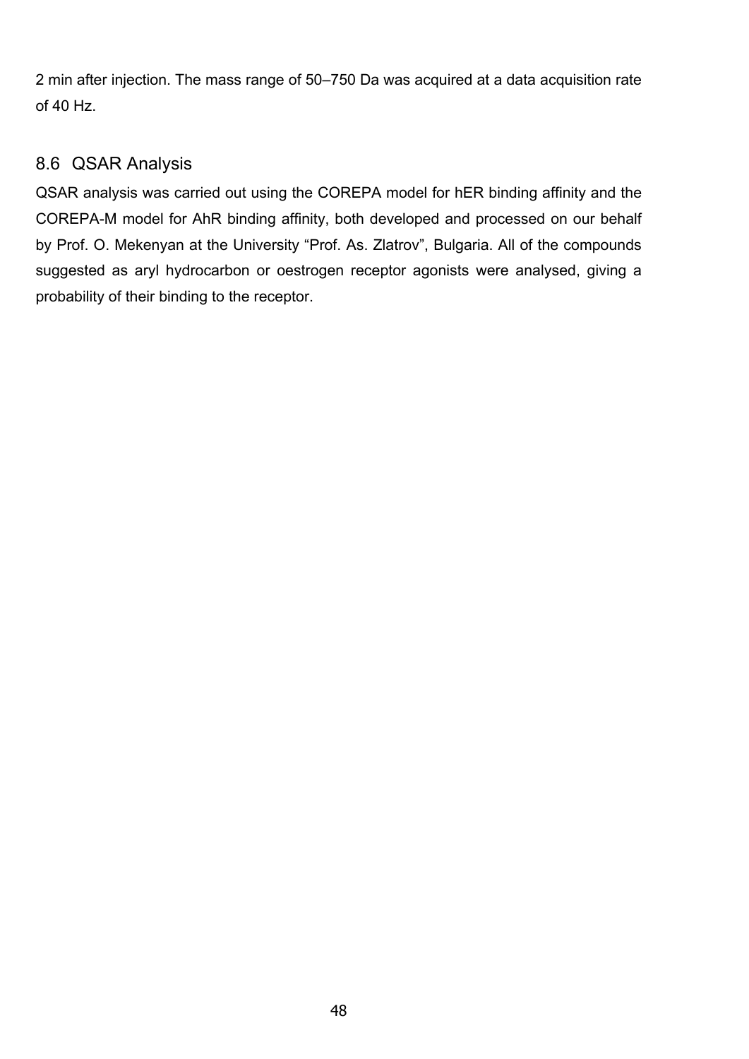2 min after injection. The mass range of 50–750 Da was acquired at a data acquisition rate of 40 Hz.

## 8.6 QSAR Analysis

QSAR analysis was carried out using the COREPA model for hER binding affinity and the COREPA-M model for AhR binding affinity, both developed and processed on our behalf by Prof. O. Mekenyan at the University “Prof. As. Zlatrov”, Bulgaria. All of the compounds suggested as aryl hydrocarbon or oestrogen receptor agonists were analysed, giving a probability of their binding to the receptor.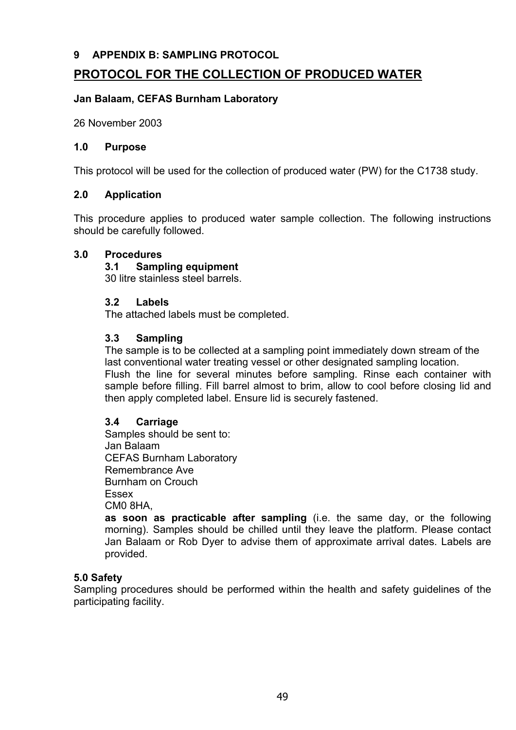## 9 APPENDIX B: SAMPLING PROTOCOL

# PROTOCOL FOR THE COLLECTION OF PRODUCED WATER

**Jan Balaam, CEFAS Burnham Laboratory**

26 November 2003

### 1.0 Purpose

This protocol will be used for the collection of produced water (PW) for the C1738 study.

### 2.0 Application

This procedure applies to produced water sample collection. The following instructions should be carefully followed.

### 3.0 Procedures

#### 3.1 Sampling equipment

30 litre stainless steel barrels.

#### 3.2 Labels

The attached labels must be completed.

#### 3.3 Sampling

The sample is to be collected at a sampling point immediately down stream of the last conventional water treating vessel or other designated sampling location.
Flush the line for several minutes before sampling. Rinse each container with sample before filling. Fill barrel almost to brim, allow to cool before closing lid and then apply completed label. Ensure lid is securely fastened.

#### 3.4 Carriage

Samples should be sent to:
Jan Balaam
CEFAS Burnham Laboratory
Remembrance Ave
Burnham on Crouch
Essex
CM0 8HA,
**as soon as practicable after sampling** (i.e. the same day, or the following morning). Samples should be chilled until they leave the platform. Please contact Jan Balaam or Rob Dyer to advise them of approximate arrival dates. Labels are provided.

### 5.0 Safety

Sampling procedures should be performed within the health and safety guidelines of the participating facility.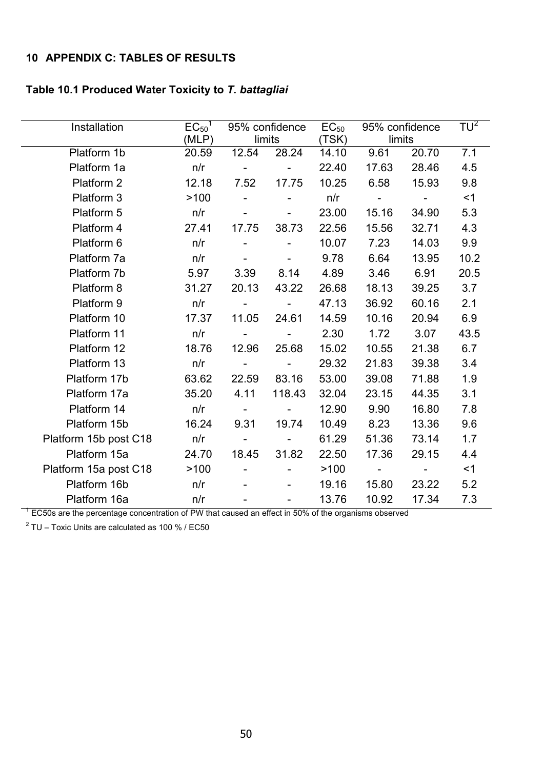## 10 APPENDIX C: TABLES OF RESULTS

**Table 10.1 Produced Water Toxicity to *T. battagliai***

| Installation | $EC_{50}$[1] (MLP) | 95% confidence limits | | $EC_{50}$ (TSK) | 95% confidence limits | | TU[2] |
|---|---|---|---|---|---|---|---|
| Platform 1b | 20.59 | 12.54 | 28.24 | 14.10 | 9.61 | 20.70 | 7.1 |
| Platform 1a | n/r | - | - | 22.40 | 17.63 | 28.46 | 4.5 |
| Platform 2 | 12.18 | 7.52 | 17.75 | 10.25 | 6.58 | 15.93 | 9.8 |
| Platform 3 | >100 | - | - | n/r | - | - | <1 |
| Platform 5 | n/r | - | - | 23.00 | 15.16 | 34.90 | 5.3 |
| Platform 4 | 27.41 | 17.75 | 38.73 | 22.56 | 15.56 | 32.71 | 4.3 |
| Platform 6 | n/r | - | - | 10.07 | 7.23 | 14.03 | 9.9 |
| Platform 7a | n/r | - | - | 9.78 | 6.64 | 13.95 | 10.2 |
| Platform 7b | 5.97 | 3.39 | 8.14 | 4.89 | 3.46 | 6.91 | 20.5 |
| Platform 8 | 31.27 | 20.13 | 43.22 | 26.68 | 18.13 | 39.25 | 3.7 |
| Platform 9 | n/r | - | - | 47.13 | 36.92 | 60.16 | 2.1 |
| Platform 10 | 17.37 | 11.05 | 24.61 | 14.59 | 10.16 | 20.94 | 6.9 |
| Platform 11 | n/r | - | - | 2.30 | 1.72 | 3.07 | 43.5 |
| Platform 12 | 18.76 | 12.96 | 25.68 | 15.02 | 10.55 | 21.38 | 6.7 |
| Platform 13 | n/r | - | - | 29.32 | 21.83 | 39.38 | 3.4 |
| Platform 17b | 63.62 | 22.59 | 83.16 | 53.00 | 39.08 | 71.88 | 1.9 |
| Platform 17a | 35.20 | 4.11 | 118.43 | 32.04 | 23.15 | 44.35 | 3.1 |
| Platform 14 | n/r | - | - | 12.90 | 9.90 | 16.80 | 7.8 |
| Platform 15b | 16.24 | 9.31 | 19.74 | 10.49 | 8.23 | 13.36 | 9.6 |
| Platform 15b post C18 | n/r | - | - | 61.29 | 51.36 | 73.14 | 1.7 |
| Platform 15a | 24.70 | 18.45 | 31.82 | 22.50 | 17.36 | 29.15 | 4.4 |
| Platform 15a post C18 | >100 | - | - | >100 | - | - | <1 |
| Platform 16b | n/r | - | - | 19.16 | 15.80 | 23.22 | 5.2 |
| Platform 16a | n/r | - | - | 13.76 | 10.92 | 17.34 | 7.3 |

[1] EC50s are the percentage concentration of PW that caused an effect in 50% of the organisms observed

[2] TU – Toxic Units are calculated as 100 % / EC50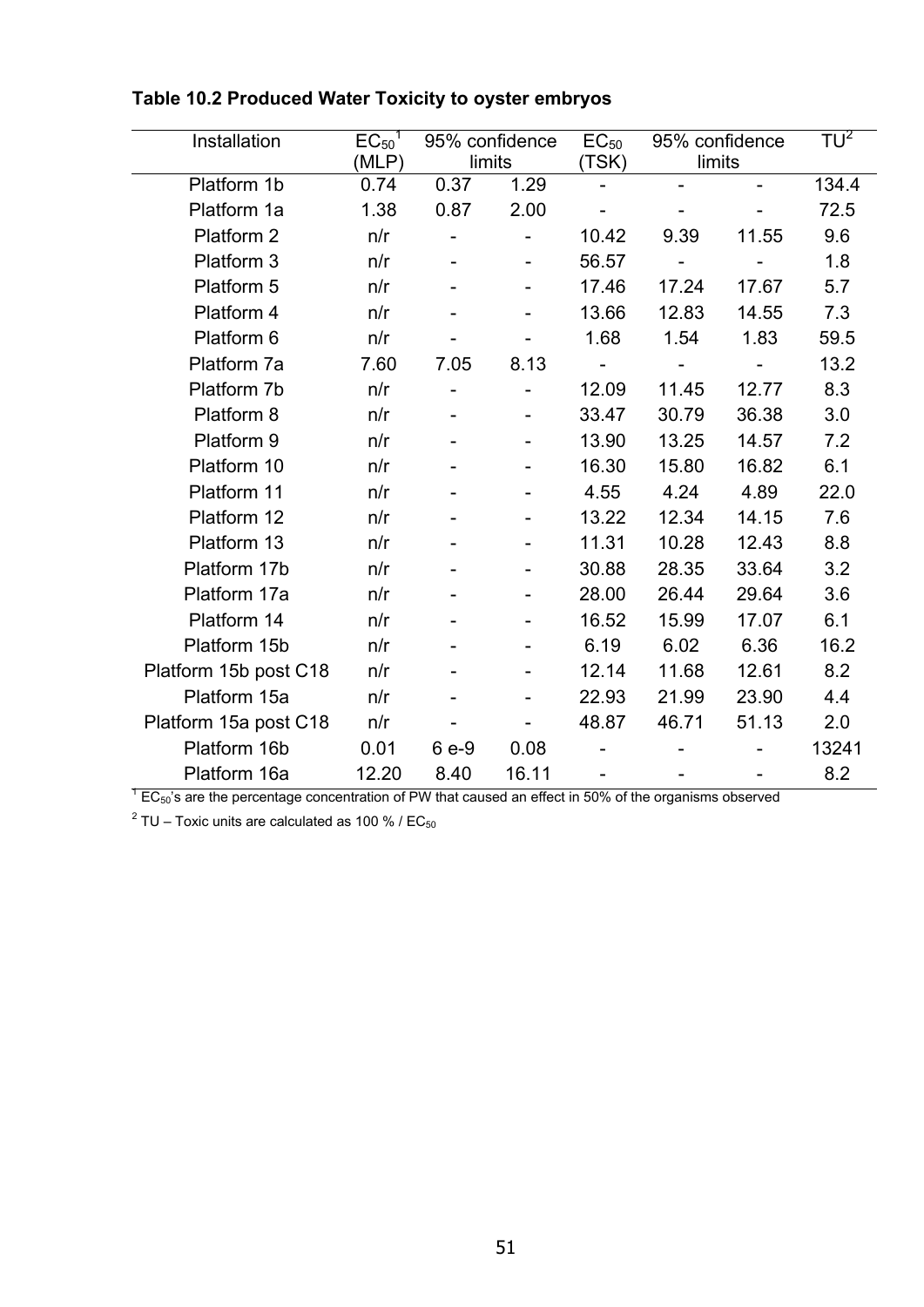**Table 10.2 Produced Water Toxicity to oyster embryos**

| Installation | $EC_{50}$[1] (MLP) | 95% confidence limits | | $EC_{50}$ (TSK) | 95% confidence limits | | TU[2] |
|---|---|---|---|---|---|---|---|
| Platform 1b | 0.74 | 0.37 | 1.29 | - | - | - | 134.4 |
| Platform 1a | 1.38 | 0.87 | 2.00 | - | - | - | 72.5 |
| Platform 2 | n/r | - | - | 10.42 | 9.39 | 11.55 | 9.6 |
| Platform 3 | n/r | - | - | 56.57 | - | - | 1.8 |
| Platform 5 | n/r | - | - | 17.46 | 17.24 | 17.67 | 5.7 |
| Platform 4 | n/r | - | - | 13.66 | 12.83 | 14.55 | 7.3 |
| Platform 6 | n/r | - | - | 1.68 | 1.54 | 1.83 | 59.5 |
| Platform 7a | 7.60 | 7.05 | 8.13 | - | - | - | 13.2 |
| Platform 7b | n/r | - | - | 12.09 | 11.45 | 12.77 | 8.3 |
| Platform 8 | n/r | - | - | 33.47 | 30.79 | 36.38 | 3.0 |
| Platform 9 | n/r | - | - | 13.90 | 13.25 | 14.57 | 7.2 |
| Platform 10 | n/r | - | - | 16.30 | 15.80 | 16.82 | 6.1 |
| Platform 11 | n/r | - | - | 4.55 | 4.24 | 4.89 | 22.0 |
| Platform 12 | n/r | - | - | 13.22 | 12.34 | 14.15 | 7.6 |
| Platform 13 | n/r | - | - | 11.31 | 10.28 | 12.43 | 8.8 |
| Platform 17b | n/r | - | - | 30.88 | 28.35 | 33.64 | 3.2 |
| Platform 17a | n/r | - | - | 28.00 | 26.44 | 29.64 | 3.6 |
| Platform 14 | n/r | - | - | 16.52 | 15.99 | 17.07 | 6.1 |
| Platform 15b | n/r | - | - | 6.19 | 6.02 | 6.36 | 16.2 |
| Platform 15b post C18 | n/r | - | - | 12.14 | 11.68 | 12.61 | 8.2 |
| Platform 15a | n/r | - | - | 22.93 | 21.99 | 23.90 | 4.4 |
| Platform 15a post C18 | n/r | - | - | 48.87 | 46.71 | 51.13 | 2.0 |
| Platform 16b | 0.01 | 6 e-9 | 0.08 | - | - | - | 13241 |
| Platform 16a | 12.20 | 8.40 | 16.11 | - | - | - | 8.2 |

[1] $EC_{50}$'s are the percentage concentration of PW that caused an effect in 50% of the organisms observed

[2] TU – Toxic units are calculated as 100 % / $EC_{50}$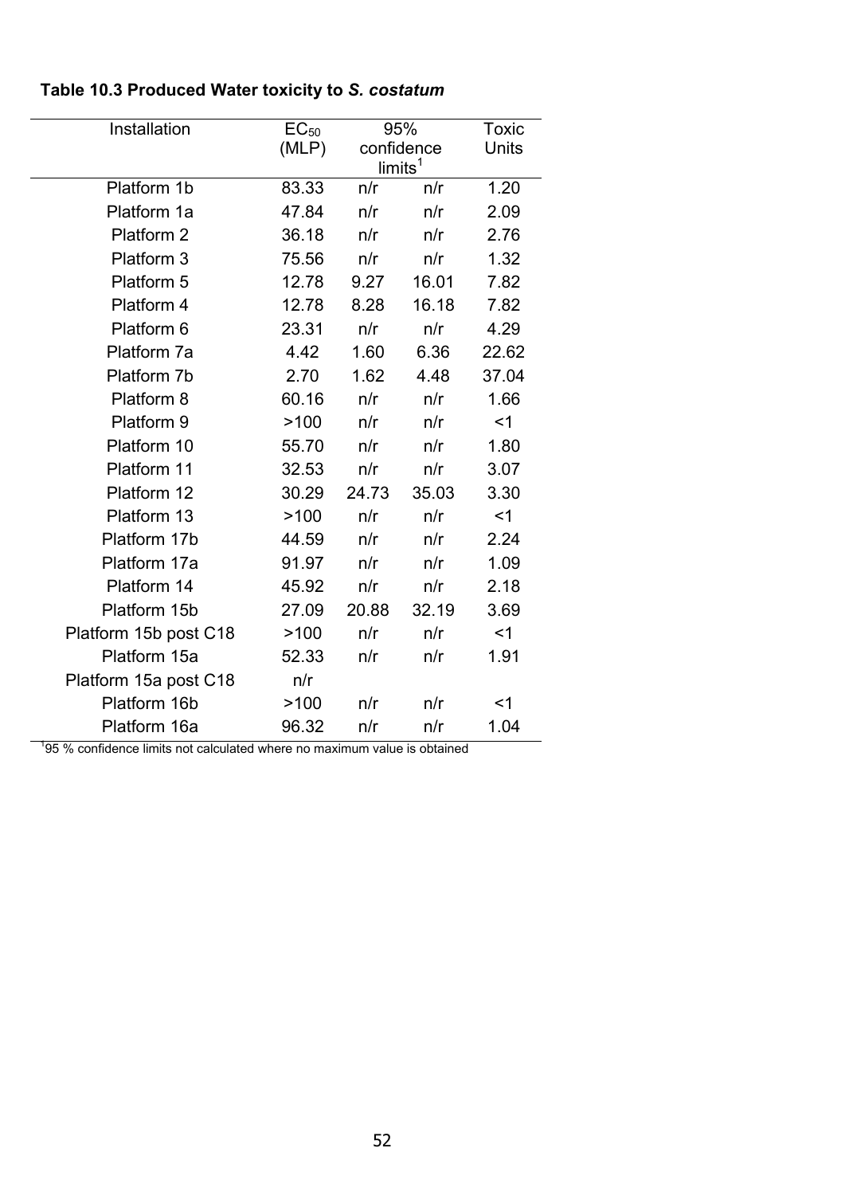**Table 10.3 Produced Water toxicity to *S. costatum***

| Installation | $EC_{50}$ (MLP) | 95% confidence limits[1] | | Toxic Units |
|---|---|---|---|---|
| Platform 1b | 83.33 | n/r | n/r | 1.20 |
| Platform 1a | 47.84 | n/r | n/r | 2.09 |
| Platform 2 | 36.18 | n/r | n/r | 2.76 |
| Platform 3 | 75.56 | n/r | n/r | 1.32 |
| Platform 5 | 12.78 | 9.27 | 16.01 | 7.82 |
| Platform 4 | 12.78 | 8.28 | 16.18 | 7.82 |
| Platform 6 | 23.31 | n/r | n/r | 4.29 |
| Platform 7a | 4.42 | 1.60 | 6.36 | 22.62 |
| Platform 7b | 2.70 | 1.62 | 4.48 | 37.04 |
| Platform 8 | 60.16 | n/r | n/r | 1.66 |
| Platform 9 | >100 | n/r | n/r | <1 |
| Platform 10 | 55.70 | n/r | n/r | 1.80 |
| Platform 11 | 32.53 | n/r | n/r | 3.07 |
| Platform 12 | 30.29 | 24.73 | 35.03 | 3.30 |
| Platform 13 | >100 | n/r | n/r | <1 |
| Platform 17b | 44.59 | n/r | n/r | 2.24 |
| Platform 17a | 91.97 | n/r | n/r | 1.09 |
| Platform 14 | 45.92 | n/r | n/r | 2.18 |
| Platform 15b | 27.09 | 20.88 | 32.19 | 3.69 |
| Platform 15b post C18 | >100 | n/r | n/r | <1 |
| Platform 15a | 52.33 | n/r | n/r | 1.91 |
| Platform 15a post C18 | n/r | | | |
| Platform 16b | >100 | n/r | n/r | <1 |
| Platform 16a | 96.32 | n/r | n/r | 1.04 |

[1] 95 % confidence limits not calculated where no maximum value is obtained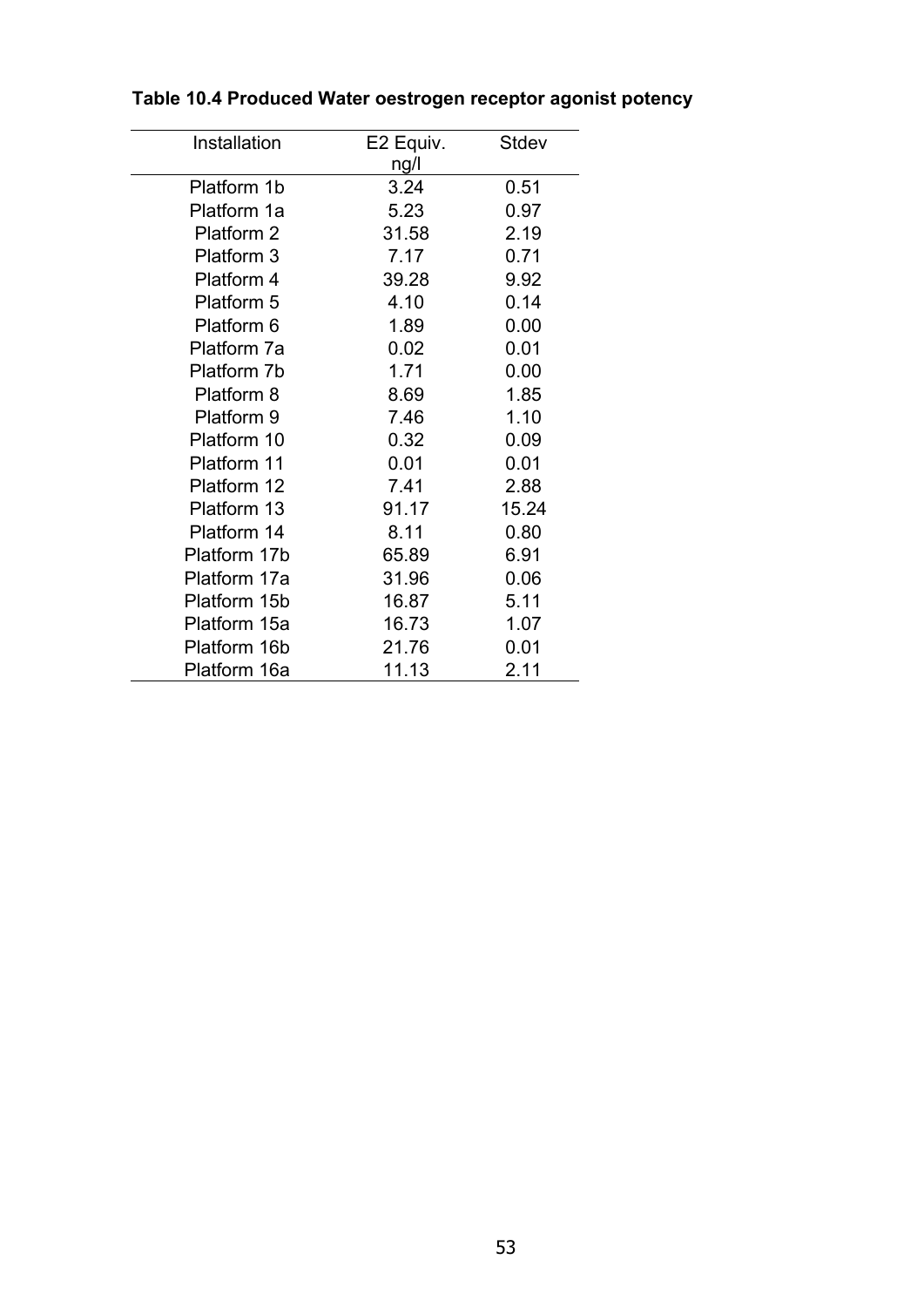**Table 10.4 Produced Water oestrogen receptor agonist potency**

| Installation | E2 Equiv. ng/l | Stdev |
|---|---|---|
| Platform 1b | 3.24 | 0.51 |
| Platform 1a | 5.23 | 0.97 |
| Platform 2 | 31.58 | 2.19 |
| Platform 3 | 7.17 | 0.71 |
| Platform 4 | 39.28 | 9.92 |
| Platform 5 | 4.10 | 0.14 |
| Platform 6 | 1.89 | 0.00 |
| Platform 7a | 0.02 | 0.01 |
| Platform 7b | 1.71 | 0.00 |
| Platform 8 | 8.69 | 1.85 |
| Platform 9 | 7.46 | 1.10 |
| Platform 10 | 0.32 | 0.09 |
| Platform 11 | 0.01 | 0.01 |
| Platform 12 | 7.41 | 2.88 |
| Platform 13 | 91.17 | 15.24 |
| Platform 14 | 8.11 | 0.80 |
| Platform 17b | 65.89 | 6.91 |
| Platform 17a | 31.96 | 0.06 |
| Platform 15b | 16.87 | 5.11 |
| Platform 15a | 16.73 | 1.07 |
| Platform 16b | 21.76 | 0.01 |
| Platform 16a | 11.13 | 2.11 |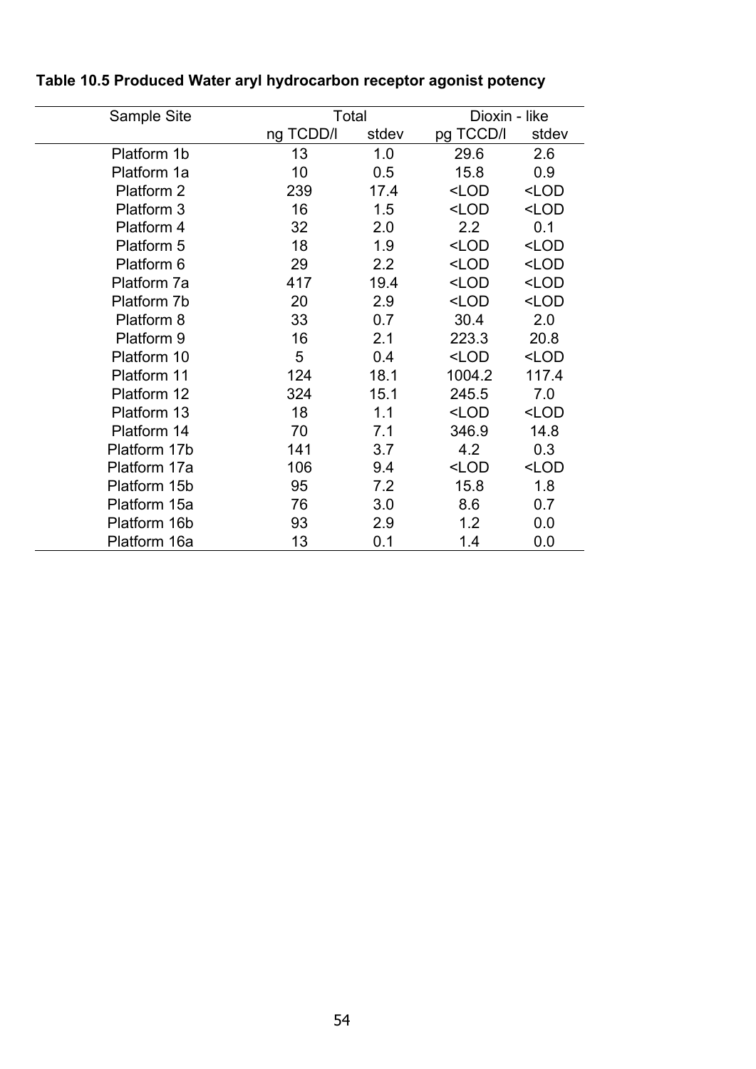**Table 10.5 Produced Water aryl hydrocarbon receptor agonist potency**

| Sample Site | Total | | Dioxin - like | |
|---|---|---|---|---|
| | ng TCDD/l | stdev | pg TCCD/l | stdev |
| Platform 1b | 13 | 1.0 | 29.6 | 2.6 |
| Platform 1a | 10 | 0.5 | 15.8 | 0.9 |
| Platform 2 | 239 | 17.4 | <LOD | <LOD |
| Platform 3 | 16 | 1.5 | <LOD | <LOD |
| Platform 4 | 32 | 2.0 | 2.2 | 0.1 |
| Platform 5 | 18 | 1.9 | <LOD | <LOD |
| Platform 6 | 29 | 2.2 | <LOD | <LOD |
| Platform 7a | 417 | 19.4 | <LOD | <LOD |
| Platform 7b | 20 | 2.9 | <LOD | <LOD |
| Platform 8 | 33 | 0.7 | 30.4 | 2.0 |
| Platform 9 | 16 | 2.1 | 223.3 | 20.8 |
| Platform 10 | 5 | 0.4 | <LOD | <LOD |
| Platform 11 | 124 | 18.1 | 1004.2 | 117.4 |
| Platform 12 | 324 | 15.1 | 245.5 | 7.0 |
| Platform 13 | 18 | 1.1 | <LOD | <LOD |
| Platform 14 | 70 | 7.1 | 346.9 | 14.8 |
| Platform 17b | 141 | 3.7 | 4.2 | 0.3 |
| Platform 17a | 106 | 9.4 | <LOD | <LOD |
| Platform 15b | 95 | 7.2 | 15.8 | 1.8 |
| Platform 15a | 76 | 3.0 | 8.6 | 0.7 |
| Platform 16b | 93 | 2.9 | 1.2 | 0.0 |
| Platform 16a | 13 | 0.1 | 1.4 | 0.0 |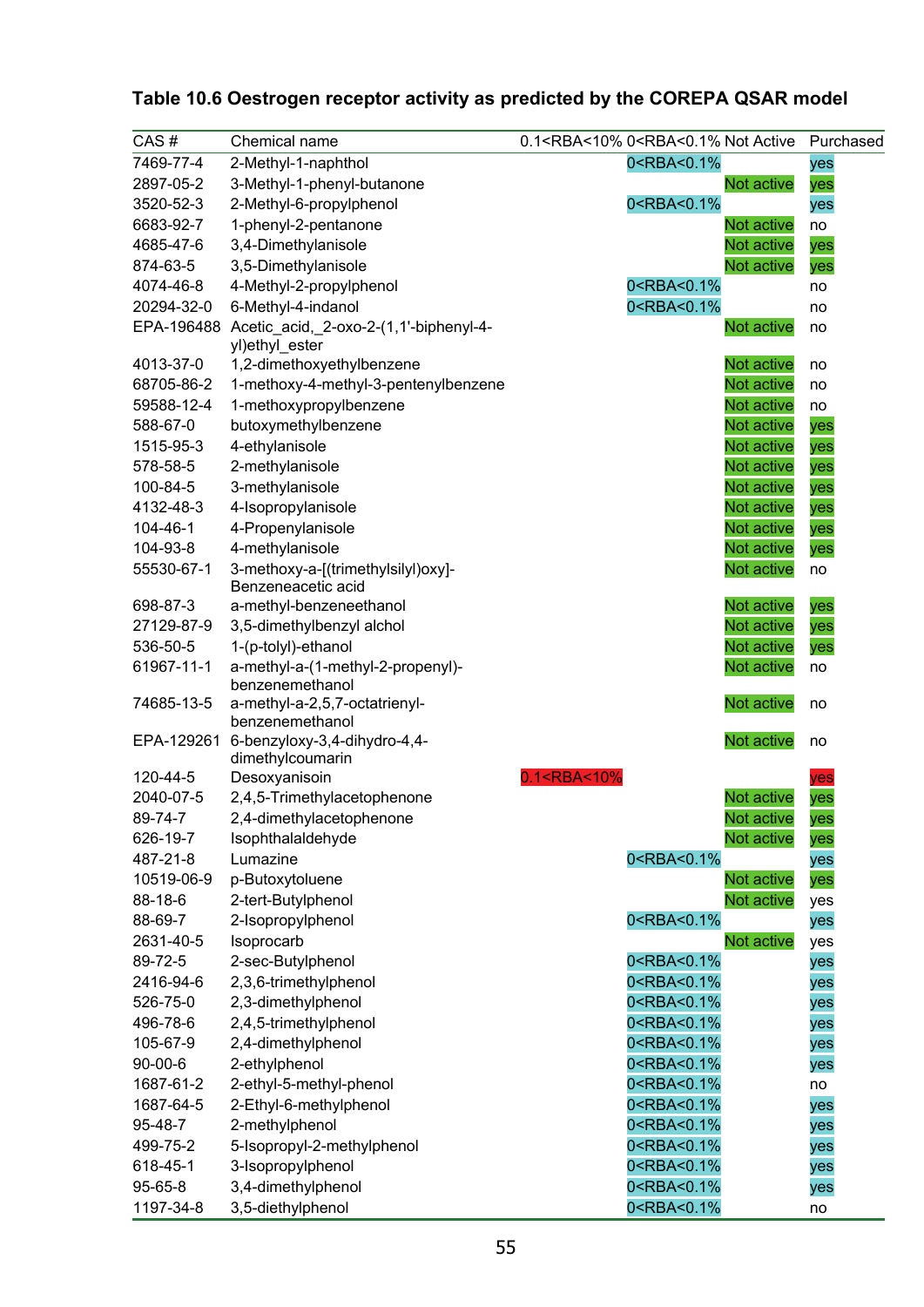### Table 10.6 Oestrogen receptor activity as predicted by the COREPA QSAR model

| CAS # | Chemical name | 0.1<RBA<10% | 0<RBA<0.1% | Not Active | Purchased |
|---|---|---|---|---|---|
| 7469-77-4 | 2-Methyl-1-naphthol | | 0<RBA<0.1% | | yes |
| 2897-05-2 | 3-Methyl-1-phenyl-butanone | | | Not active | yes |
| 3520-52-3 | 2-Methyl-6-propylphenol | | 0<RBA<0.1% | | yes |
| 6683-92-7 | 1-phenyl-2-pentanone | | | Not active | no |
| 4685-47-6 | 3,4-Dimethylanisole | | | Not active | yes |
| 874-63-5 | 3,5-Dimethylanisole | | | Not active | yes |
| 4074-46-8 | 4-Methyl-2-propylphenol | | 0<RBA<0.1% | | no |
| 20294-32-0 | 6-Methyl-4-indanol | | 0<RBA<0.1% | | no |
| EPA-196488 | Acetic_acid,_2-oxo-2-(1,1'-biphenyl-4-yl)ethyl_ester | | | Not active | no |
| 4013-37-0 | 1,2-dimethoxyethylbenzene | | | Not active | no |
| 68705-86-2 | 1-methoxy-4-methyl-3-pentenylbenzene | | | Not active | no |
| 59588-12-4 | 1-methoxypropylbenzene | | | Not active | no |
| 588-67-0 | butoxymethylbenzene | | | Not active | yes |
| 1515-95-3 | 4-ethylanisole | | | Not active | yes |
| 578-58-5 | 2-methylanisole | | | Not active | yes |
| 100-84-5 | 3-methylanisole | | | Not active | yes |
| 4132-48-3 | 4-Isopropylanisole | | | Not active | yes |
| 104-46-1 | 4-Propenylanisole | | | Not active | yes |
| 104-93-8 | 4-methylanisole | | | Not active | yes |
| 55530-67-1 | 3-methoxy-a-[(trimethylsilyl)oxy]-Benzeneacetic acid | | | Not active | no |
| 698-87-3 | a-methyl-benzeneethanol | | | Not active | yes |
| 27129-87-9 | 3,5-dimethylbenzyl alchol | | | Not active | yes |
| 536-50-5 | 1-(p-tolyl)-ethanol | | | Not active | yes |
| 61967-11-1 | a-methyl-a-(1-methyl-2-propenyl)-benzenemethanol | | | Not active | no |
| 74685-13-5 | a-methyl-a-2,5,7-octatrienyl-benzenemethanol | | | Not active | no |
| EPA-129261 | 6-benzyloxy-3,4-dihydro-4,4-dimethylcoumarin | | | Not active | no |
| 120-44-5 | Desoxyanisoin | 0.1<RBA<10% | | | yes |
| 2040-07-5 | 2,4,5-Trimethylacetophenone | | | Not active | yes |
| 89-74-7 | 2,4-dimethylacetophenone | | | Not active | yes |
| 626-19-7 | Isophthalaldehyde | | | Not active | yes |
| 487-21-8 | Lumazine | | 0<RBA<0.1% | | yes |
| 10519-06-9 | p-Butoxytoluene | | | Not active | yes |
| 88-18-6 | 2-tert-Butylphenol | | | Not active | yes |
| 88-69-7 | 2-Isopropylphenol | | 0<RBA<0.1% | | yes |
| 2631-40-5 | Isoprocarb | | | Not active | yes |
| 89-72-5 | 2-sec-Butylphenol | | 0<RBA<0.1% | | yes |
| 2416-94-6 | 2,3,6-trimethylphenol | | 0<RBA<0.1% | | yes |
| 526-75-0 | 2,3-dimethylphenol | | 0<RBA<0.1% | | yes |
| 496-78-6 | 2,4,5-trimethylphenol | | 0<RBA<0.1% | | yes |
| 105-67-9 | 2,4-dimethylphenol | | 0<RBA<0.1% | | yes |
| 90-00-6 | 2-ethylphenol | | 0<RBA<0.1% | | yes |
| 1687-61-2 | 2-ethyl-5-methyl-phenol | | 0<RBA<0.1% | | no |
| 1687-64-5 | 2-Ethyl-6-methylphenol | | 0<RBA<0.1% | | yes |
| 95-48-7 | 2-methylphenol | | 0<RBA<0.1% | | yes |
| 499-75-2 | 5-Isopropyl-2-methylphenol | | 0<RBA<0.1% | | yes |
| 618-45-1 | 3-Isopropylphenol | | 0<RBA<0.1% | | yes |
| 95-65-8 | 3,4-dimethylphenol | | 0<RBA<0.1% | | yes |
| 1197-34-8 | 3,5-diethylphenol | | 0<RBA<0.1% | | no |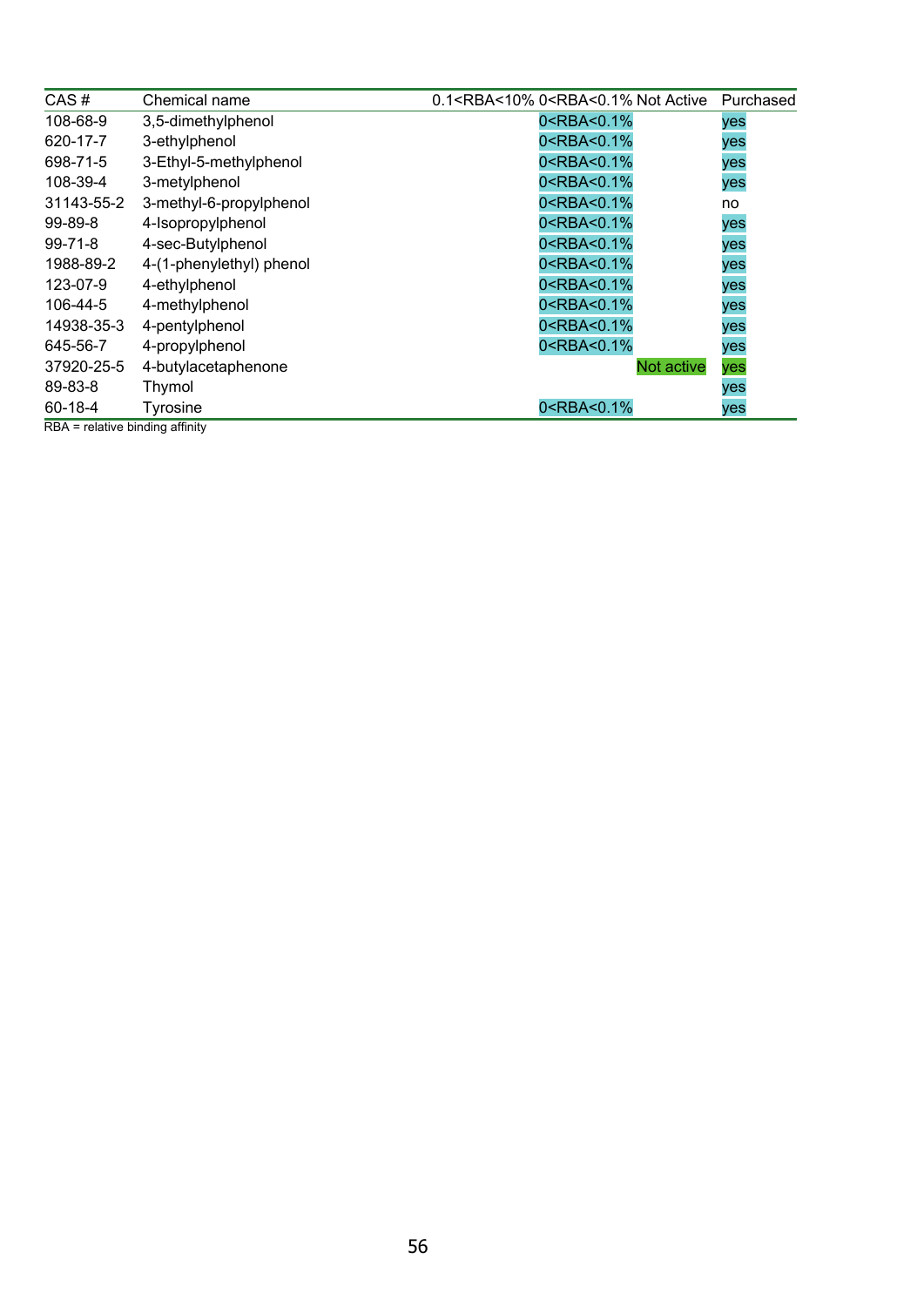| CAS # | Chemical name | 0.1<RBA<10% | 0<RBA<0.1% | Not Active | Purchased |
|---|---|---|---|---|---|
| 108-68-9 | 3,5-dimethylphenol | | 0<RBA<0.1% | | yes |
| 620-17-7 | 3-ethylphenol | | 0<RBA<0.1% | | yes |
| 698-71-5 | 3-Ethyl-5-methylphenol | | 0<RBA<0.1% | | yes |
| 108-39-4 | 3-metylphenol | | 0<RBA<0.1% | | yes |
| 31143-55-2 | 3-methyl-6-propylphenol | | 0<RBA<0.1% | | no |
| 99-89-8 | 4-Isopropylphenol | | 0<RBA<0.1% | | yes |
| 99-71-8 | 4-sec-Butylphenol | | 0<RBA<0.1% | | yes |
| 1988-89-2 | 4-(1-phenylethyl) phenol | | 0<RBA<0.1% | | yes |
| 123-07-9 | 4-ethylphenol | | 0<RBA<0.1% | | yes |
| 106-44-5 | 4-methylphenol | | 0<RBA<0.1% | | yes |
| 14938-35-3 | 4-pentylphenol | | 0<RBA<0.1% | | yes |
| 645-56-7 | 4-propylphenol | | 0<RBA<0.1% | | yes |
| 37920-25-5 | 4-butylacetaphenone | | | Not active | yes |
| 89-83-8 | Thymol | | | | yes |
| 60-18-4 | Tyrosine | | 0<RBA<0.1% | | yes |

RBA = relative binding affinity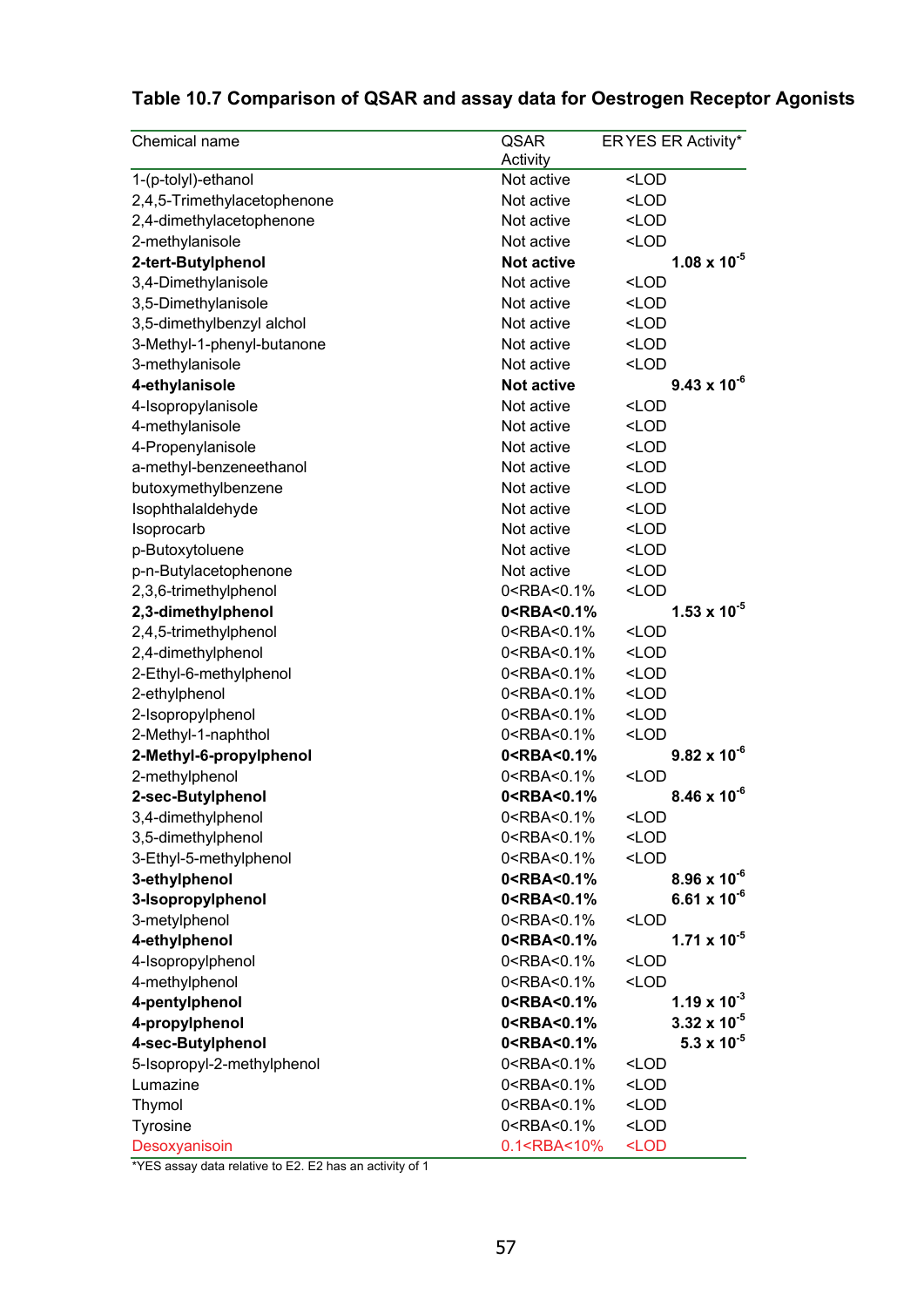**Table 10.7 Comparison of QSAR and assay data for Oestrogen Receptor Agonists**

| Chemical name | QSAR Activity | ER YES ER Activity* |
|---|---|---|
| 1-(p-tolyl)-ethanol | Not active | <LOD |
| 2,4,5-Trimethylacetophenone | Not active | <LOD |
| 2,4-dimethylacetophenone | Not active | <LOD |
| 2-methylanisole | Not active | <LOD |
| **2-tert-Butylphenol** | **Not active** | **$1.08 \times 10^{-5}$** |
| 3,4-Dimethylanisole | Not active | <LOD |
| 3,5-Dimethylanisole | Not active | <LOD |
| 3,5-dimethylbenzyl alchol | Not active | <LOD |
| 3-Methyl-1-phenyl-butanone | Not active | <LOD |
| 3-methylanisole | Not active | <LOD |
| **4-ethylanisole** | **Not active** | **$9.43 \times 10^{-6}$** |
| 4-Isopropylanisole | Not active | <LOD |
| 4-methylanisole | Not active | <LOD |
| 4-Propenylanisole | Not active | <LOD |
| a-methyl-benzeneethanol | Not active | <LOD |
| butoxymethylbenzene | Not active | <LOD |
| Isophthalaldehyde | Not active | <LOD |
| Isoprocarb | Not active | <LOD |
| p-Butoxytoluene | Not active | <LOD |
| p-n-Butylacetophenone | Not active | <LOD |
| 2,3,6-trimethylphenol | 0<RBA<0.1% | <LOD |
| **2,3-dimethylphenol** | **0<RBA<0.1%** | **$1.53 \times 10^{-5}$** |
| 2,4,5-trimethylphenol | 0<RBA<0.1% | <LOD |
| 2,4-dimethylphenol | 0<RBA<0.1% | <LOD |
| 2-Ethyl-6-methylphenol | 0<RBA<0.1% | <LOD |
| 2-ethylphenol | 0<RBA<0.1% | <LOD |
| 2-Isopropylphenol | 0<RBA<0.1% | <LOD |
| 2-Methyl-1-naphthol | 0<RBA<0.1% | <LOD |
| **2-Methyl-6-propylphenol** | **0<RBA<0.1%** | **$9.82 \times 10^{-6}$** |
| 2-methylphenol | 0<RBA<0.1% | <LOD |
| **2-sec-Butylphenol** | **0<RBA<0.1%** | **$8.46 \times 10^{-6}$** |
| 3,4-dimethylphenol | 0<RBA<0.1% | <LOD |
| 3,5-dimethylphenol | 0<RBA<0.1% | <LOD |
| 3-Ethyl-5-methylphenol | 0<RBA<0.1% | <LOD |
| **3-ethylphenol** | **0<RBA<0.1%** | **$8.96 \times 10^{-6}$** |
| **3-Isopropylphenol** | **0<RBA<0.1%** | **$6.61 \times 10^{-6}$** |
| 3-metylphenol | 0<RBA<0.1% | <LOD |
| **4-ethylphenol** | **0<RBA<0.1%** | **$1.71 \times 10^{-5}$** |
| 4-Isopropylphenol | 0<RBA<0.1% | <LOD |
| 4-methylphenol | 0<RBA<0.1% | <LOD |
| **4-pentylphenol** | **0<RBA<0.1%** | **$1.19 \times 10^{-3}$** |
| **4-propylphenol** | **0<RBA<0.1%** | **$3.32 \times 10^{-5}$** |
| **4-sec-Butylphenol** | **0<RBA<0.1%** | **$5.3 \times 10^{-5}$** |
| 5-Isopropyl-2-methylphenol | 0<RBA<0.1% | <LOD |
| Lumazine | 0<RBA<0.1% | <LOD |
| Thymol | 0<RBA<0.1% | <LOD |
| Tyrosine | 0<RBA<0.1% | <LOD |
| Desoxyanisoin | 0.1<RBA<10% | <LOD |

*YES assay data relative to E2. E2 has an activity of 1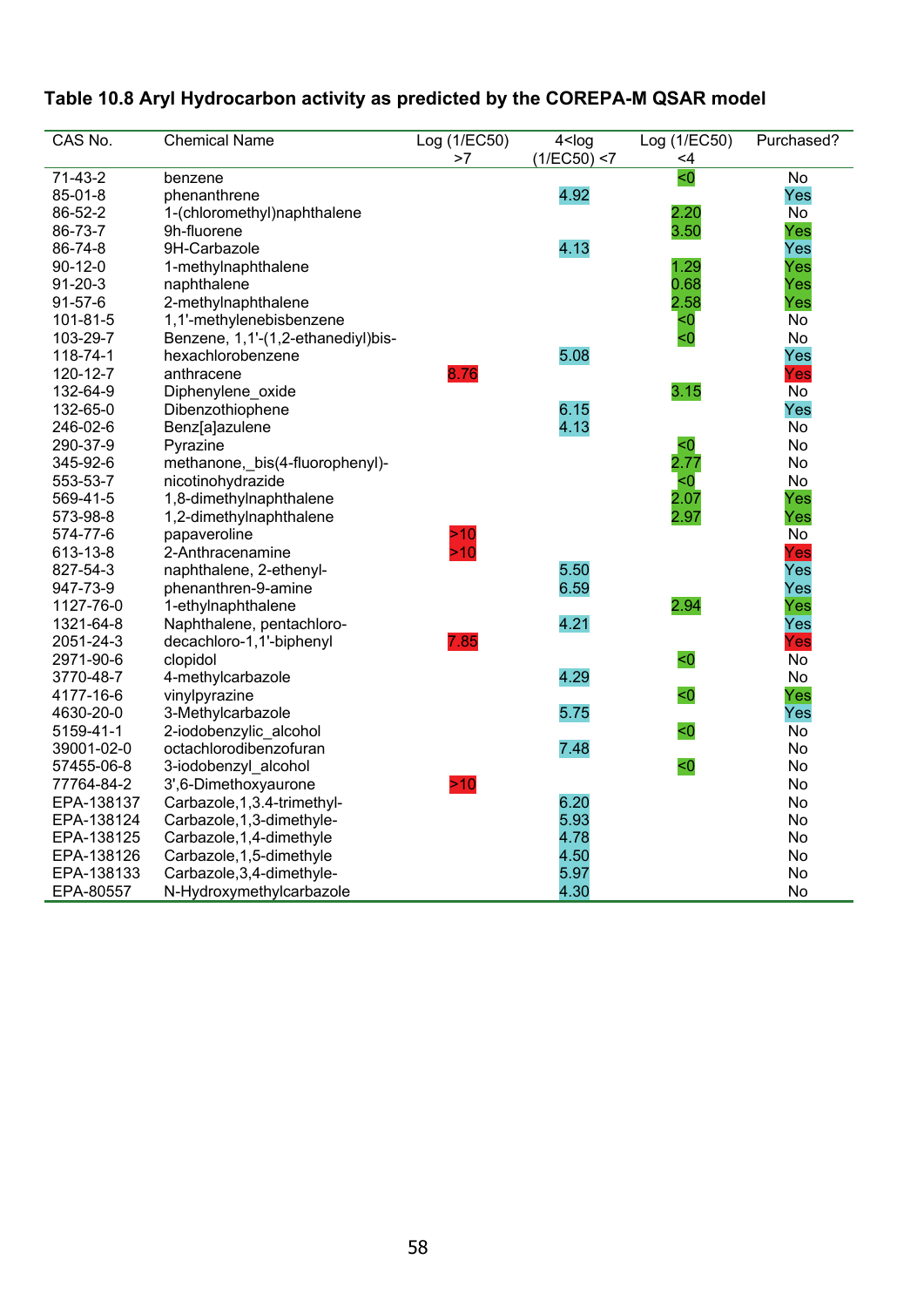**Table 10.8 Aryl Hydrocarbon activity as predicted by the COREPA-M QSAR model**

| CAS No. | Chemical Name | Log (1/EC50) >7 | 4<log (1/EC50) <7 | Log (1/EC50) <4 | Purchased? |
|---|---|---|---|---|---|
| 71-43-2 | benzene | | | <0 | No |
| 85-01-8 | phenanthrene | | 4.92 | | Yes |
| 86-52-2 | 1-(chloromethyl)naphthalene | | | 2.20 | No |
| 86-73-7 | 9h-fluorene | | | 3.50 | Yes |
| 86-74-8 | 9H-Carbazole | | 4.13 | | Yes |
| 90-12-0 | 1-methylnaphthalene | | | 1.29 | Yes |
| 91-20-3 | naphthalene | | | 0.68 | Yes |
| 91-57-6 | 2-methylnaphthalene | | | 2.58 | Yes |
| 101-81-5 | 1,1'-methylenebisbenzene | | | <0 | No |
| 103-29-7 | Benzene, 1,1'-(1,2-ethanediyl)bis- | | | <0 | No |
| 118-74-1 | hexachlorobenzene | | 5.08 | | Yes |
| 120-12-7 | anthracene | 8.76 | | | Yes |
| 132-64-9 | Diphenylene_oxide | | | 3.15 | No |
| 132-65-0 | Dibenzothiophene | | 6.15 | | Yes |
| 246-02-6 | Benz[a]azulene | | 4.13 | | No |
| 290-37-9 | Pyrazine | | | <0 | No |
| 345-92-6 | methanone,_bis(4-fluorophenyl)- | | | 2.77 | No |
| 553-53-7 | nicotinohydrazide | | | <0 | No |
| 569-41-5 | 1,8-dimethylnaphthalene | | | 2.07 | Yes |
| 573-98-8 | 1,2-dimethylnaphthalene | | | 2.97 | Yes |
| 574-77-6 | papaveroline | >10 | | | No |
| 613-13-8 | 2-Anthracenamine | >10 | | | Yes |
| 827-54-3 | naphthalene, 2-ethenyl- | | 5.50 | | Yes |
| 947-73-9 | phenanthren-9-amine | | 6.59 | | Yes |
| 1127-76-0 | 1-ethylnaphthalene | | | 2.94 | Yes |
| 1321-64-8 | Naphthalene, pentachloro- | | 4.21 | | Yes |
| 2051-24-3 | decachloro-1,1'-biphenyl | 7.85 | | | Yes |
| 2971-90-6 | clopidol | | | <0 | No |
| 3770-48-7 | 4-methylcarbazole | | 4.29 | | No |
| 4177-16-6 | vinylpyrazine | | | <0 | Yes |
| 4630-20-0 | 3-Methylcarbazole | | 5.75 | | Yes |
| 5159-41-1 | 2-iodobenzylic_alcohol | | | <0 | No |
| 39001-02-0 | octachlorodibenzofuran | | 7.48 | | No |
| 57455-06-8 | 3-iodobenzyl_alcohol | | | <0 | No |
| 77764-84-2 | 3',6-Dimethoxyaurone | >10 | | | No |
| EPA-138137 | Carbazole,1,3.4-trimethyl- | | 6.20 | | No |
| EPA-138124 | Carbazole,1,3-dimethyle- | | 5.93 | | No |
| EPA-138125 | Carbazole,1,4-dimethyle | | 4.78 | | No |
| EPA-138126 | Carbazole,1,5-dimethyle | | 4.50 | | No |
| EPA-138133 | Carbazole,3,4-dimethyle- | | 5.97 | | No |
| EPA-80557 | N-Hydroxymethylcarbazole | | 4.30 | | No |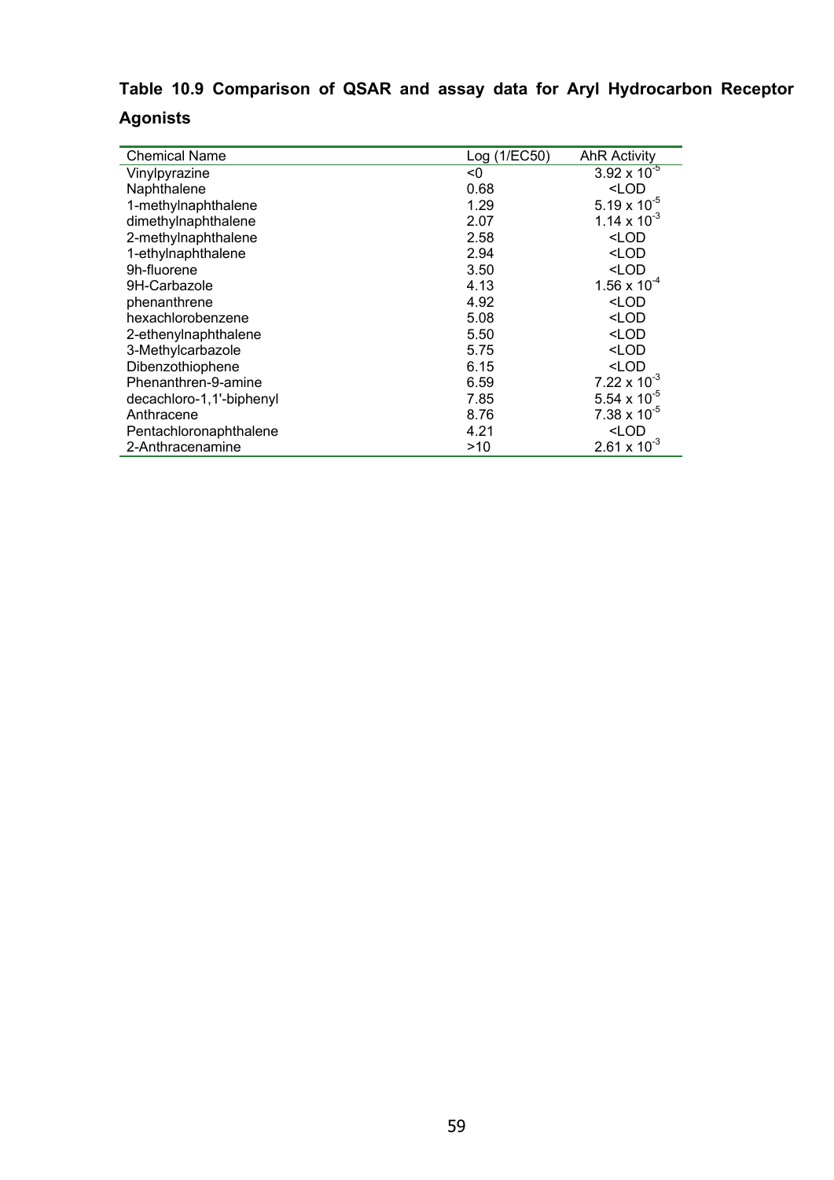**Table 10.9 Comparison of QSAR and assay data for Aryl Hydrocarbon Receptor Agonists**

| Chemical Name | Log (1/EC50) | AhR Activity |
|---|---|---|
| Vinylpyrazine | <0 | $3.92 \times 10^{-5}$ |
| Naphthalene | 0.68 | <LOD |
| 1-methylnaphthalene | 1.29 | $5.19 \times 10^{-5}$ |
| dimethylnaphthalene | 2.07 | $1.14 \times 10^{-3}$ |
| 2-methylnaphthalene | 2.58 | <LOD |
| 1-ethylnaphthalene | 2.94 | <LOD |
| 9h-fluorene | 3.50 | <LOD |
| 9H-Carbazole | 4.13 | $1.56 \times 10^{-4}$ |
| phenanthrene | 4.92 | <LOD |
| hexachlorobenzene | 5.08 | <LOD |
| 2-ethenylnaphthalene | 5.50 | <LOD |
| 3-Methylcarbazole | 5.75 | <LOD |
| Dibenzothiophene | 6.15 | <LOD |
| Phenanthren-9-amine | 6.59 | $7.22 \times 10^{-3}$ |
| decachloro-1,1'-biphenyl | 7.85 | $5.54 \times 10^{-5}$ |
| Anthracene | 8.76 | $7.38 \times 10^{-5}$ |
| Pentachloronaphthalene | 4.21 | <LOD |
| 2-Anthracenamine | >10 | $2.61 \times 10^{-3}$ |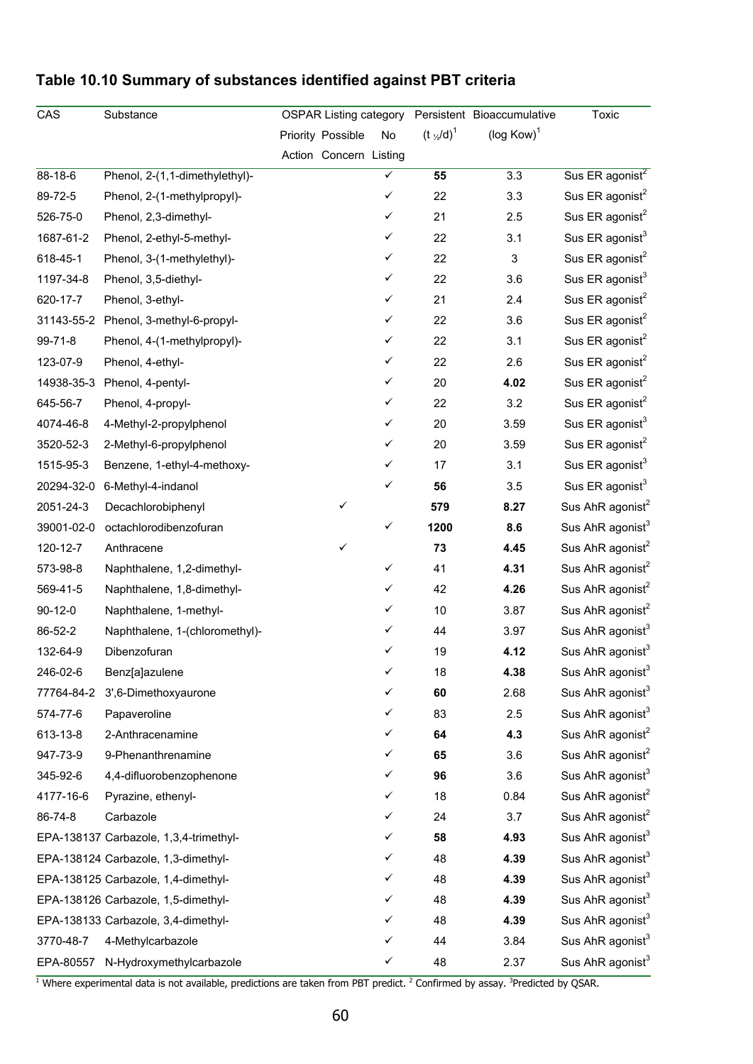## Table 10.10 Summary of substances identified against PBT criteria

| CAS | Substance | OSPAR Listing category | | | Persistent | Bioaccumulative | Toxic |
|---|---|---|---|---|---|---|---|
| | | Priority Action | Possible Concern | No Listing | ($t_{½}$/d)[1] | (log Kow)[1] | |
| 88-18-6 | Phenol, 2-(1,1-dimethylethyl)- | | | ✓ | **55** | 3.3 | Sus ER agonist[2] |
| 89-72-5 | Phenol, 2-(1-methylpropyl)- | | | ✓ | 22 | 3.3 | Sus ER agonist[2] |
| 526-75-0 | Phenol, 2,3-dimethyl- | | | ✓ | 21 | 2.5 | Sus ER agonist[2] |
| 1687-61-2 | Phenol, 2-ethyl-5-methyl- | | | ✓ | 22 | 3.1 | Sus ER agonist[3] |
| 618-45-1 | Phenol, 3-(1-methylethyl)- | | | ✓ | 22 | 3 | Sus ER agonist[2] |
| 1197-34-8 | Phenol, 3,5-diethyl- | | | ✓ | 22 | 3.6 | Sus ER agonist[3] |
| 620-17-7 | Phenol, 3-ethyl- | | | ✓ | 21 | 2.4 | Sus ER agonist[2] |
| 31143-55-2 | Phenol, 3-methyl-6-propyl- | | | ✓ | 22 | 3.6 | Sus ER agonist[2] |
| 99-71-8 | Phenol, 4-(1-methylpropyl)- | | | ✓ | 22 | 3.1 | Sus ER agonist[2] |
| 123-07-9 | Phenol, 4-ethyl- | | | ✓ | 22 | 2.6 | Sus ER agonist[2] |
| 14938-35-3 | Phenol, 4-pentyl- | | | ✓ | 20 | **4.02** | Sus ER agonist[2] |
| 645-56-7 | Phenol, 4-propyl- | | | ✓ | 22 | 3.2 | Sus ER agonist[2] |
| 4074-46-8 | 4-Methyl-2-propylphenol | | | ✓ | 20 | 3.59 | Sus ER agonist[3] |
| 3520-52-3 | 2-Methyl-6-propylphenol | | | ✓ | 20 | 3.59 | Sus ER agonist[2] |
| 1515-95-3 | Benzene, 1-ethyl-4-methoxy- | | | ✓ | 17 | 3.1 | Sus ER agonist[3] |
| 20294-32-0 | 6-Methyl-4-indanol | | | ✓ | **56** | 3.5 | Sus ER agonist[3] |
| 2051-24-3 | Decachlorobiphenyl | | ✓ | | **579** | **8.27** | Sus AhR agonist[2] |
| 39001-02-0 | octachlorodibenzofuran | | | ✓ | **1200** | **8.6** | Sus AhR agonist[3] |
| 120-12-7 | Anthracene | | ✓ | | **73** | **4.45** | Sus AhR agonist[2] |
| 573-98-8 | Naphthalene, 1,2-dimethyl- | | | ✓ | 41 | **4.31** | Sus AhR agonist[2] |
| 569-41-5 | Naphthalene, 1,8-dimethyl- | | | ✓ | 42 | **4.26** | Sus AhR agonist[2] |
| 90-12-0 | Naphthalene, 1-methyl- | | | ✓ | 10 | 3.87 | Sus AhR agonist[2] |
| 86-52-2 | Naphthalene, 1-(chloromethyl)- | | | ✓ | 44 | 3.97 | Sus AhR agonist[3] |
| 132-64-9 | Dibenzofuran | | | ✓ | 19 | **4.12** | Sus AhR agonist[3] |
| 246-02-6 | Benz[a]azulene | | | ✓ | 18 | **4.38** | Sus AhR agonist[3] |
| 77764-84-2 | 3',6-Dimethoxyaurone | | | ✓ | **60** | 2.68 | Sus AhR agonist[3] |
| 574-77-6 | Papaveroline | | | ✓ | **83** | 2.5 | Sus AhR agonist[3] |
| 613-13-8 | 2-Anthracenamine | | | ✓ | **64** | **4.3** | Sus AhR agonist[2] |
| 947-73-9 | 9-Phenanthrenamine | | | ✓ | **65** | 3.6 | Sus AhR agonist[2] |
| 345-92-6 | 4,4-difluorobenzophenone | | | ✓ | **96** | 3.6 | Sus AhR agonist[3] |
| 4177-16-6 | Pyrazine, ethenyl- | | | ✓ | 18 | 0.84 | Sus AhR agonist[2] |
| 86-74-8 | Carbazole | | | ✓ | 24 | 3.7 | Sus AhR agonist[2] |
| EPA-138137 | Carbazole, 1,3,4-trimethyl- | | | ✓ | **58** | **4.93** | Sus AhR agonist[3] |
| EPA-138124 | Carbazole, 1,3-dimethyl- | | | ✓ | 48 | **4.39** | Sus AhR agonist[3] |
| EPA-138125 | Carbazole, 1,4-dimethyl- | | | ✓ | 48 | **4.39** | Sus AhR agonist[3] |
| EPA-138126 | Carbazole, 1,5-dimethyl- | | | ✓ | 48 | **4.39** | Sus AhR agonist[3] |
| EPA-138133 | Carbazole, 3,4-dimethyl- | | | ✓ | 48 | **4.39** | Sus AhR agonist[3] |
| 3770-48-7 | 4-Methylcarbazole | | | ✓ | 44 | 3.84 | Sus AhR agonist[3] |
| EPA-80557 | N-Hydroxymethylcarbazole | | | ✓ | 48 | 2.37 | Sus AhR agonist[3] |

[1] Where experimental data is not available, predictions are taken from PBT predict. [2] Confirmed by assay. [3] Predicted by QSAR.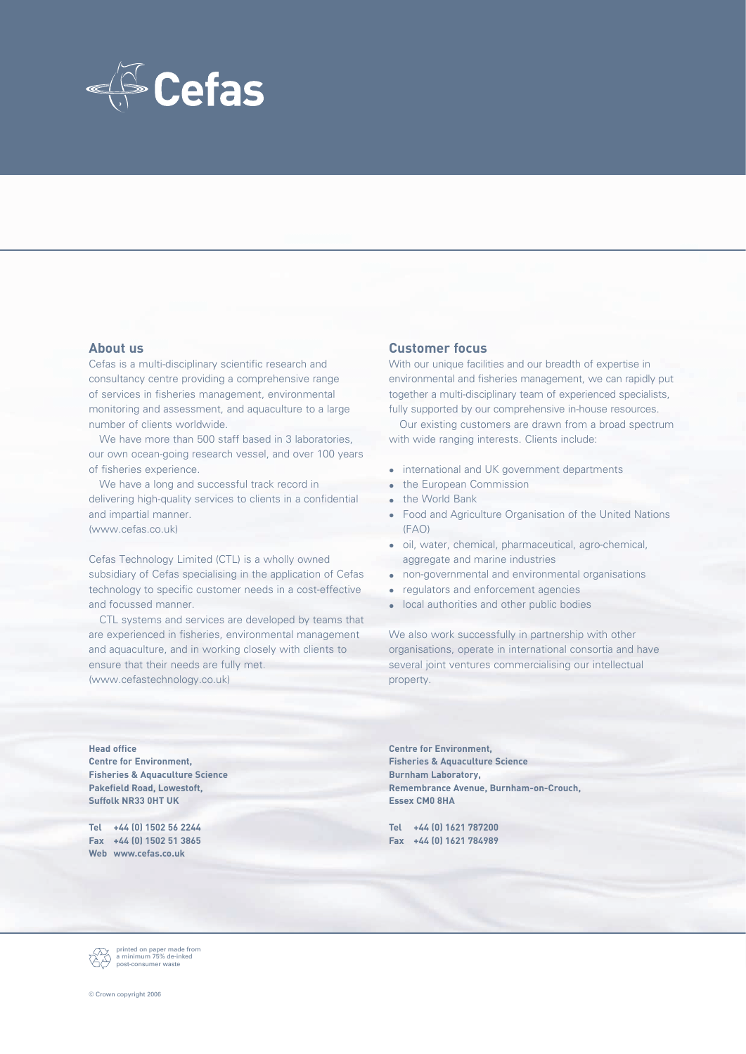Cefas

## About us

Cefas is a multi-disciplinary scientific research and consultancy centre providing a comprehensive range of services in fisheries management, environmental monitoring and assessment, and aquaculture to a large number of clients worldwide.

We have more than 500 staff based in 3 laboratories, our own ocean-going research vessel, and over 100 years of fisheries experience.

We have a long and successful track record in delivering high-quality services to clients in a confidential and impartial manner.
(www.cefas.co.uk)

Cefas Technology Limited (CTL) is a wholly owned subsidiary of Cefas specialising in the application of Cefas technology to specific customer needs in a cost-effective and focussed manner.

CTL systems and services are developed by teams that are experienced in fisheries, environmental management and aquaculture, and in working closely with clients to ensure that their needs are fully met.
(www.cefastechnology.co.uk)

## Customer focus

With our unique facilities and our breadth of expertise in environmental and fisheries management, we can rapidly put together a multi-disciplinary team of experienced specialists, fully supported by our comprehensive in-house resources.

Our existing customers are drawn from a broad spectrum with wide ranging interests. Clients include:

- international and UK government departments
- the European Commission
- the World Bank
- Food and Agriculture Organisation of the United Nations (FAO)
- oil, water, chemical, pharmaceutical, agro-chemical, aggregate and marine industries
- non-governmental and environmental organisations
- regulators and enforcement agencies
- local authorities and other public bodies

We also work successfully in partnership with other organisations, operate in international consortia and have several joint ventures commercialising our intellectual property.

**Head office**
**Centre for Environment,**
**Fisheries & Aquaculture Science**
**Pakefield Road, Lowestoft,**
**Suffolk NR33 0HT UK**

**Tel +44 (0) 1502 56 2244**
**Fax +44 (0) 1502 51 3865**
**Web www.cefas.co.uk**

**Centre for Environment,**
**Fisheries & Aquaculture Science**
**Burnham Laboratory,**
**Remembrance Avenue, Burnham-on-Crouch,**
**Essex CM0 8HA**

**Tel +44 (0) 1621 787200**
**Fax +44 (0) 1621 784989**

printed on paper made from a minimum 75% de-inked post-consumer waste

© Crown copyright 2006